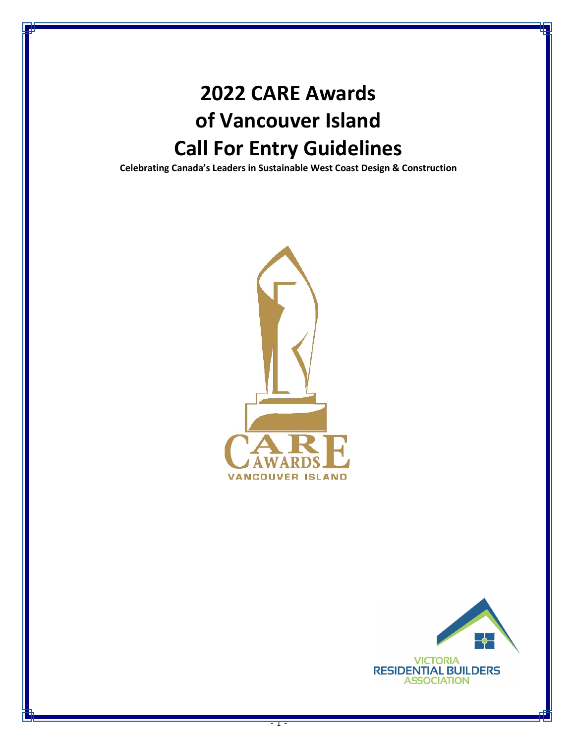# 2022 CARE Awards of Vancouver Island Call For Entry Guidelines

**Celebrating Canada's Leaders in Sustainable West Coast Design & Construction**

CARE AWARDS VANCOUVER ISLAND

VICTORIA RESIDENTIAL BUILDERS ASSOCIATION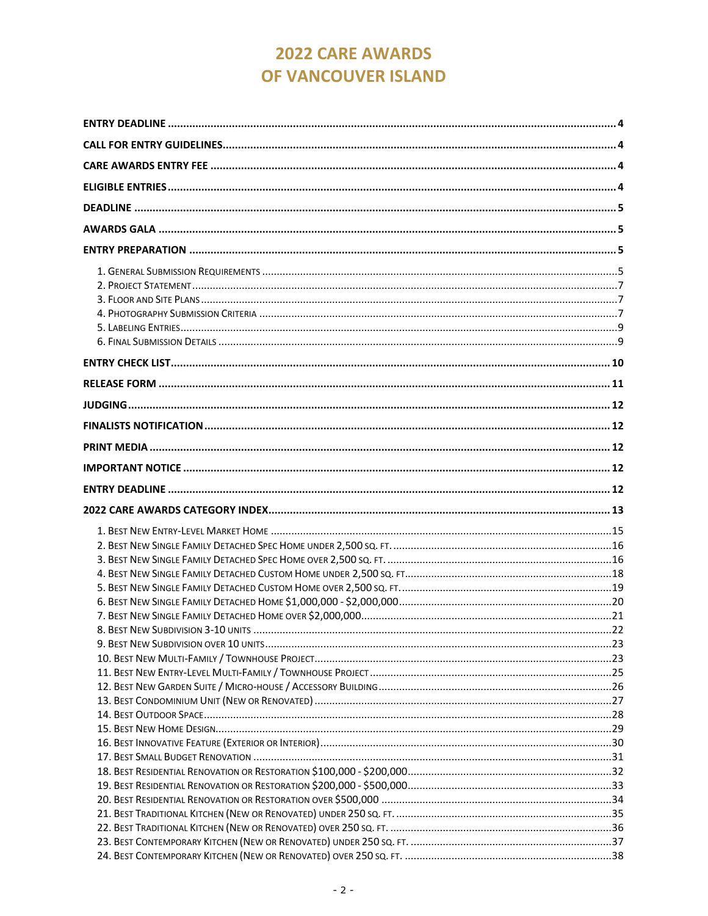# 2022 CARE AWARDS OF VANCOUVER ISLAND

**ENTRY DEADLINE** ........ 4

**CALL FOR ENTRY GUIDELINES** ........ 4

**CARE AWARDS ENTRY FEE** ........ 4

**ELIGIBLE ENTRIES** ........ 4

**DEADLINE** ........ 5

**AWARDS GALA** ........ 5

**ENTRY PREPARATION** ........ 5

1. General Submission Requirements ........ 5
2. Project Statement ........ 7
3. Floor and Site Plans ........ 7
4. Photography Submission Criteria ........ 7
5. Labeling Entries ........ 9
6. Final Submission Details ........ 9

**ENTRY CHECK LIST** ........ 10

**RELEASE FORM** ........ 11

**JUDGING** ........ 12

**FINALISTS NOTIFICATION** ........ 12

**PRINT MEDIA** ........ 12

**IMPORTANT NOTICE** ........ 12

**ENTRY DEADLINE** ........ 12

**2022 CARE AWARDS CATEGORY INDEX** ........ 13

1. Best New Entry-Level Market Home ........ 15
2. Best New Single Family Detached Spec Home under 2,500 sq. ft. ........ 16
3. Best New Single Family Detached Spec Home over 2,500 sq. ft. ........ 16
4. Best New Single Family Detached Custom Home under 2,500 sq. ft. ........ 18
5. Best New Single Family Detached Custom Home over 2,500 sq. ft. ........ 19
6. Best New Single Family Detached Home $1,000,000 - $2,000,000 ........ 20
7. Best New Single Family Detached Home over $2,000,000 ........ 21
8. Best New Subdivision 3-10 units ........ 22
9. Best New Subdivision over 10 units ........ 23
10. Best New Multi-Family / Townhouse Project ........ 23
11. Best New Entry-Level Multi-Family / Townhouse Project ........ 25
12. Best New Garden Suite / Micro-house / Accessory Building ........ 26
13. Best Condominium Unit (New or Renovated) ........ 27
14. Best Outdoor Space ........ 28
15. Best New Home Design ........ 29
16. Best Innovative Feature (Exterior or Interior) ........ 30
17. Best Small Budget Renovation ........ 31
18. Best Residential Renovation or Restoration $100,000 - $200,000 ........ 32
19. Best Residential Renovation or Restoration $200,000 - $500,000 ........ 33
20. Best Residential Renovation or Restoration over $500,000 ........ 34
21. Best Traditional Kitchen (New or Renovated) under 250 sq. ft. ........ 35
22. Best Traditional Kitchen (New or Renovated) over 250 sq. ft. ........ 36
23. Best Contemporary Kitchen (New or Renovated) under 250 sq. ft. ........ 37
24. Best Contemporary Kitchen (New or Renovated) over 250 sq. ft. ........ 38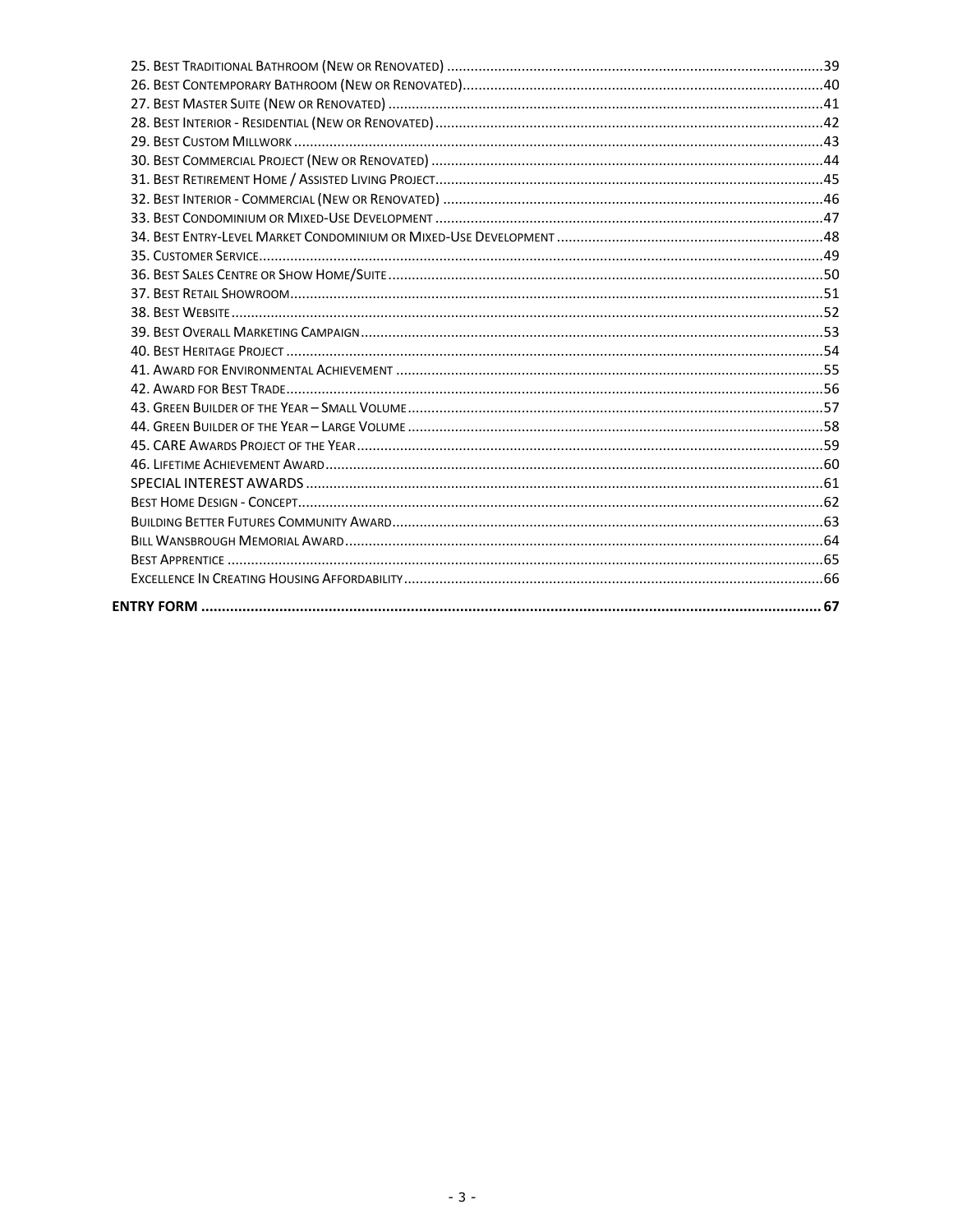25. Best Traditional Bathroom (New or Renovated) ....................................................................................................39
26. Best Contemporary Bathroom (New or Renovated)...................................................................................................40
27. Best Master Suite (New or Renovated) ....................................................................................................41
28. Best Interior - Residential (New or Renovated) ....................................................................................................42
29. Best Custom Millwork ....................................................................................................43
30. Best Commercial Project (New or Renovated) ....................................................................................................44
31. Best Retirement Home / Assisted Living Project....................................................................................................45
32. Best Interior - Commercial (New or Renovated) ....................................................................................................46
33. Best Condominium or Mixed-Use Development ....................................................................................................47
34. Best Entry-Level Market Condominium or Mixed-Use Development ....................................................................................................48
35. Customer Service....................................................................................................49
36. Best Sales Centre or Show Home/Suite ....................................................................................................50
37. Best Retail Showroom....................................................................................................51
38. Best Website....................................................................................................52
39. Best Overall Marketing Campaign....................................................................................................53
40. Best Heritage Project ....................................................................................................54
41. Award for Environmental Achievement ....................................................................................................55
42. Award for Best Trade....................................................................................................56
43. Green Builder of the Year – Small Volume....................................................................................................57
44. Green Builder of the Year – Large Volume ....................................................................................................58
45. CARE Awards Project of the Year....................................................................................................59
46. Lifetime Achievement Award....................................................................................................60
SPECIAL INTEREST AWARDS ....................................................................................................61
Best Home Design - Concept....................................................................................................62
Building Better Futures Community Award....................................................................................................63
Bill Wansbrough Memorial Award....................................................................................................64
Best Apprentice ....................................................................................................65
Excellence In Creating Housing Affordability....................................................................................................66

**ENTRY FORM .................................................................................................... 67**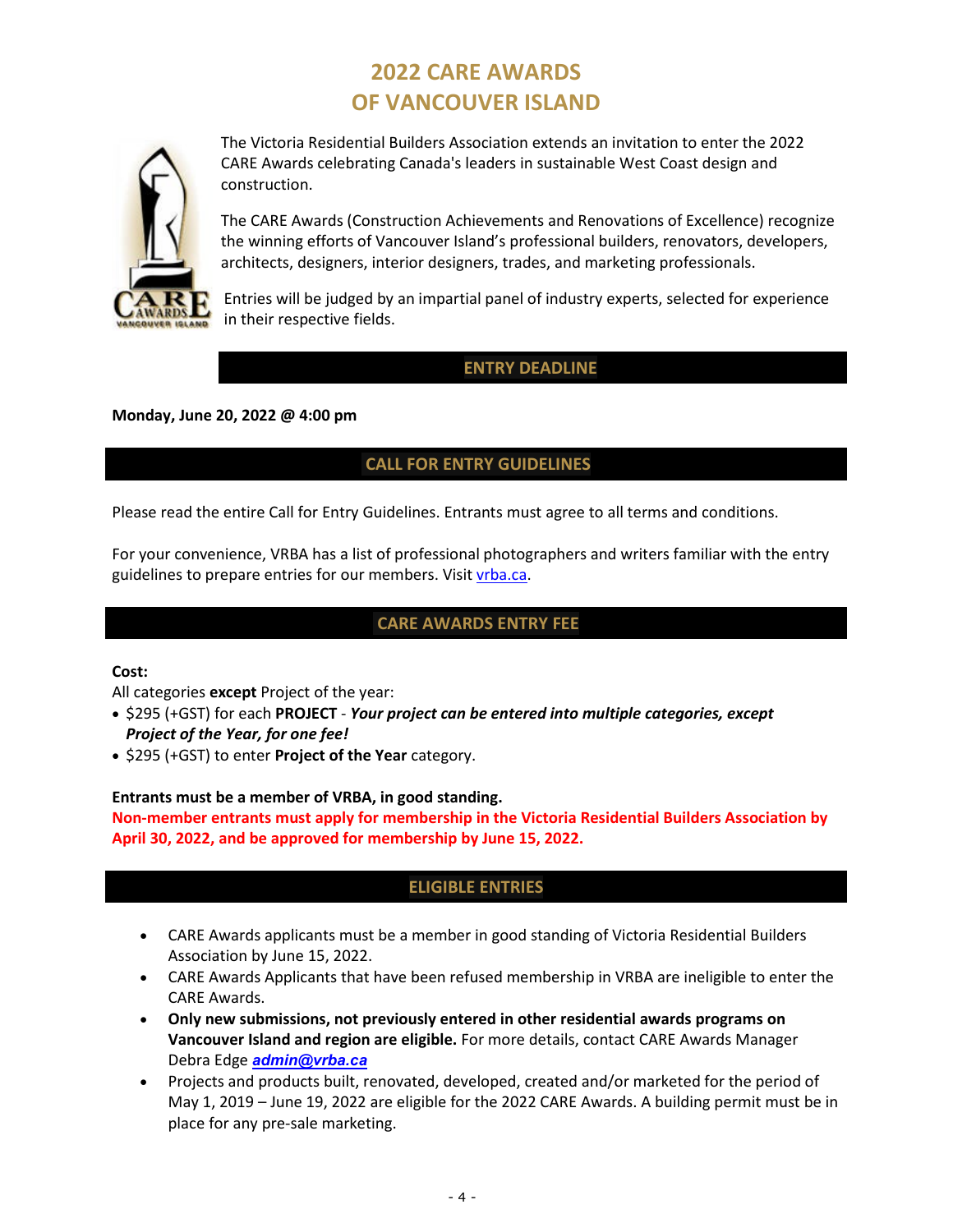# 2022 CARE AWARDS OF VANCOUVER ISLAND

The Victoria Residential Builders Association extends an invitation to enter the 2022 CARE Awards celebrating Canada's leaders in sustainable West Coast design and construction.

The CARE Awards (Construction Achievements and Renovations of Excellence) recognize the winning efforts of Vancouver Island's professional builders, renovators, developers, architects, designers, interior designers, trades, and marketing professionals.

Entries will be judged by an impartial panel of industry experts, selected for experience in their respective fields.

## ENTRY DEADLINE

**Monday, June 20, 2022 @ 4:00 pm**

## CALL FOR ENTRY GUIDELINES

Please read the entire Call for Entry Guidelines. Entrants must agree to all terms and conditions.

For your convenience, VRBA has a list of professional photographers and writers familiar with the entry guidelines to prepare entries for our members. Visit vrba.ca.

## CARE AWARDS ENTRY FEE

**Cost:**
All categories **except** Project of the year:

- $295 (+GST) for each **PROJECT** - ***Your project can be entered into multiple categories, except Project of the Year, for one fee!***
- $295 (+GST) to enter **Project of the Year** category.

**Entrants must be a member of VRBA, in good standing.**
**Non-member entrants must apply for membership in the Victoria Residential Builders Association by April 30, 2022, and be approved for membership by June 15, 2022.**

## ELIGIBLE ENTRIES

- CARE Awards applicants must be a member in good standing of Victoria Residential Builders Association by June 15, 2022.
- CARE Awards Applicants that have been refused membership in VRBA are ineligible to enter the CARE Awards.
- **Only new submissions, not previously entered in other residential awards programs on Vancouver Island and region are eligible.** For more details, contact CARE Awards Manager Debra Edge ***admin@vrba.ca***
- Projects and products built, renovated, developed, created and/or marketed for the period of May 1, 2019 – June 19, 2022 are eligible for the 2022 CARE Awards. A building permit must be in place for any pre-sale marketing.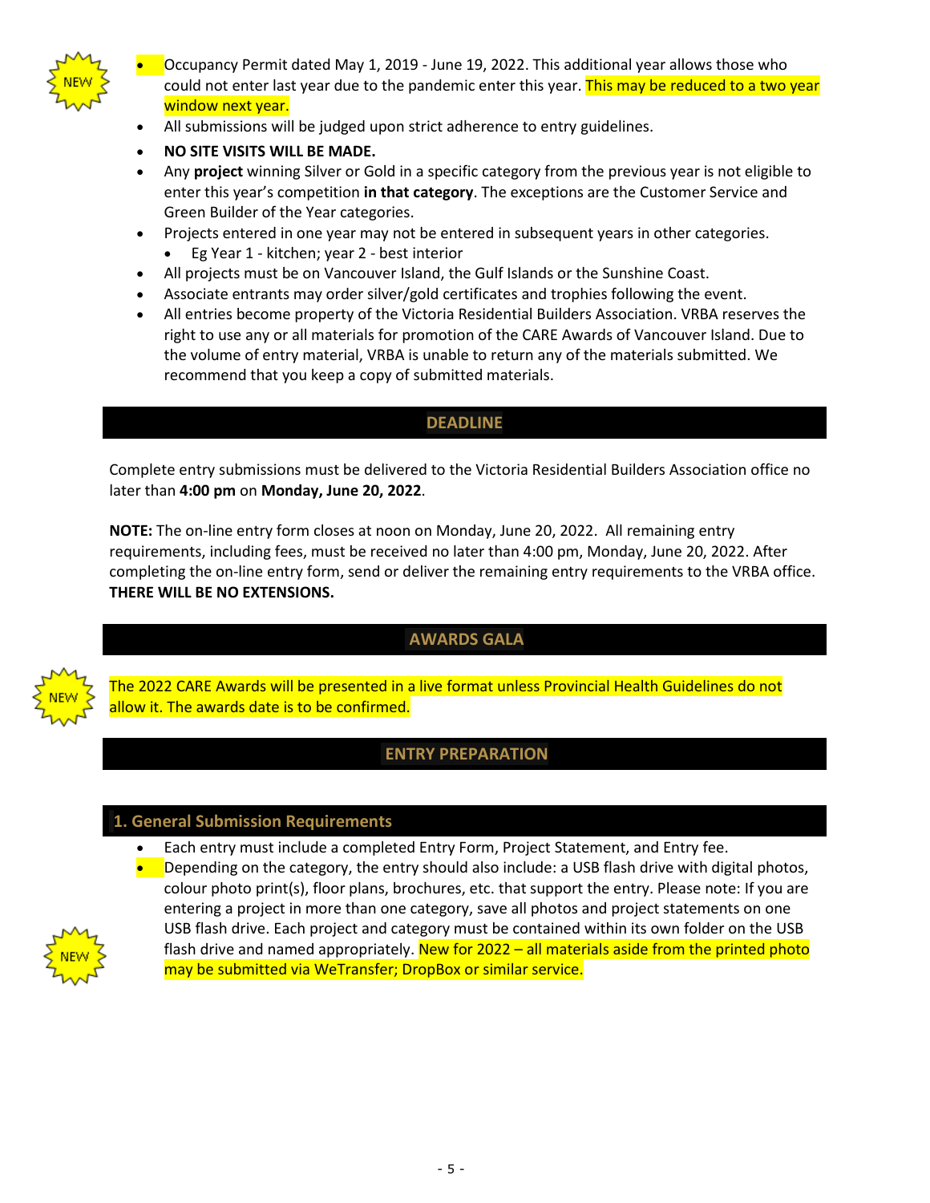- Occupancy Permit dated May 1, 2019 - June 19, 2022. This additional year allows those who could not enter last year due to the pandemic enter this year. This may be reduced to a two year window next year.
- All submissions will be judged upon strict adherence to entry guidelines.
- **NO SITE VISITS WILL BE MADE.**
- Any **project** winning Silver or Gold in a specific category from the previous year is not eligible to enter this year's competition **in that category**. The exceptions are the Customer Service and Green Builder of the Year categories.
- Projects entered in one year may not be entered in subsequent years in other categories.
  - Eg Year 1 - kitchen; year 2 - best interior
- All projects must be on Vancouver Island, the Gulf Islands or the Sunshine Coast.
- Associate entrants may order silver/gold certificates and trophies following the event.
- All entries become property of the Victoria Residential Builders Association. VRBA reserves the right to use any or all materials for promotion of the CARE Awards of Vancouver Island. Due to the volume of entry material, VRBA is unable to return any of the materials submitted. We recommend that you keep a copy of submitted materials.

## DEADLINE

Complete entry submissions must be delivered to the Victoria Residential Builders Association office no later than **4:00 pm** on **Monday, June 20, 2022**.

**NOTE:** The on-line entry form closes at noon on Monday, June 20, 2022. All remaining entry requirements, including fees, must be received no later than 4:00 pm, Monday, June 20, 2022. After completing the on-line entry form, send or deliver the remaining entry requirements to the VRBA office. **THERE WILL BE NO EXTENSIONS.**

## AWARDS GALA

The 2022 CARE Awards will be presented in a live format unless Provincial Health Guidelines do not allow it. The awards date is to be confirmed.

## ENTRY PREPARATION

### 1. General Submission Requirements

- Each entry must include a completed Entry Form, Project Statement, and Entry fee.
- Depending on the category, the entry should also include: a USB flash drive with digital photos, colour photo print(s), floor plans, brochures, etc. that support the entry. Please note: If you are entering a project in more than one category, save all photos and project statements on one USB flash drive. Each project and category must be contained within its own folder on the USB flash drive and named appropriately. New for 2022 – all materials aside from the printed photo may be submitted via WeTransfer; DropBox or similar service.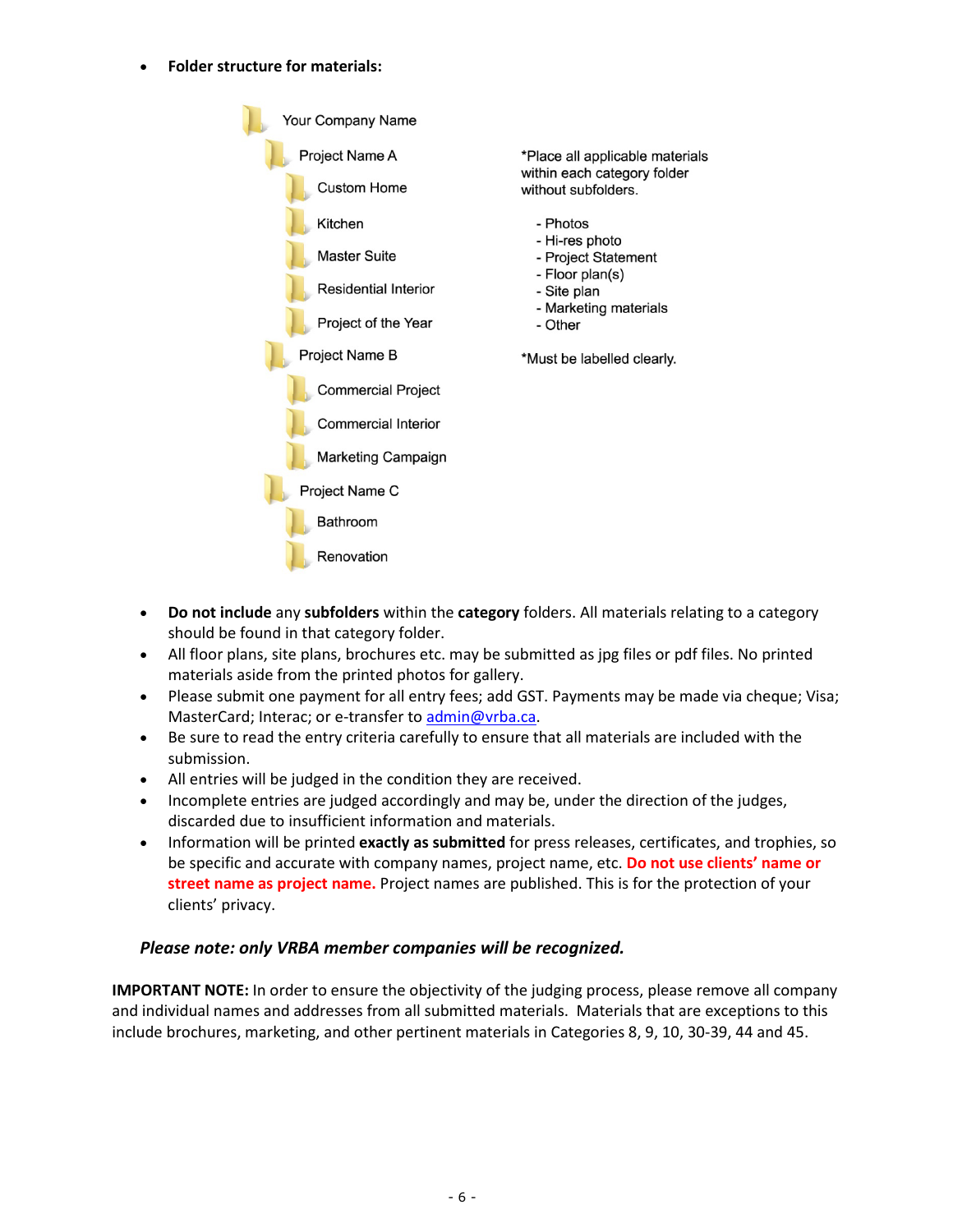- **Folder structure for materials:**

```
Your Company Name
    Project Name A
        Custom Home
        Kitchen
        Master Suite
        Residential Interior
        Project of the Year
    Project Name B
        Commercial Project
        Commercial Interior
        Marketing Campaign
    Project Name C
        Bathroom
        Renovation
```

*Place all applicable materials within each category folder without subfolders.

- Photos
- Hi-res photo
- Project Statement
- Floor plan(s)
- Site plan
- Marketing materials
- Other

*Must be labelled clearly.

- **Do not include** any **subfolders** within the **category** folders. All materials relating to a category should be found in that category folder.
- All floor plans, site plans, brochures etc. may be submitted as jpg files or pdf files. No printed materials aside from the printed photos for gallery.
- Please submit one payment for all entry fees; add GST. Payments may be made via cheque; Visa; MasterCard; Interac; or e-transfer to admin@vrba.ca.
- Be sure to read the entry criteria carefully to ensure that all materials are included with the submission.
- All entries will be judged in the condition they are received.
- Incomplete entries are judged accordingly and may be, under the direction of the judges, discarded due to insufficient information and materials.
- Information will be printed **exactly as submitted** for press releases, certificates, and trophies, so be specific and accurate with company names, project name, etc. **Do not use clients' name or street name as project name.** Project names are published. This is for the protection of your clients' privacy.

***Please note: only VRBA member companies will be recognized.***

**IMPORTANT NOTE:** In order to ensure the objectivity of the judging process, please remove all company and individual names and addresses from all submitted materials. Materials that are exceptions to this include brochures, marketing, and other pertinent materials in Categories 8, 9, 10, 30-39, 44 and 45.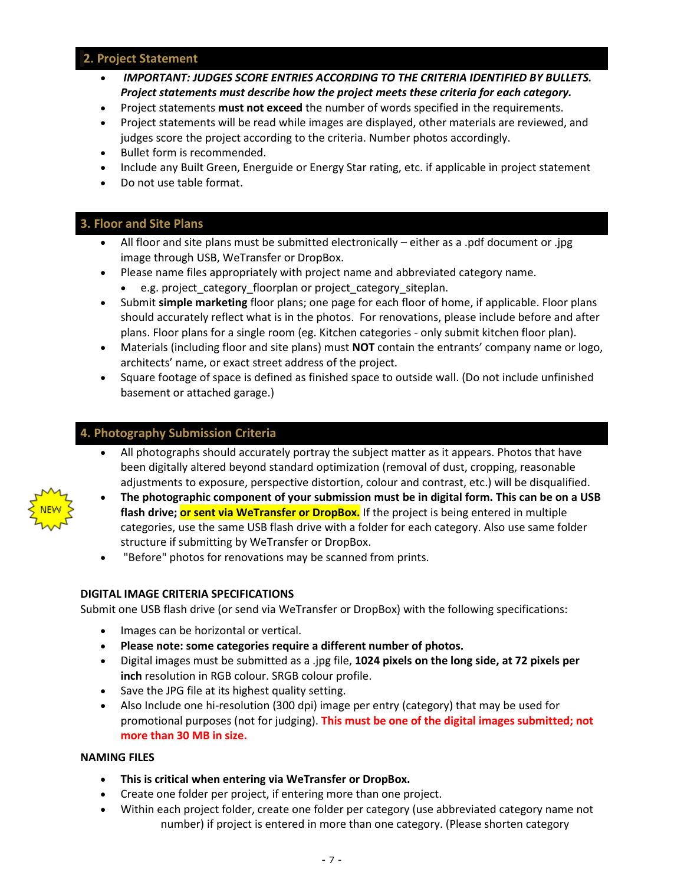## 2. Project Statement

- ***IMPORTANT: JUDGES SCORE ENTRIES ACCORDING TO THE CRITERIA IDENTIFIED BY BULLETS. Project statements must describe how the project meets these criteria for each category.***
- Project statements **must not exceed** the number of words specified in the requirements.
- Project statements will be read while images are displayed, other materials are reviewed, and judges score the project according to the criteria. Number photos accordingly.
- Bullet form is recommended.
- Include any Built Green, Energuide or Energy Star rating, etc. if applicable in project statement
- Do not use table format.

## 3. Floor and Site Plans

- All floor and site plans must be submitted electronically – either as a .pdf document or .jpg image through USB, WeTransfer or DropBox.
- Please name files appropriately with project name and abbreviated category name.
  - e.g. project_category_floorplan or project_category_siteplan.
- Submit **simple marketing** floor plans; one page for each floor of home, if applicable. Floor plans should accurately reflect what is in the photos. For renovations, please include before and after plans. Floor plans for a single room (eg. Kitchen categories - only submit kitchen floor plan).
- Materials (including floor and site plans) must **NOT** contain the entrants' company name or logo, architects' name, or exact street address of the project.
- Square footage of space is defined as finished space to outside wall. (Do not include unfinished basement or attached garage.)

## 4. Photography Submission Criteria

- All photographs should accurately portray the subject matter as it appears. Photos that have been digitally altered beyond standard optimization (removal of dust, cropping, reasonable adjustments to exposure, perspective distortion, colour and contrast, etc.) will be disqualified.
- NEW **The photographic component of your submission must be in digital form. This can be on a USB flash drive; or sent via WeTransfer or DropBox.** If the project is being entered in multiple categories, use the same USB flash drive with a folder for each category. Also use same folder structure if submitting by WeTransfer or DropBox.
- "Before" photos for renovations may be scanned from prints.

**DIGITAL IMAGE CRITERIA SPECIFICATIONS**

Submit one USB flash drive (or send via WeTransfer or DropBox) with the following specifications:

- Images can be horizontal or vertical.
- **Please note: some categories require a different number of photos.**
- Digital images must be submitted as a .jpg file, **1024 pixels on the long side, at 72 pixels per inch** resolution in RGB colour. SRGB colour profile.
- Save the JPG file at its highest quality setting.
- Also Include one hi-resolution (300 dpi) image per entry (category) that may be used for promotional purposes (not for judging). **This must be one of the digital images submitted; not more than 30 MB in size.**

**NAMING FILES**

- **This is critical when entering via WeTransfer or DropBox.**
- Create one folder per project, if entering more than one project.
- Within each project folder, create one folder per category (use abbreviated category name not number) if project is entered in more than one category. (Please shorten category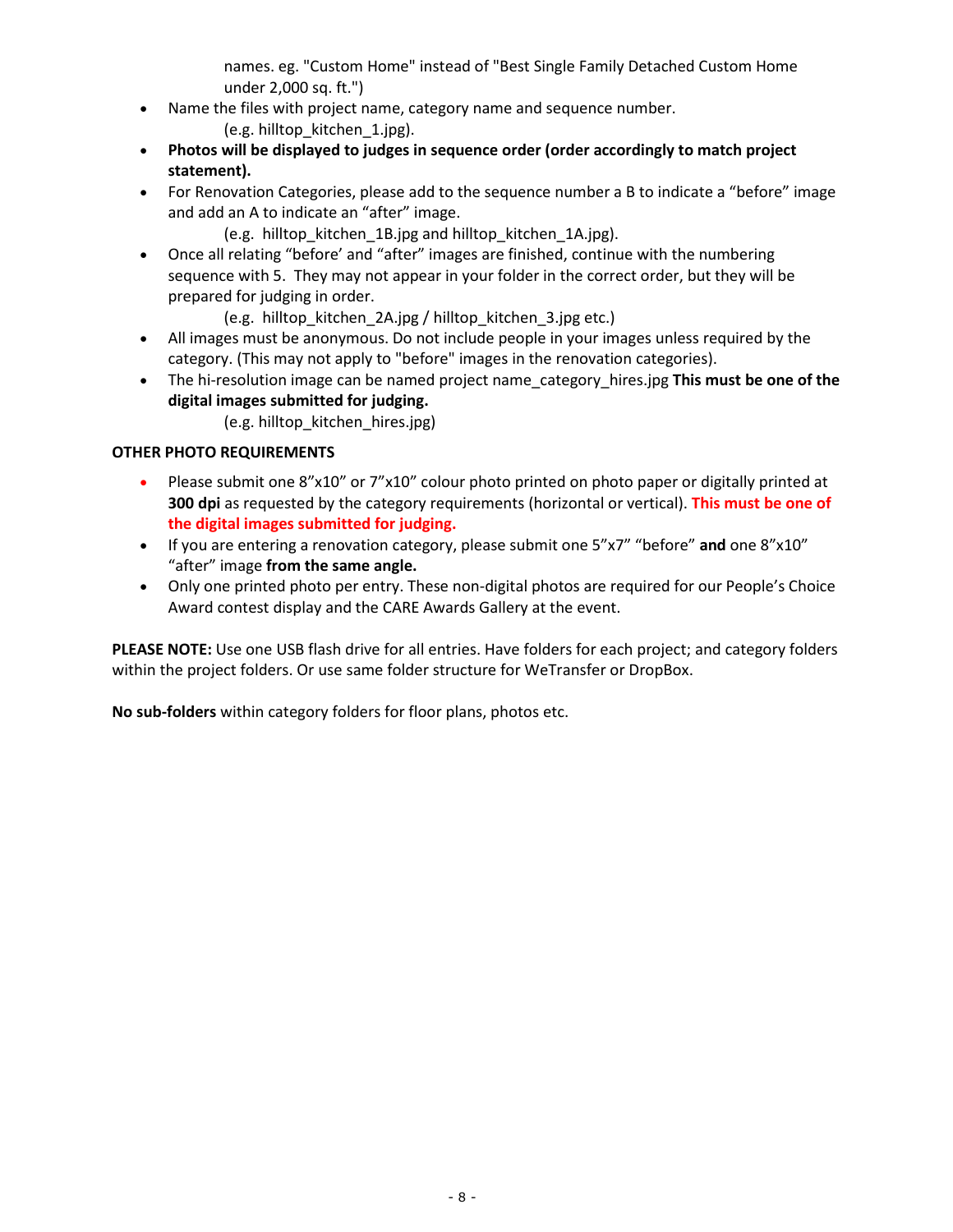names. eg. "Custom Home" instead of "Best Single Family Detached Custom Home under 2,000 sq. ft.")

- Name the files with project name, category name and sequence number.
  (e.g. hilltop_kitchen_1.jpg).
- **Photos will be displayed to judges in sequence order (order accordingly to match project statement).**
- For Renovation Categories, please add to the sequence number a B to indicate a "before" image and add an A to indicate an "after" image.
  (e.g. hilltop_kitchen_1B.jpg and hilltop_kitchen_1A.jpg).
- Once all relating "before' and "after" images are finished, continue with the numbering sequence with 5. They may not appear in your folder in the correct order, but they will be prepared for judging in order.
  (e.g. hilltop_kitchen_2A.jpg / hilltop_kitchen_3.jpg etc.)
- All images must be anonymous. Do not include people in your images unless required by the category. (This may not apply to "before" images in the renovation categories).
- The hi-resolution image can be named project name_category_hires.jpg **This must be one of the digital images submitted for judging.**
  (e.g. hilltop_kitchen_hires.jpg)

**OTHER PHOTO REQUIREMENTS**

- Please submit one 8"x10" or 7"x10" colour photo printed on photo paper or digitally printed at **300 dpi** as requested by the category requirements (horizontal or vertical). **This must be one of the digital images submitted for judging.**
- If you are entering a renovation category, please submit one 5"x7" "before" **and** one 8"x10" "after" image **from the same angle.**
- Only one printed photo per entry. These non-digital photos are required for our People's Choice Award contest display and the CARE Awards Gallery at the event.

**PLEASE NOTE:** Use one USB flash drive for all entries. Have folders for each project; and category folders within the project folders. Or use same folder structure for WeTransfer or DropBox.

**No sub-folders** within category folders for floor plans, photos etc.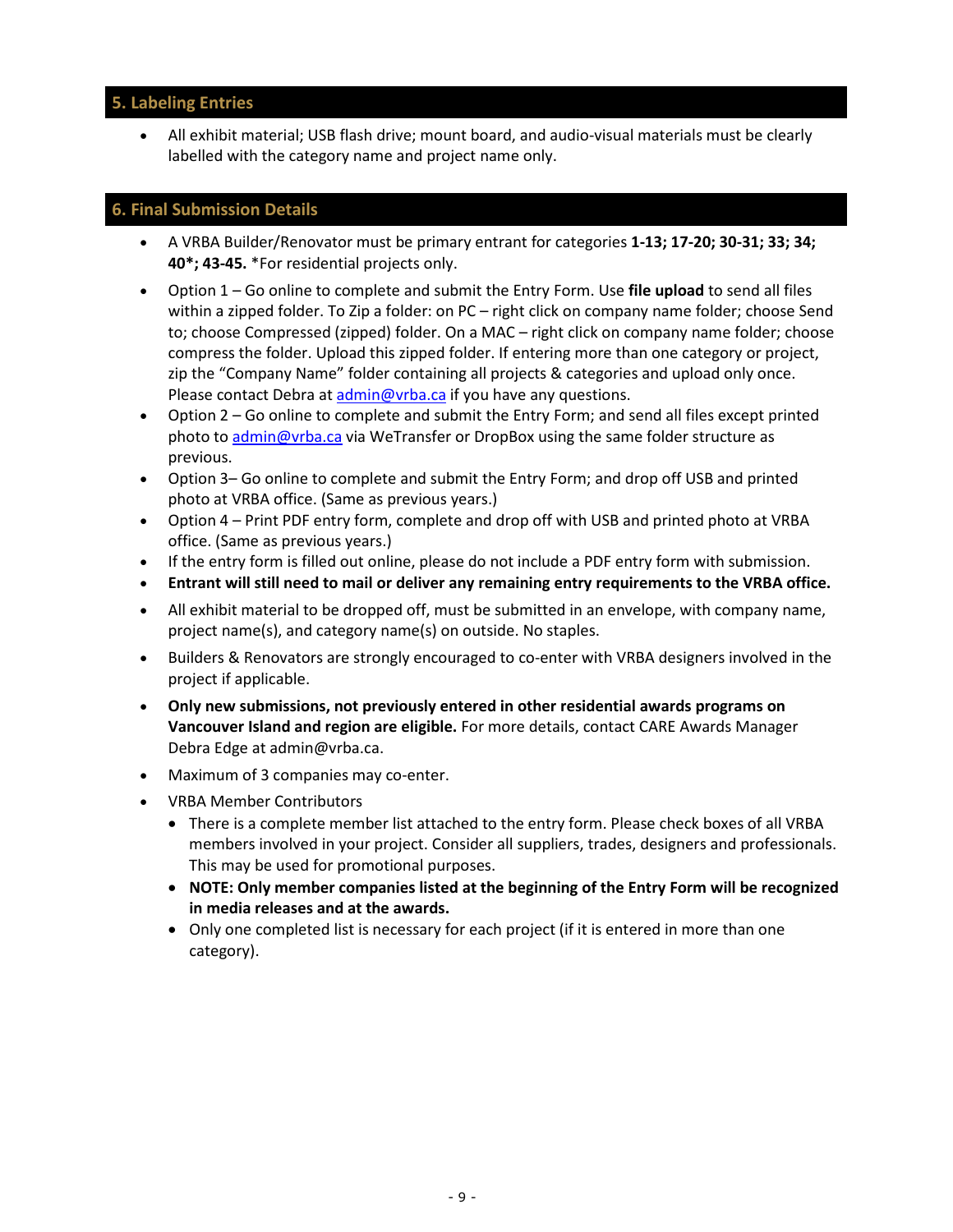## 5. Labeling Entries

- All exhibit material; USB flash drive; mount board, and audio-visual materials must be clearly labelled with the category name and project name only.

## 6. Final Submission Details

- A VRBA Builder/Renovator must be primary entrant for categories **1-13; 17-20; 30-31; 33; 34; 40*; 43-45.** *For residential projects only.
- Option 1 – Go online to complete and submit the Entry Form. Use **file upload** to send all files within a zipped folder. To Zip a folder: on PC – right click on company name folder; choose Send to; choose Compressed (zipped) folder. On a MAC – right click on company name folder; choose compress the folder. Upload this zipped folder. If entering more than one category or project, zip the "Company Name" folder containing all projects & categories and upload only once. Please contact Debra at admin@vrba.ca if you have any questions.
- Option 2 – Go online to complete and submit the Entry Form; and send all files except printed photo to admin@vrba.ca via WeTransfer or DropBox using the same folder structure as previous.
- Option 3– Go online to complete and submit the Entry Form; and drop off USB and printed photo at VRBA office. (Same as previous years.)
- Option 4 – Print PDF entry form, complete and drop off with USB and printed photo at VRBA office. (Same as previous years.)
- If the entry form is filled out online, please do not include a PDF entry form with submission.
- **Entrant will still need to mail or deliver any remaining entry requirements to the VRBA office.**
- All exhibit material to be dropped off, must be submitted in an envelope, with company name, project name(s), and category name(s) on outside. No staples.
- Builders & Renovators are strongly encouraged to co-enter with VRBA designers involved in the project if applicable.
- **Only new submissions, not previously entered in other residential awards programs on Vancouver Island and region are eligible.** For more details, contact CARE Awards Manager Debra Edge at admin@vrba.ca.
- Maximum of 3 companies may co-enter.
- VRBA Member Contributors
  - There is a complete member list attached to the entry form. Please check boxes of all VRBA members involved in your project. Consider all suppliers, trades, designers and professionals. This may be used for promotional purposes.
  - **NOTE: Only member companies listed at the beginning of the Entry Form will be recognized in media releases and at the awards.**
  - Only one completed list is necessary for each project (if it is entered in more than one category).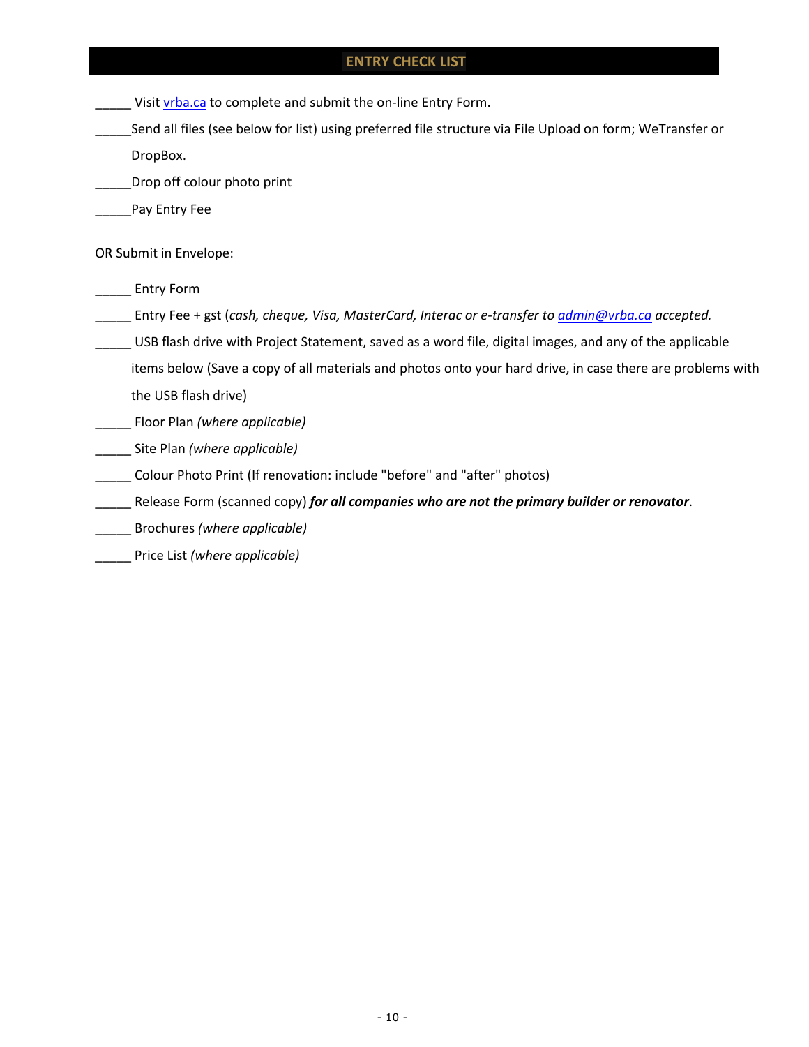## ENTRY CHECK LIST

_____ Visit vrba.ca to complete and submit the on-line Entry Form.

_____Send all files (see below for list) using preferred file structure via File Upload on form; WeTransfer or DropBox.

_____Drop off colour photo print

_____Pay Entry Fee

OR Submit in Envelope:

_____ Entry Form

_____ Entry Fee + gst (*cash, cheque, Visa, MasterCard, Interac or e-transfer to admin@vrba.ca accepted.*

_____ USB flash drive with Project Statement, saved as a word file, digital images, and any of the applicable items below (Save a copy of all materials and photos onto your hard drive, in case there are problems with the USB flash drive)

_____ Floor Plan *(where applicable)*

_____ Site Plan *(where applicable)*

_____ Colour Photo Print (If renovation: include "before" and "after" photos)

_____ Release Form (scanned copy) ***for all companies who are not the primary builder or renovator***.

_____ Brochures *(where applicable)*

_____ Price List *(where applicable)*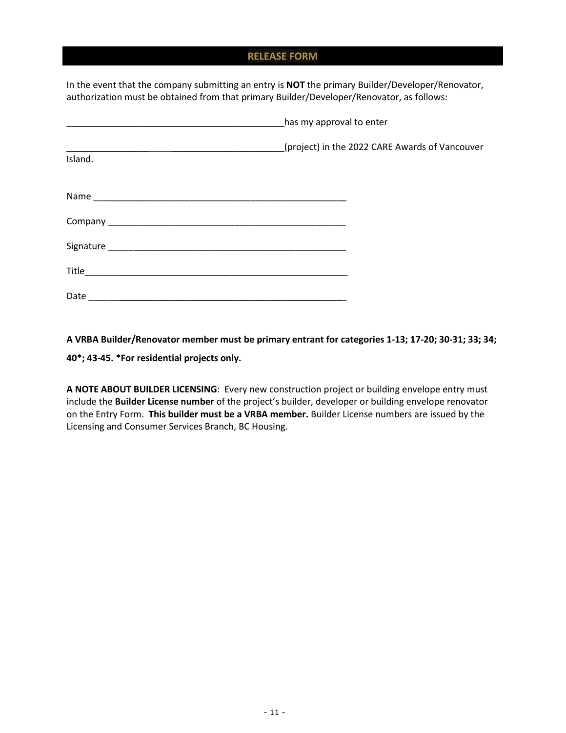## RELEASE FORM

In the event that the company submitting an entry is **NOT** the primary Builder/Developer/Renovator, authorization must be obtained from that primary Builder/Developer/Renovator, as follows:

_____________________________________________has my approval to enter

_____________________________________________(project) in the 2022 CARE Awards of Vancouver Island.

Name ____________________________________________________

Company _________________________________________________

Signature ________________________________________________

Title______________________________________________________

Date _____________________________________________________

**A VRBA Builder/Renovator member must be primary entrant for categories 1-13; 17-20; 30-31; 33; 34; 40*; 43-45. *For residential projects only.**

**A NOTE ABOUT BUILDER LICENSING**: Every new construction project or building envelope entry must include the **Builder License number** of the project's builder, developer or building envelope renovator on the Entry Form. **This builder must be a VRBA member.** Builder License numbers are issued by the Licensing and Consumer Services Branch, BC Housing.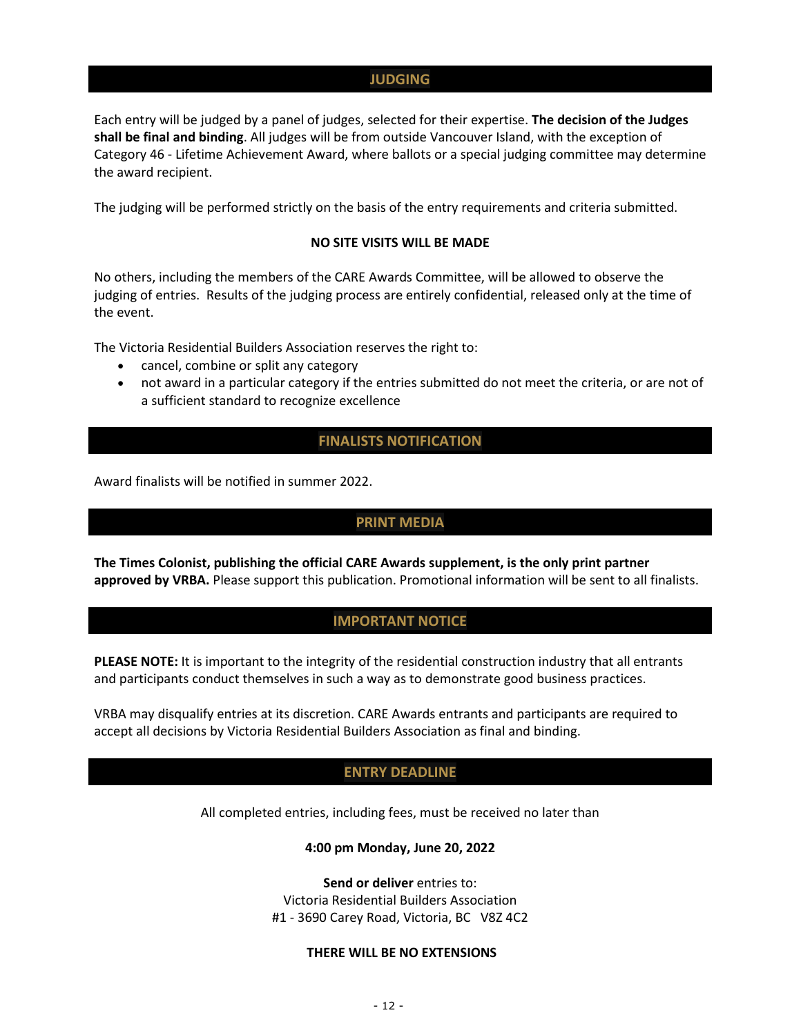## JUDGING

Each entry will be judged by a panel of judges, selected for their expertise. **The decision of the Judges shall be final and binding**. All judges will be from outside Vancouver Island, with the exception of Category 46 - Lifetime Achievement Award, where ballots or a special judging committee may determine the award recipient.

The judging will be performed strictly on the basis of the entry requirements and criteria submitted.

**NO SITE VISITS WILL BE MADE**

No others, including the members of the CARE Awards Committee, will be allowed to observe the judging of entries. Results of the judging process are entirely confidential, released only at the time of the event.

The Victoria Residential Builders Association reserves the right to:

- cancel, combine or split any category
- not award in a particular category if the entries submitted do not meet the criteria, or are not of a sufficient standard to recognize excellence

## FINALISTS NOTIFICATION

Award finalists will be notified in summer 2022.

## PRINT MEDIA

**The Times Colonist, publishing the official CARE Awards supplement, is the only print partner approved by VRBA.** Please support this publication. Promotional information will be sent to all finalists.

## IMPORTANT NOTICE

**PLEASE NOTE:** It is important to the integrity of the residential construction industry that all entrants and participants conduct themselves in such a way as to demonstrate good business practices.

VRBA may disqualify entries at its discretion. CARE Awards entrants and participants are required to accept all decisions by Victoria Residential Builders Association as final and binding.

## ENTRY DEADLINE

All completed entries, including fees, must be received no later than

**4:00 pm Monday, June 20, 2022**

**Send or deliver** entries to:
Victoria Residential Builders Association
#1 - 3690 Carey Road, Victoria, BC V8Z 4C2

**THERE WILL BE NO EXTENSIONS**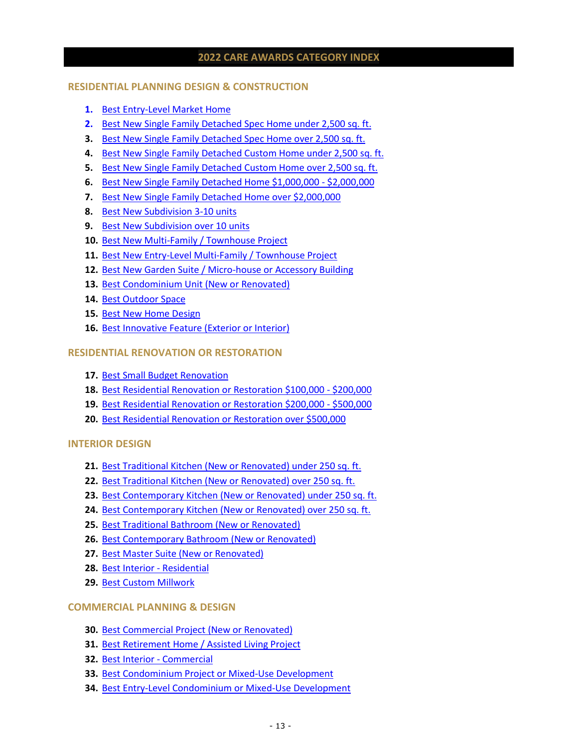# 2022 CARE AWARDS CATEGORY INDEX

## RESIDENTIAL PLANNING DESIGN & CONSTRUCTION

1. Best Entry-Level Market Home
2. Best New Single Family Detached Spec Home under 2,500 sq. ft.
3. Best New Single Family Detached Spec Home over 2,500 sq. ft.
4. Best New Single Family Detached Custom Home under 2,500 sq. ft.
5. Best New Single Family Detached Custom Home over 2,500 sq. ft.
6. Best New Single Family Detached Home $1,000,000 - $2,000,000
7. Best New Single Family Detached Home over $2,000,000
8. Best New Subdivision 3-10 units
9. Best New Subdivision over 10 units
10. Best New Multi-Family / Townhouse Project
11. Best New Entry-Level Multi-Family / Townhouse Project
12. Best New Garden Suite / Micro-house or Accessory Building
13. Best Condominium Unit (New or Renovated)
14. Best Outdoor Space
15. Best New Home Design
16. Best Innovative Feature (Exterior or Interior)

## RESIDENTIAL RENOVATION OR RESTORATION

17. Best Small Budget Renovation
18. Best Residential Renovation or Restoration $100,000 - $200,000
19. Best Residential Renovation or Restoration $200,000 - $500,000
20. Best Residential Renovation or Restoration over $500,000

## INTERIOR DESIGN

21. Best Traditional Kitchen (New or Renovated) under 250 sq. ft.
22. Best Traditional Kitchen (New or Renovated) over 250 sq. ft.
23. Best Contemporary Kitchen (New or Renovated) under 250 sq. ft.
24. Best Contemporary Kitchen (New or Renovated) over 250 sq. ft.
25. Best Traditional Bathroom (New or Renovated)
26. Best Contemporary Bathroom (New or Renovated)
27. Best Master Suite (New or Renovated)
28. Best Interior - Residential
29. Best Custom Millwork

## COMMERCIAL PLANNING & DESIGN

30. Best Commercial Project (New or Renovated)
31. Best Retirement Home / Assisted Living Project
32. Best Interior - Commercial
33. Best Condominium Project or Mixed-Use Development
34. Best Entry-Level Condominium or Mixed-Use Development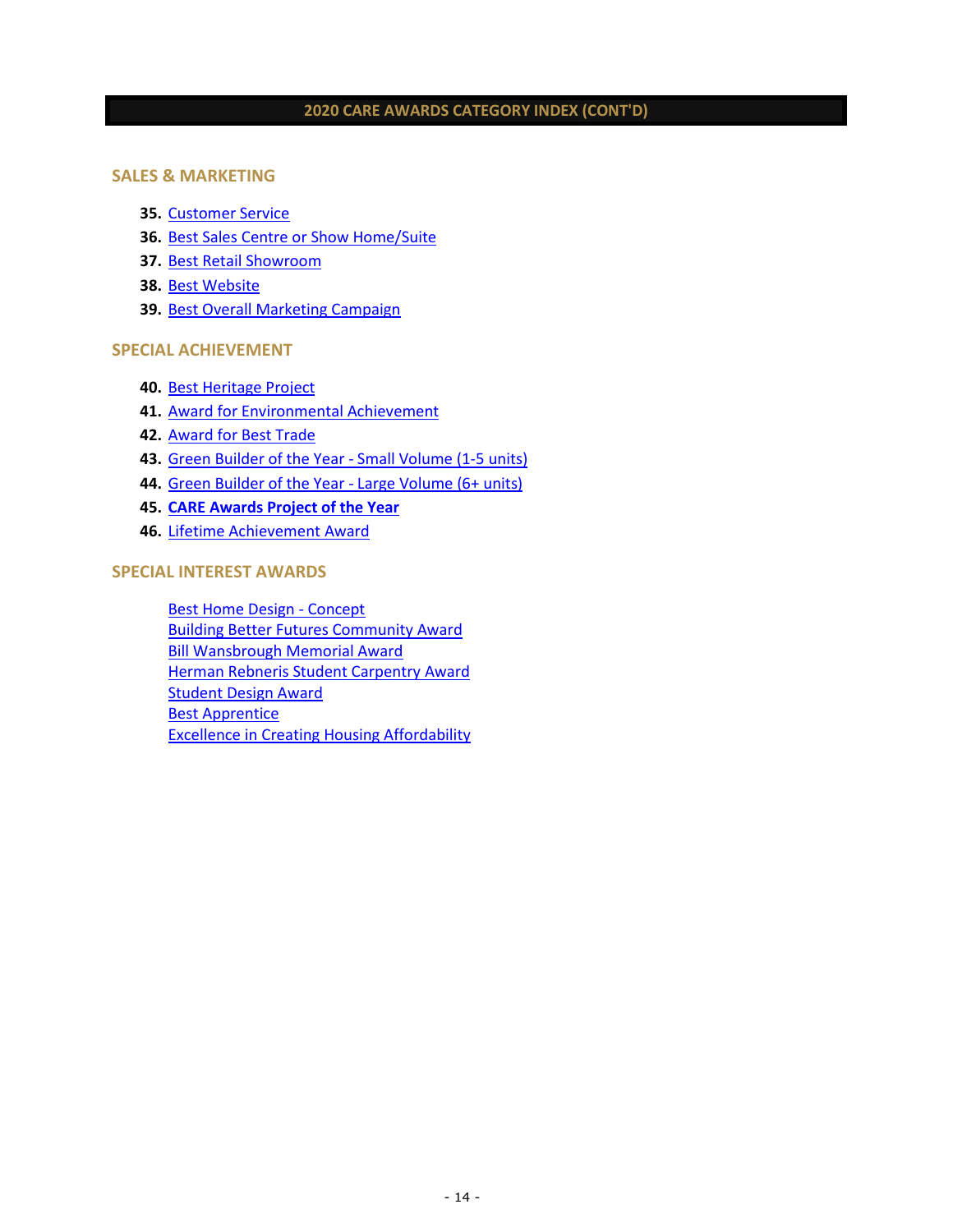## 2020 CARE AWARDS CATEGORY INDEX (CONT'D)

### SALES & MARKETING

35. Customer Service
36. Best Sales Centre or Show Home/Suite
37. Best Retail Showroom
38. Best Website
39. Best Overall Marketing Campaign

### SPECIAL ACHIEVEMENT

40. Best Heritage Project
41. Award for Environmental Achievement
42. Award for Best Trade
43. Green Builder of the Year - Small Volume (1-5 units)
44. Green Builder of the Year - Large Volume (6+ units)
45. **CARE Awards Project of the Year**
46. Lifetime Achievement Award

### SPECIAL INTEREST AWARDS

Best Home Design - Concept
Building Better Futures Community Award
Bill Wansbrough Memorial Award
Herman Rebneris Student Carpentry Award
Student Design Award
Best Apprentice
Excellence in Creating Housing Affordability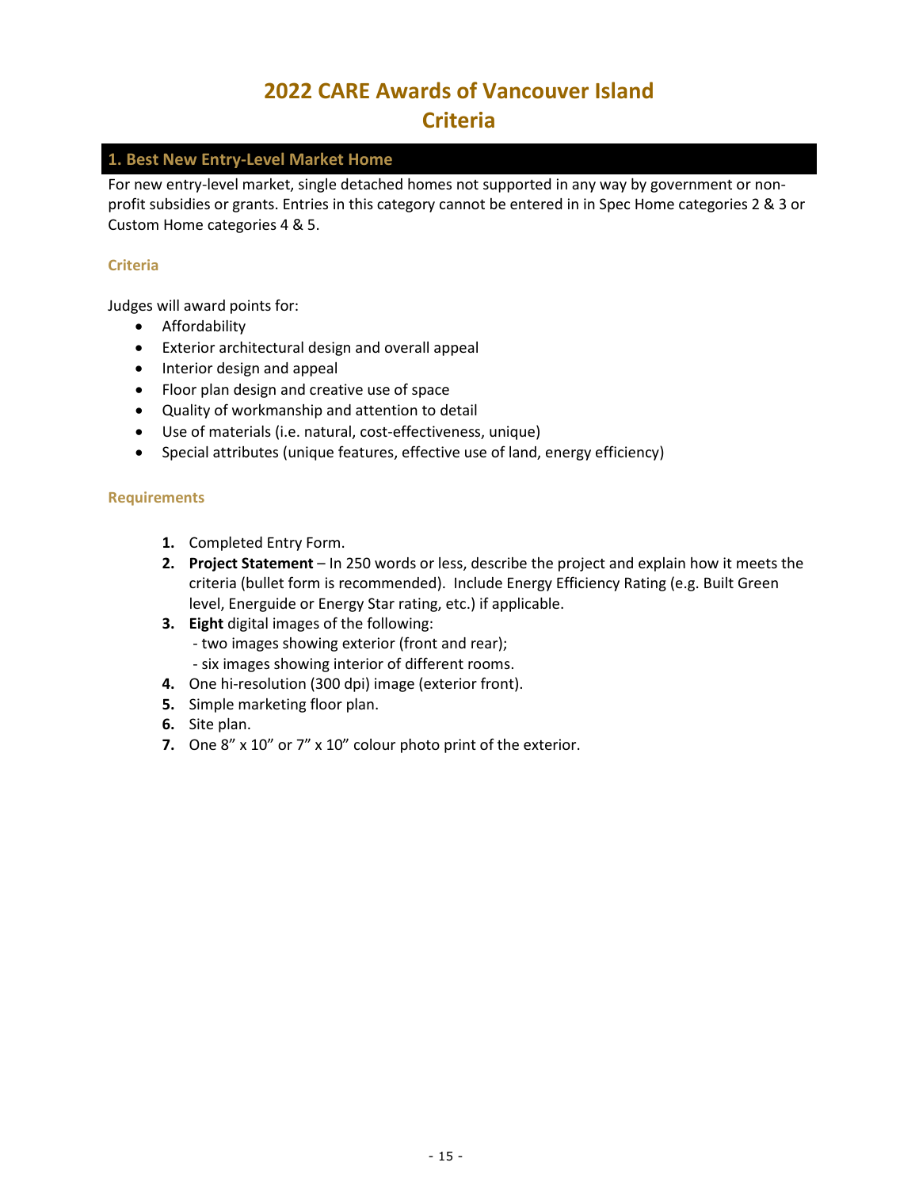# 2022 CARE Awards of Vancouver Island
# Criteria

## 1. Best New Entry-Level Market Home

For new entry-level market, single detached homes not supported in any way by government or non-profit subsidies or grants. Entries in this category cannot be entered in in Spec Home categories 2 & 3 or Custom Home categories 4 & 5.

### Criteria

Judges will award points for:

- Affordability
- Exterior architectural design and overall appeal
- Interior design and appeal
- Floor plan design and creative use of space
- Quality of workmanship and attention to detail
- Use of materials (i.e. natural, cost-effectiveness, unique)
- Special attributes (unique features, effective use of land, energy efficiency)

### Requirements

1. Completed Entry Form.
2. **Project Statement** – In 250 words or less, describe the project and explain how it meets the criteria (bullet form is recommended). Include Energy Efficiency Rating (e.g. Built Green level, Energuide or Energy Star rating, etc.) if applicable.
3. **Eight** digital images of the following:
   - two images showing exterior (front and rear);
   - six images showing interior of different rooms.
4. One hi-resolution (300 dpi) image (exterior front).
5. Simple marketing floor plan.
6. Site plan.
7. One 8" x 10" or 7" x 10" colour photo print of the exterior.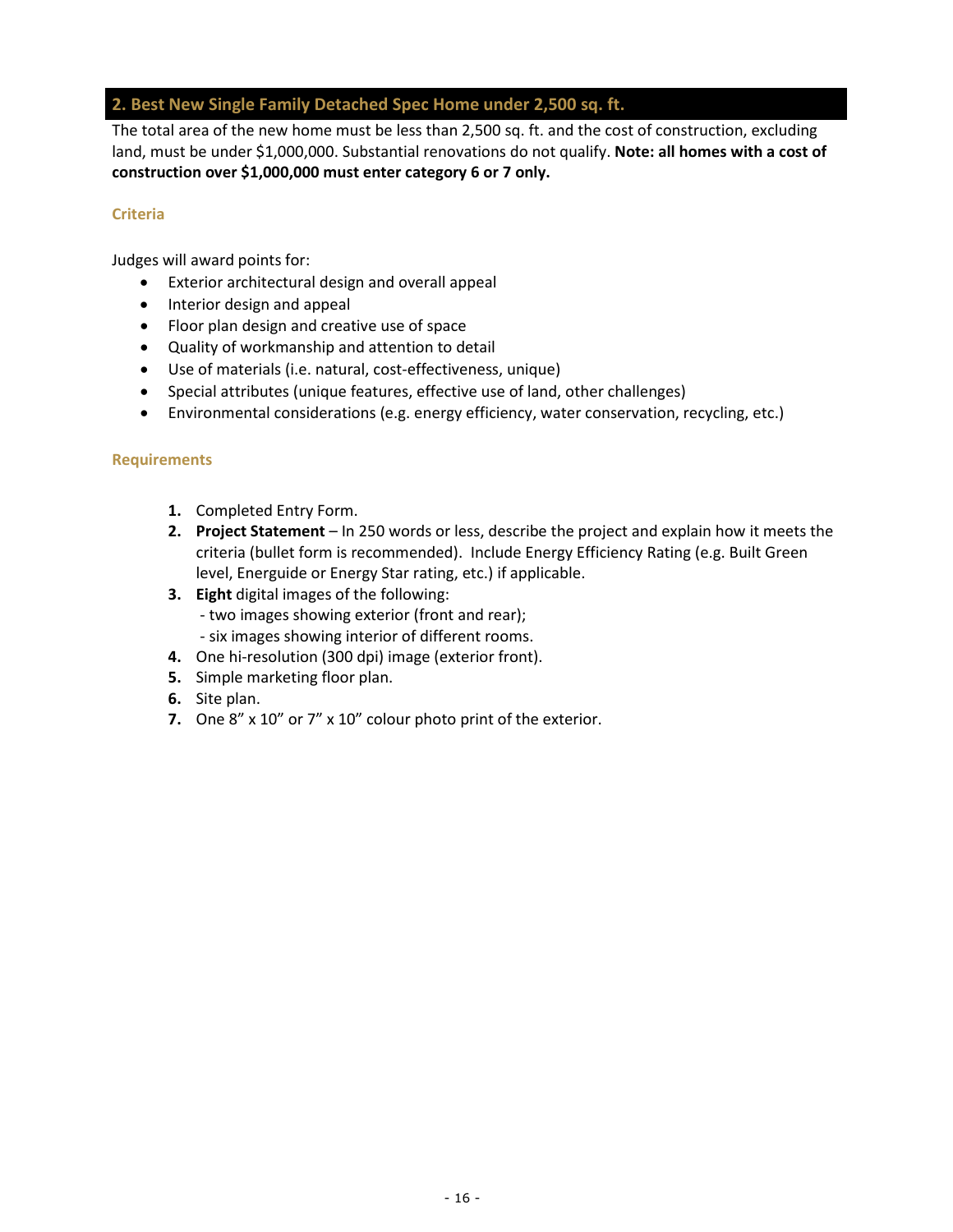## 2. Best New Single Family Detached Spec Home under 2,500 sq. ft.

The total area of the new home must be less than 2,500 sq. ft. and the cost of construction, excluding land, must be under $1,000,000. Substantial renovations do not qualify. **Note: all homes with a cost of construction over $1,000,000 must enter category 6 or 7 only.**

### Criteria

Judges will award points for:

- Exterior architectural design and overall appeal
- Interior design and appeal
- Floor plan design and creative use of space
- Quality of workmanship and attention to detail
- Use of materials (i.e. natural, cost-effectiveness, unique)
- Special attributes (unique features, effective use of land, other challenges)
- Environmental considerations (e.g. energy efficiency, water conservation, recycling, etc.)

### Requirements

1. Completed Entry Form.
2. **Project Statement** – In 250 words or less, describe the project and explain how it meets the criteria (bullet form is recommended). Include Energy Efficiency Rating (e.g. Built Green level, Energuide or Energy Star rating, etc.) if applicable.
3. **Eight** digital images of the following:
   - two images showing exterior (front and rear);
   - six images showing interior of different rooms.
4. One hi-resolution (300 dpi) image (exterior front).
5. Simple marketing floor plan.
6. Site plan.
7. One 8" x 10" or 7" x 10" colour photo print of the exterior.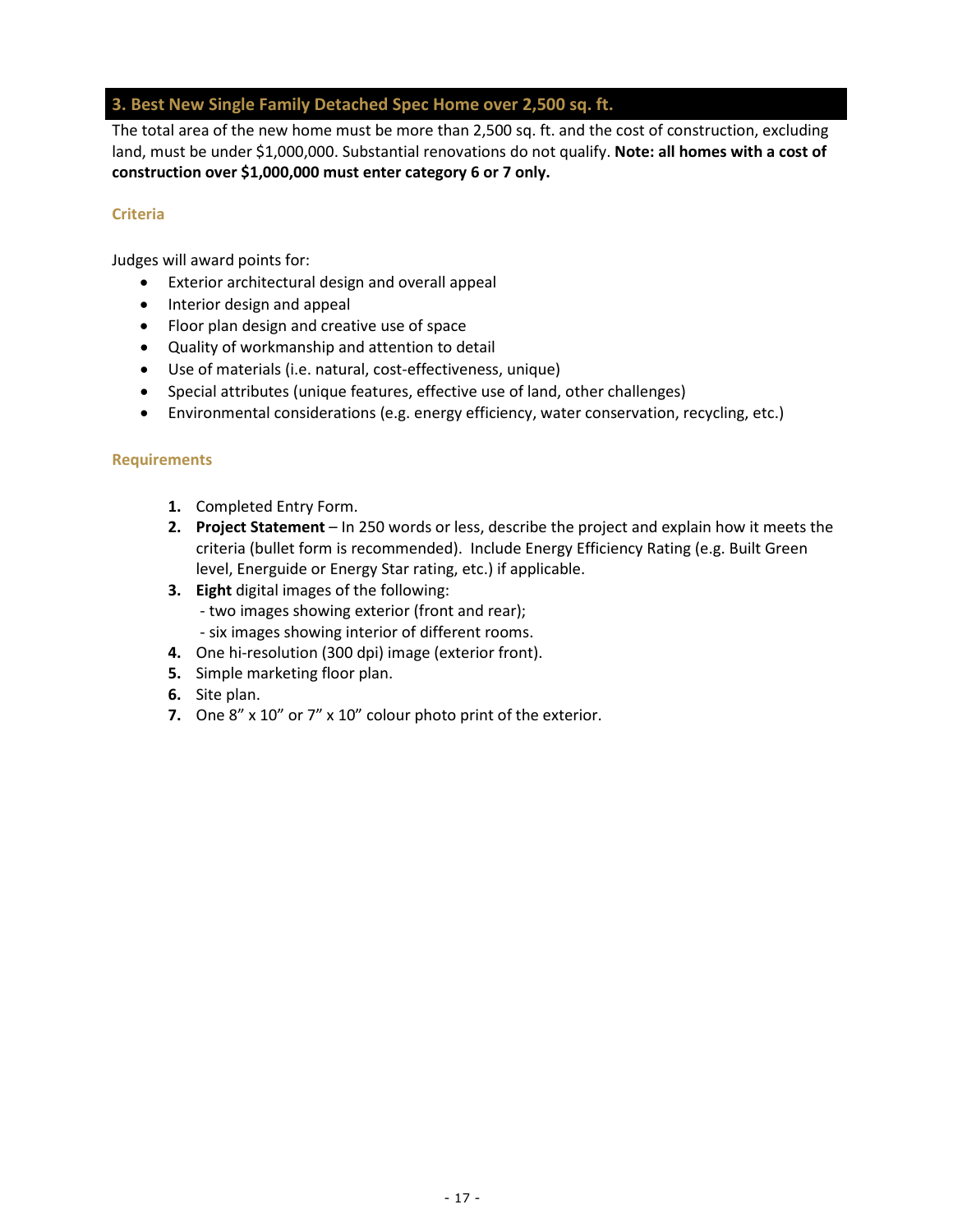## 3. Best New Single Family Detached Spec Home over 2,500 sq. ft.

The total area of the new home must be more than 2,500 sq. ft. and the cost of construction, excluding land, must be under $1,000,000. Substantial renovations do not qualify. **Note: all homes with a cost of construction over $1,000,000 must enter category 6 or 7 only.**

### Criteria

Judges will award points for:

- Exterior architectural design and overall appeal
- Interior design and appeal
- Floor plan design and creative use of space
- Quality of workmanship and attention to detail
- Use of materials (i.e. natural, cost-effectiveness, unique)
- Special attributes (unique features, effective use of land, other challenges)
- Environmental considerations (e.g. energy efficiency, water conservation, recycling, etc.)

### Requirements

1. Completed Entry Form.
2. **Project Statement** – In 250 words or less, describe the project and explain how it meets the criteria (bullet form is recommended). Include Energy Efficiency Rating (e.g. Built Green level, Energuide or Energy Star rating, etc.) if applicable.
3. **Eight** digital images of the following:
   - two images showing exterior (front and rear);
   - six images showing interior of different rooms.
4. One hi-resolution (300 dpi) image (exterior front).
5. Simple marketing floor plan.
6. Site plan.
7. One 8" x 10" or 7" x 10" colour photo print of the exterior.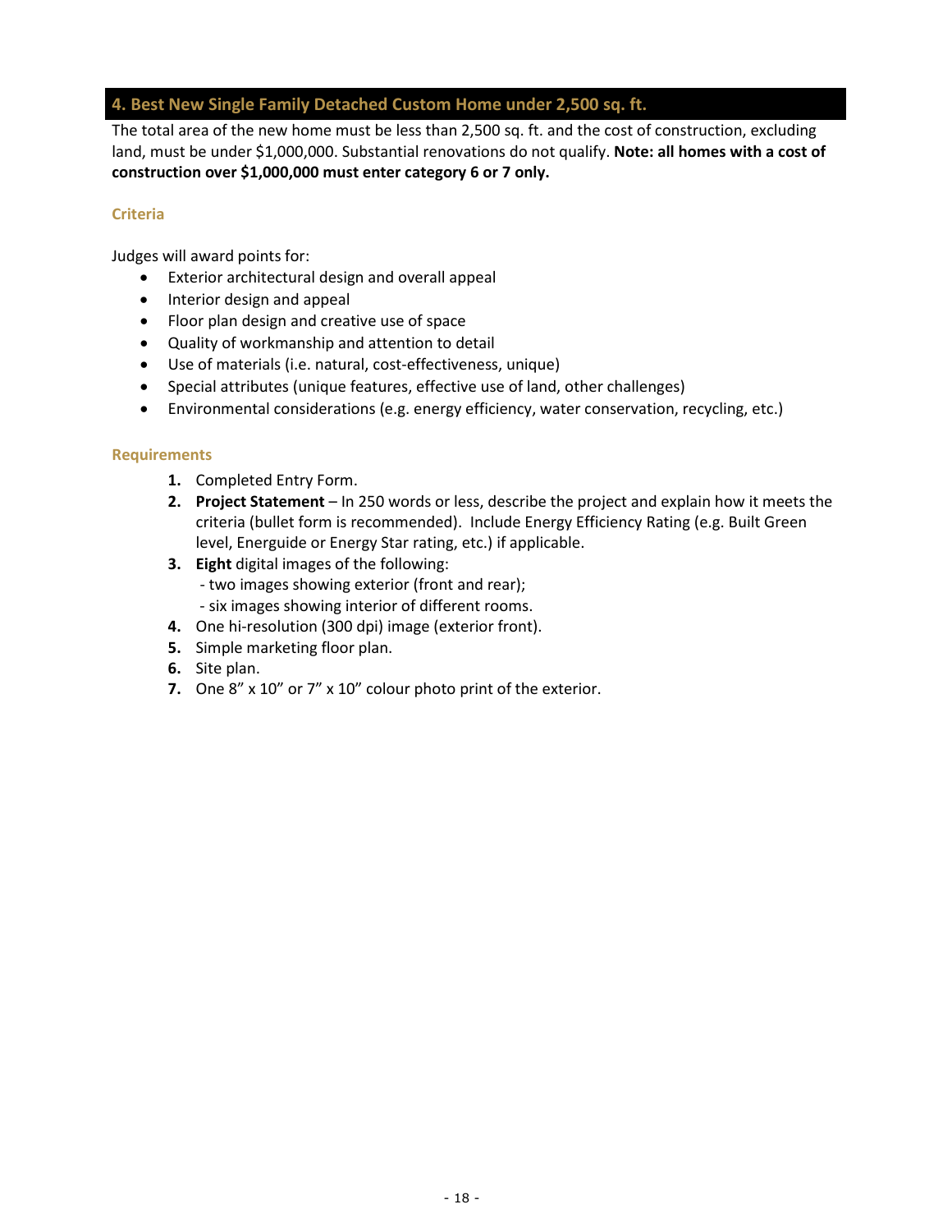## 4. Best New Single Family Detached Custom Home under 2,500 sq. ft.

The total area of the new home must be less than 2,500 sq. ft. and the cost of construction, excluding land, must be under $1,000,000. Substantial renovations do not qualify. **Note: all homes with a cost of construction over $1,000,000 must enter category 6 or 7 only.**

### Criteria

Judges will award points for:

- Exterior architectural design and overall appeal
- Interior design and appeal
- Floor plan design and creative use of space
- Quality of workmanship and attention to detail
- Use of materials (i.e. natural, cost-effectiveness, unique)
- Special attributes (unique features, effective use of land, other challenges)
- Environmental considerations (e.g. energy efficiency, water conservation, recycling, etc.)

### Requirements

1. Completed Entry Form.
2. **Project Statement** – In 250 words or less, describe the project and explain how it meets the criteria (bullet form is recommended). Include Energy Efficiency Rating (e.g. Built Green level, Energuide or Energy Star rating, etc.) if applicable.
3. **Eight** digital images of the following:
   - two images showing exterior (front and rear);
   - six images showing interior of different rooms.
4. One hi-resolution (300 dpi) image (exterior front).
5. Simple marketing floor plan.
6. Site plan.
7. One 8” x 10” or 7” x 10” colour photo print of the exterior.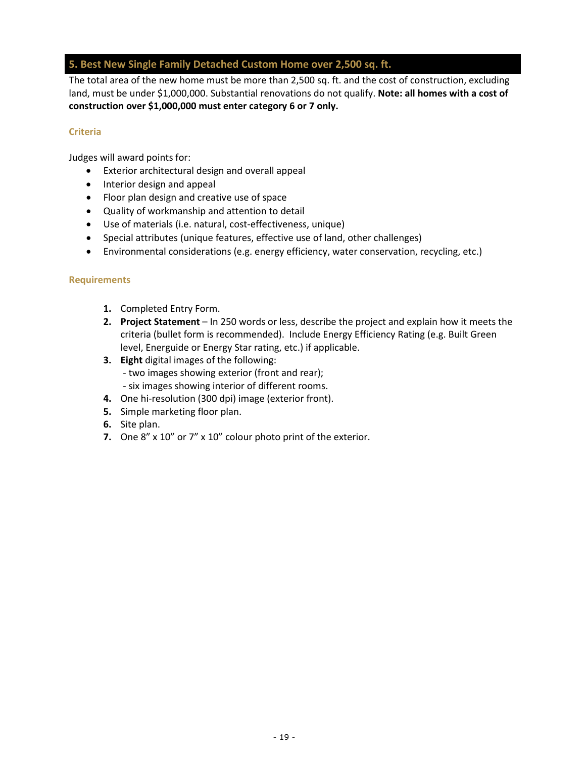## 5. Best New Single Family Detached Custom Home over 2,500 sq. ft.

The total area of the new home must be more than 2,500 sq. ft. and the cost of construction, excluding land, must be under $1,000,000. Substantial renovations do not qualify. **Note: all homes with a cost of construction over $1,000,000 must enter category 6 or 7 only.**

### Criteria

Judges will award points for:

- Exterior architectural design and overall appeal
- Interior design and appeal
- Floor plan design and creative use of space
- Quality of workmanship and attention to detail
- Use of materials (i.e. natural, cost-effectiveness, unique)
- Special attributes (unique features, effective use of land, other challenges)
- Environmental considerations (e.g. energy efficiency, water conservation, recycling, etc.)

### Requirements

1. Completed Entry Form.
2. **Project Statement** – In 250 words or less, describe the project and explain how it meets the criteria (bullet form is recommended). Include Energy Efficiency Rating (e.g. Built Green level, Energuide or Energy Star rating, etc.) if applicable.
3. **Eight** digital images of the following:
   - two images showing exterior (front and rear);
   - six images showing interior of different rooms.
4. One hi-resolution (300 dpi) image (exterior front).
5. Simple marketing floor plan.
6. Site plan.
7. One 8" x 10" or 7" x 10" colour photo print of the exterior.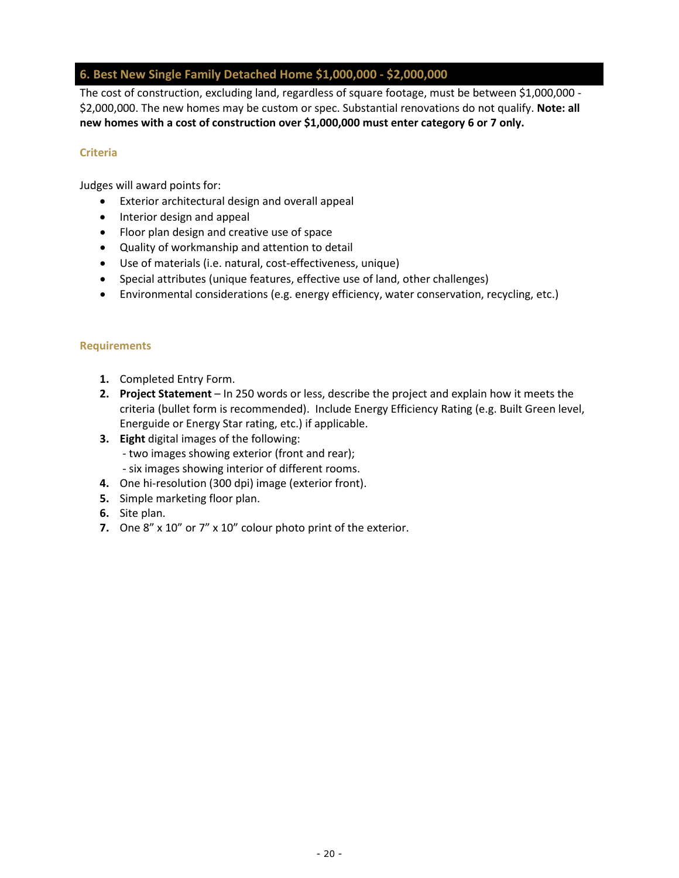## 6. Best New Single Family Detached Home $1,000,000 - $2,000,000

The cost of construction, excluding land, regardless of square footage, must be between $1,000,000 - $2,000,000. The new homes may be custom or spec. Substantial renovations do not qualify. **Note: all new homes with a cost of construction over $1,000,000 must enter category 6 or 7 only.**

### Criteria

Judges will award points for:

- Exterior architectural design and overall appeal
- Interior design and appeal
- Floor plan design and creative use of space
- Quality of workmanship and attention to detail
- Use of materials (i.e. natural, cost-effectiveness, unique)
- Special attributes (unique features, effective use of land, other challenges)
- Environmental considerations (e.g. energy efficiency, water conservation, recycling, etc.)

### Requirements

1. Completed Entry Form.
2. **Project Statement** – In 250 words or less, describe the project and explain how it meets the criteria (bullet form is recommended). Include Energy Efficiency Rating (e.g. Built Green level, Energuide or Energy Star rating, etc.) if applicable.
3. **Eight** digital images of the following:
   - two images showing exterior (front and rear);
   - six images showing interior of different rooms.
4. One hi-resolution (300 dpi) image (exterior front).
5. Simple marketing floor plan.
6. Site plan.
7. One 8" x 10" or 7" x 10" colour photo print of the exterior.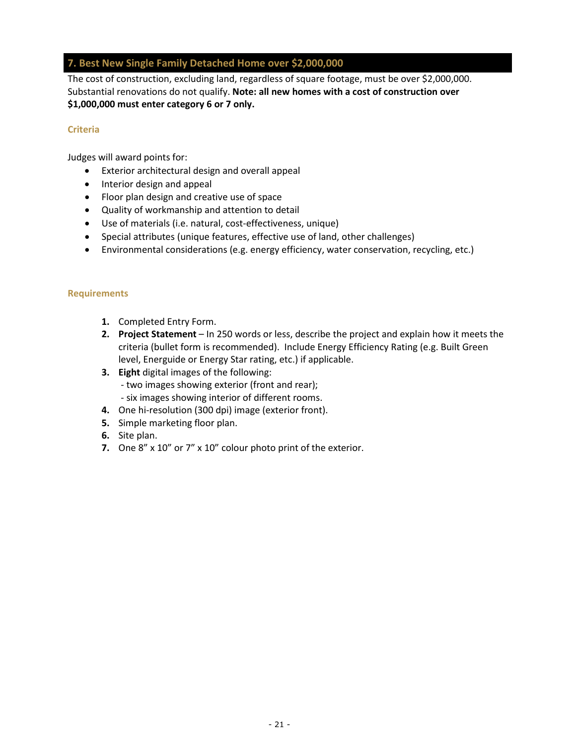## 7. Best New Single Family Detached Home over $2,000,000

The cost of construction, excluding land, regardless of square footage, must be over $2,000,000. Substantial renovations do not qualify. **Note: all new homes with a cost of construction over $1,000,000 must enter category 6 or 7 only.**

### Criteria

Judges will award points for:

- Exterior architectural design and overall appeal
- Interior design and appeal
- Floor plan design and creative use of space
- Quality of workmanship and attention to detail
- Use of materials (i.e. natural, cost-effectiveness, unique)
- Special attributes (unique features, effective use of land, other challenges)
- Environmental considerations (e.g. energy efficiency, water conservation, recycling, etc.)

### Requirements

1. Completed Entry Form.
2. **Project Statement** – In 250 words or less, describe the project and explain how it meets the criteria (bullet form is recommended). Include Energy Efficiency Rating (e.g. Built Green level, Energuide or Energy Star rating, etc.) if applicable.
3. **Eight** digital images of the following:
   - two images showing exterior (front and rear);
   - six images showing interior of different rooms.
4. One hi-resolution (300 dpi) image (exterior front).
5. Simple marketing floor plan.
6. Site plan.
7. One 8" x 10" or 7" x 10" colour photo print of the exterior.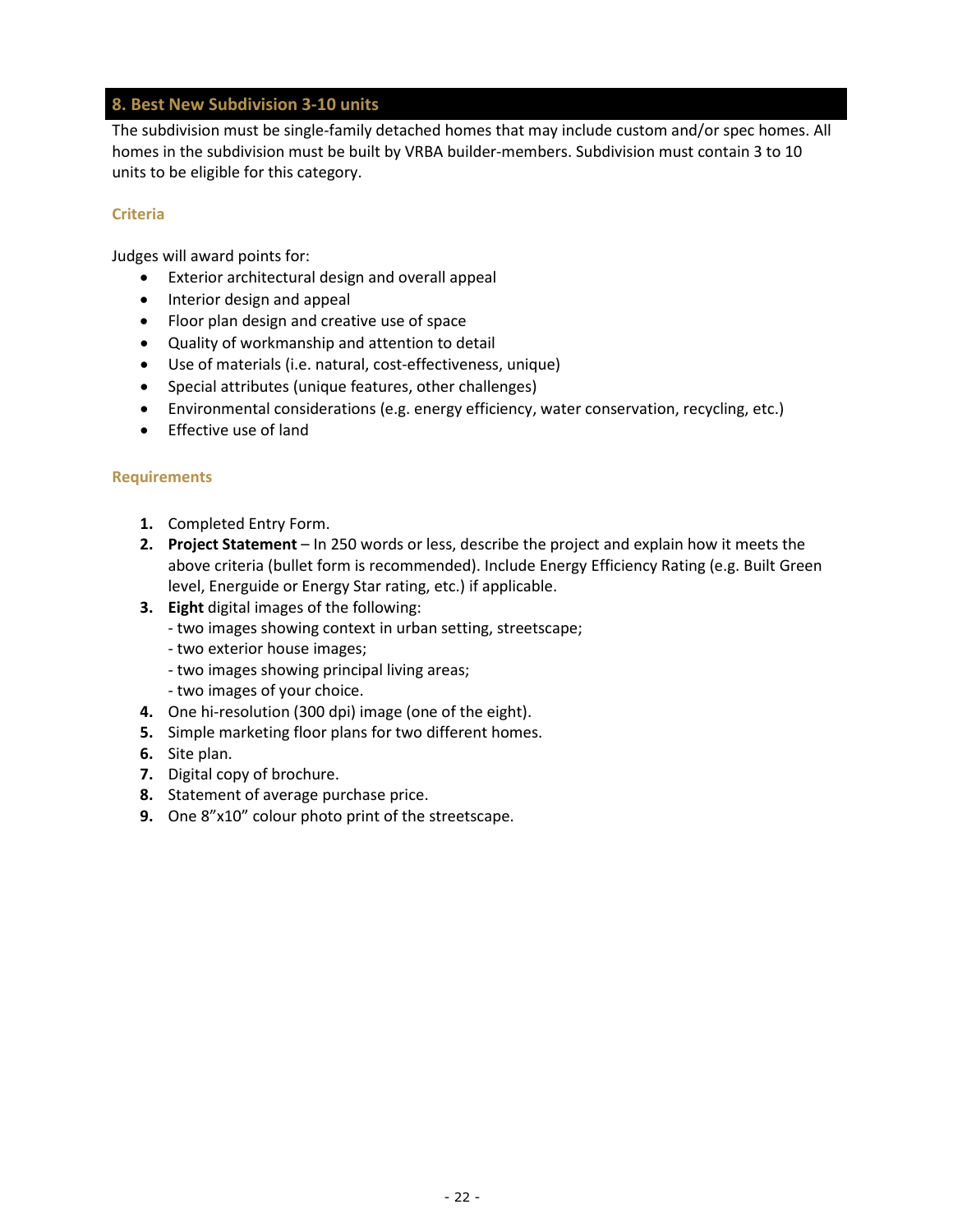## 8. Best New Subdivision 3-10 units

The subdivision must be single-family detached homes that may include custom and/or spec homes. All homes in the subdivision must be built by VRBA builder-members. Subdivision must contain 3 to 10 units to be eligible for this category.

### Criteria

Judges will award points for:

- Exterior architectural design and overall appeal
- Interior design and appeal
- Floor plan design and creative use of space
- Quality of workmanship and attention to detail
- Use of materials (i.e. natural, cost-effectiveness, unique)
- Special attributes (unique features, other challenges)
- Environmental considerations (e.g. energy efficiency, water conservation, recycling, etc.)
- Effective use of land

### Requirements

1. Completed Entry Form.
2. **Project Statement** – In 250 words or less, describe the project and explain how it meets the above criteria (bullet form is recommended). Include Energy Efficiency Rating (e.g. Built Green level, Energuide or Energy Star rating, etc.) if applicable.
3. **Eight** digital images of the following:
   - two images showing context in urban setting, streetscape;
   - two exterior house images;
   - two images showing principal living areas;
   - two images of your choice.
4. One hi-resolution (300 dpi) image (one of the eight).
5. Simple marketing floor plans for two different homes.
6. Site plan.
7. Digital copy of brochure.
8. Statement of average purchase price.
9. One 8”x10” colour photo print of the streetscape.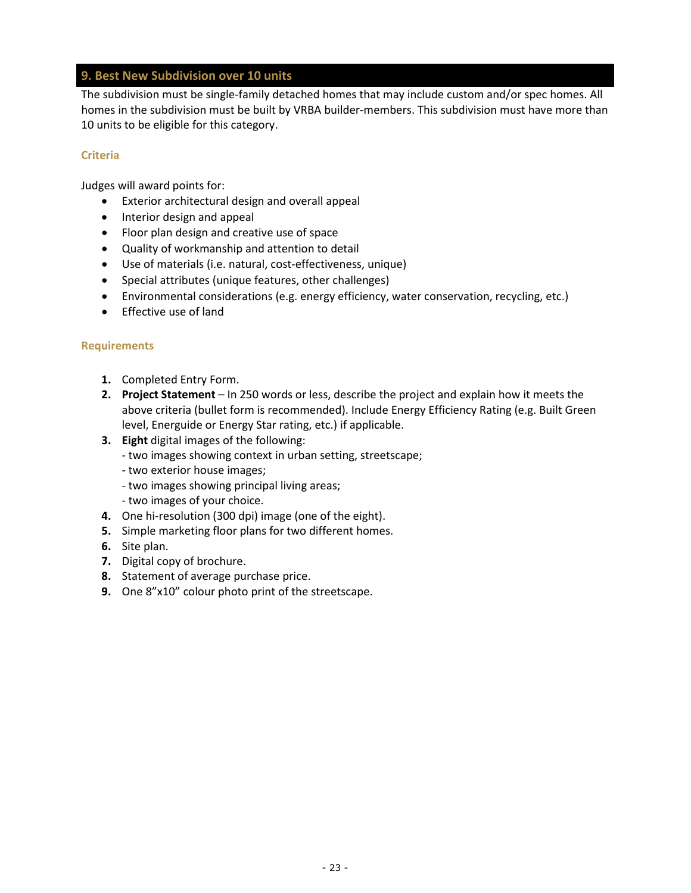## 9. Best New Subdivision over 10 units

The subdivision must be single-family detached homes that may include custom and/or spec homes. All homes in the subdivision must be built by VRBA builder-members. This subdivision must have more than 10 units to be eligible for this category.

### Criteria

Judges will award points for:

- Exterior architectural design and overall appeal
- Interior design and appeal
- Floor plan design and creative use of space
- Quality of workmanship and attention to detail
- Use of materials (i.e. natural, cost-effectiveness, unique)
- Special attributes (unique features, other challenges)
- Environmental considerations (e.g. energy efficiency, water conservation, recycling, etc.)
- Effective use of land

### Requirements

1. Completed Entry Form.
2. **Project Statement** – In 250 words or less, describe the project and explain how it meets the above criteria (bullet form is recommended). Include Energy Efficiency Rating (e.g. Built Green level, Energuide or Energy Star rating, etc.) if applicable.
3. **Eight** digital images of the following:
   - two images showing context in urban setting, streetscape;
   - two exterior house images;
   - two images showing principal living areas;
   - two images of your choice.
4. One hi-resolution (300 dpi) image (one of the eight).
5. Simple marketing floor plans for two different homes.
6. Site plan.
7. Digital copy of brochure.
8. Statement of average purchase price.
9. One 8"x10" colour photo print of the streetscape.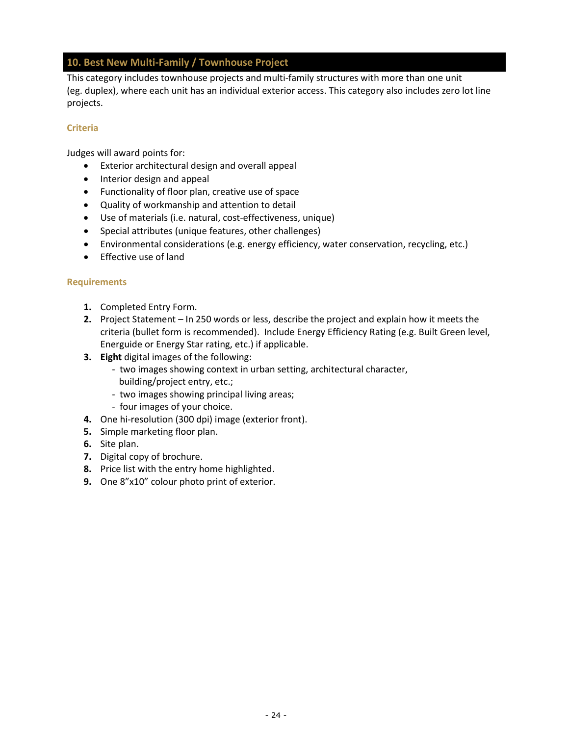## 10. Best New Multi-Family / Townhouse Project

This category includes townhouse projects and multi-family structures with more than one unit (eg. duplex), where each unit has an individual exterior access. This category also includes zero lot line projects.

### Criteria

Judges will award points for:

- Exterior architectural design and overall appeal
- Interior design and appeal
- Functionality of floor plan, creative use of space
- Quality of workmanship and attention to detail
- Use of materials (i.e. natural, cost-effectiveness, unique)
- Special attributes (unique features, other challenges)
- Environmental considerations (e.g. energy efficiency, water conservation, recycling, etc.)
- Effective use of land

### Requirements

1. Completed Entry Form.
2. Project Statement – In 250 words or less, describe the project and explain how it meets the criteria (bullet form is recommended). Include Energy Efficiency Rating (e.g. Built Green level, Energuide or Energy Star rating, etc.) if applicable.
3. **Eight** digital images of the following:
   - two images showing context in urban setting, architectural character, building/project entry, etc.;
   - two images showing principal living areas;
   - four images of your choice.
4. One hi-resolution (300 dpi) image (exterior front).
5. Simple marketing floor plan.
6. Site plan.
7. Digital copy of brochure.
8. Price list with the entry home highlighted.
9. One 8”x10” colour photo print of exterior.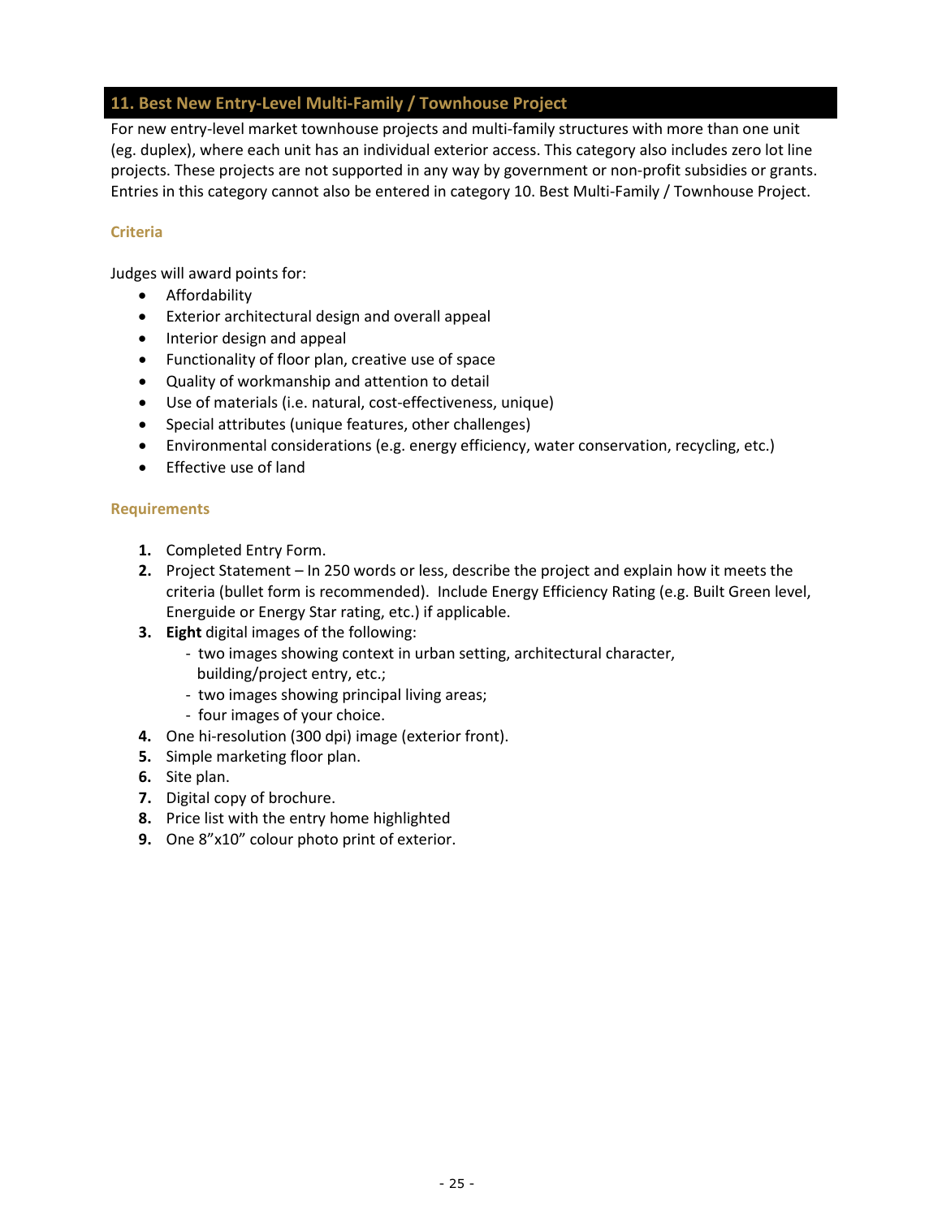## 11. Best New Entry-Level Multi-Family / Townhouse Project

For new entry-level market townhouse projects and multi-family structures with more than one unit (eg. duplex), where each unit has an individual exterior access. This category also includes zero lot line projects. These projects are not supported in any way by government or non-profit subsidies or grants. Entries in this category cannot also be entered in category 10. Best Multi-Family / Townhouse Project.

### Criteria

Judges will award points for:

- Affordability
- Exterior architectural design and overall appeal
- Interior design and appeal
- Functionality of floor plan, creative use of space
- Quality of workmanship and attention to detail
- Use of materials (i.e. natural, cost-effectiveness, unique)
- Special attributes (unique features, other challenges)
- Environmental considerations (e.g. energy efficiency, water conservation, recycling, etc.)
- Effective use of land

### Requirements

1. Completed Entry Form.
2. Project Statement – In 250 words or less, describe the project and explain how it meets the criteria (bullet form is recommended). Include Energy Efficiency Rating (e.g. Built Green level, Energuide or Energy Star rating, etc.) if applicable.
3. **Eight** digital images of the following:
   - two images showing context in urban setting, architectural character, building/project entry, etc.;
   - two images showing principal living areas;
   - four images of your choice.
4. One hi-resolution (300 dpi) image (exterior front).
5. Simple marketing floor plan.
6. Site plan.
7. Digital copy of brochure.
8. Price list with the entry home highlighted
9. One 8"x10" colour photo print of exterior.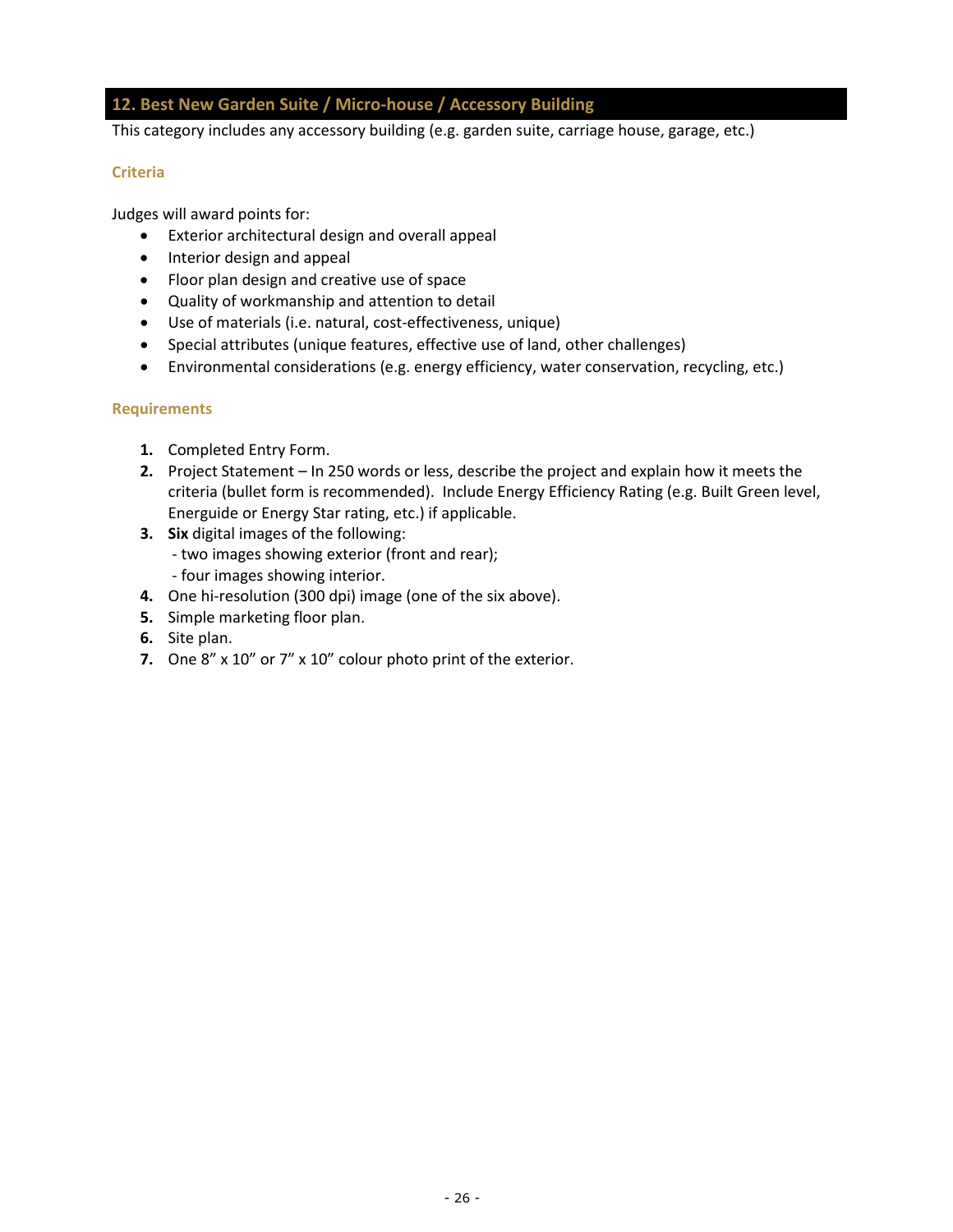## 12. Best New Garden Suite / Micro-house / Accessory Building

This category includes any accessory building (e.g. garden suite, carriage house, garage, etc.)

### Criteria

Judges will award points for:

- Exterior architectural design and overall appeal
- Interior design and appeal
- Floor plan design and creative use of space
- Quality of workmanship and attention to detail
- Use of materials (i.e. natural, cost-effectiveness, unique)
- Special attributes (unique features, effective use of land, other challenges)
- Environmental considerations (e.g. energy efficiency, water conservation, recycling, etc.)

### Requirements

1. Completed Entry Form.
2. Project Statement – In 250 words or less, describe the project and explain how it meets the criteria (bullet form is recommended). Include Energy Efficiency Rating (e.g. Built Green level, Energuide or Energy Star rating, etc.) if applicable.
3. **Six** digital images of the following:
   - two images showing exterior (front and rear);
   - four images showing interior.
4. One hi-resolution (300 dpi) image (one of the six above).
5. Simple marketing floor plan.
6. Site plan.
7. One 8" x 10" or 7" x 10" colour photo print of the exterior.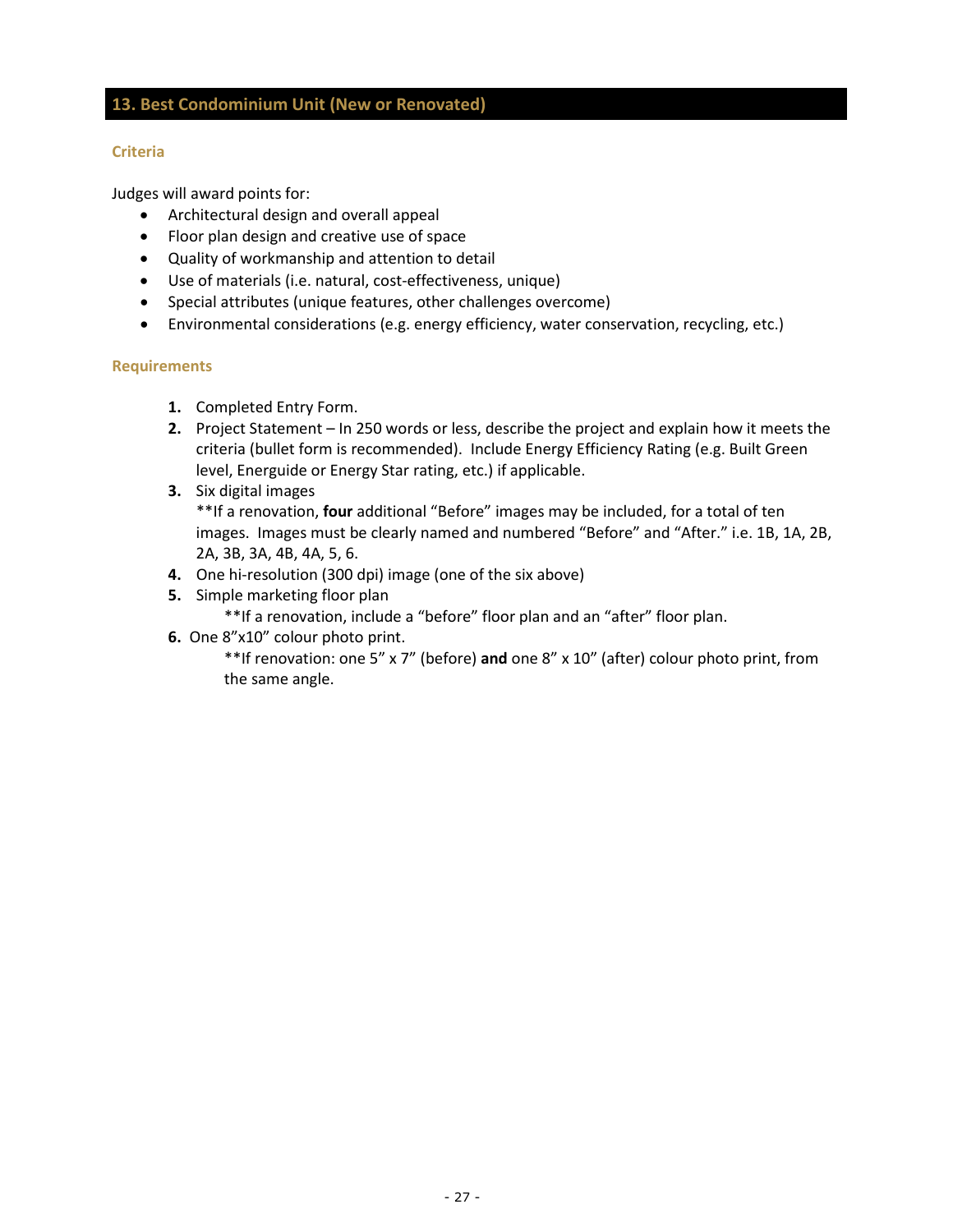## 13. Best Condominium Unit (New or Renovated)

### Criteria

Judges will award points for:

- Architectural design and overall appeal
- Floor plan design and creative use of space
- Quality of workmanship and attention to detail
- Use of materials (i.e. natural, cost-effectiveness, unique)
- Special attributes (unique features, other challenges overcome)
- Environmental considerations (e.g. energy efficiency, water conservation, recycling, etc.)

### Requirements

1. Completed Entry Form.
2. Project Statement – In 250 words or less, describe the project and explain how it meets the criteria (bullet form is recommended). Include Energy Efficiency Rating (e.g. Built Green level, Energuide or Energy Star rating, etc.) if applicable.
3. Six digital images
   **If a renovation, **four** additional "Before" images may be included, for a total of ten images. Images must be clearly named and numbered "Before" and "After." i.e. 1B, 1A, 2B, 2A, 3B, 3A, 4B, 4A, 5, 6.
4. One hi-resolution (300 dpi) image (one of the six above)
5. Simple marketing floor plan
   **If a renovation, include a "before" floor plan and an "after" floor plan.
6. One 8"x10" colour photo print.
   **If renovation: one 5" x 7" (before) **and** one 8" x 10" (after) colour photo print, from the same angle.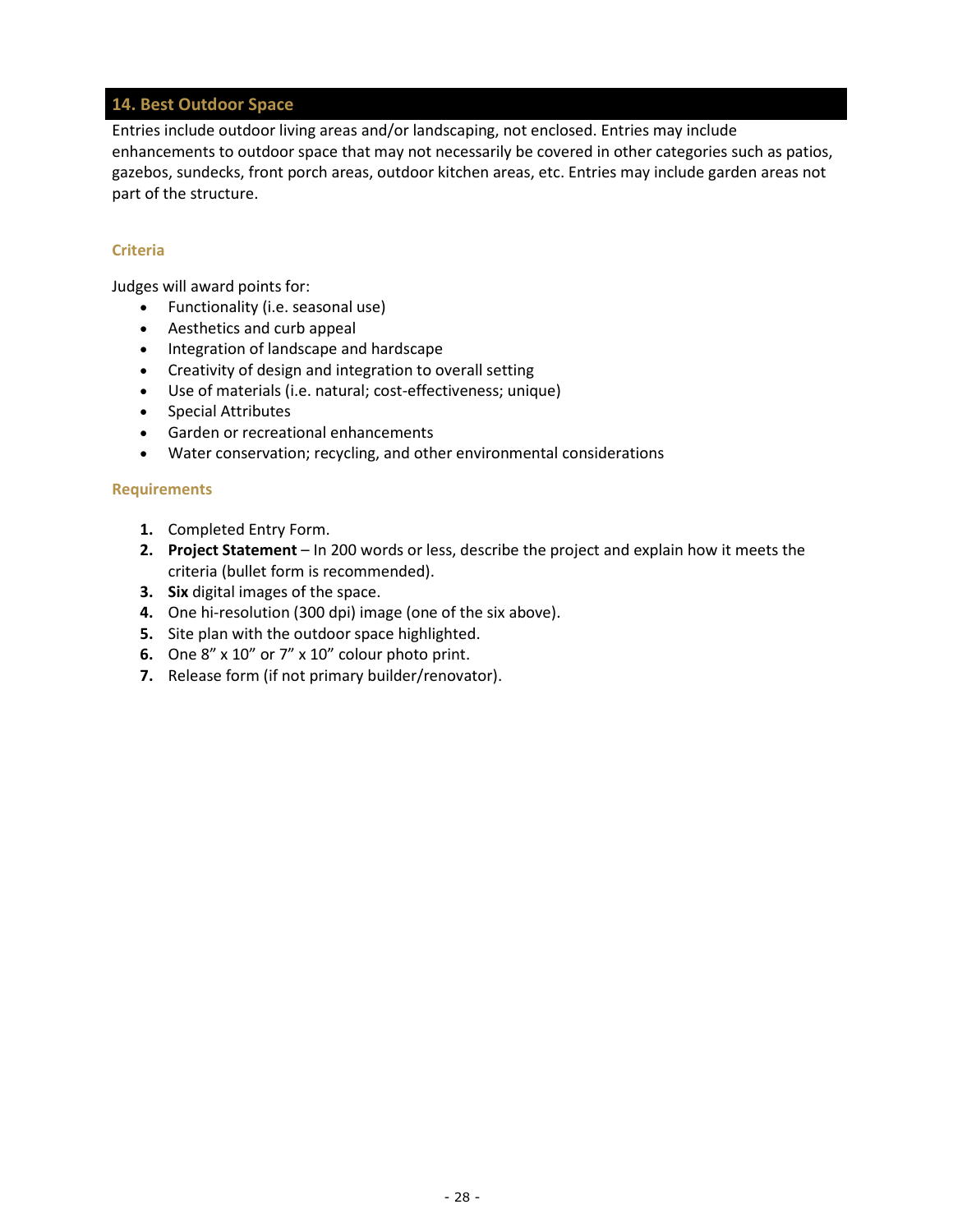## 14. Best Outdoor Space

Entries include outdoor living areas and/or landscaping, not enclosed. Entries may include enhancements to outdoor space that may not necessarily be covered in other categories such as patios, gazebos, sundecks, front porch areas, outdoor kitchen areas, etc. Entries may include garden areas not part of the structure.

### Criteria

Judges will award points for:

- Functionality (i.e. seasonal use)
- Aesthetics and curb appeal
- Integration of landscape and hardscape
- Creativity of design and integration to overall setting
- Use of materials (i.e. natural; cost-effectiveness; unique)
- Special Attributes
- Garden or recreational enhancements
- Water conservation; recycling, and other environmental considerations

### Requirements

1. Completed Entry Form.
2. **Project Statement** – In 200 words or less, describe the project and explain how it meets the criteria (bullet form is recommended).
3. **Six** digital images of the space.
4. One hi-resolution (300 dpi) image (one of the six above).
5. Site plan with the outdoor space highlighted.
6. One 8" x 10" or 7" x 10" colour photo print.
7. Release form (if not primary builder/renovator).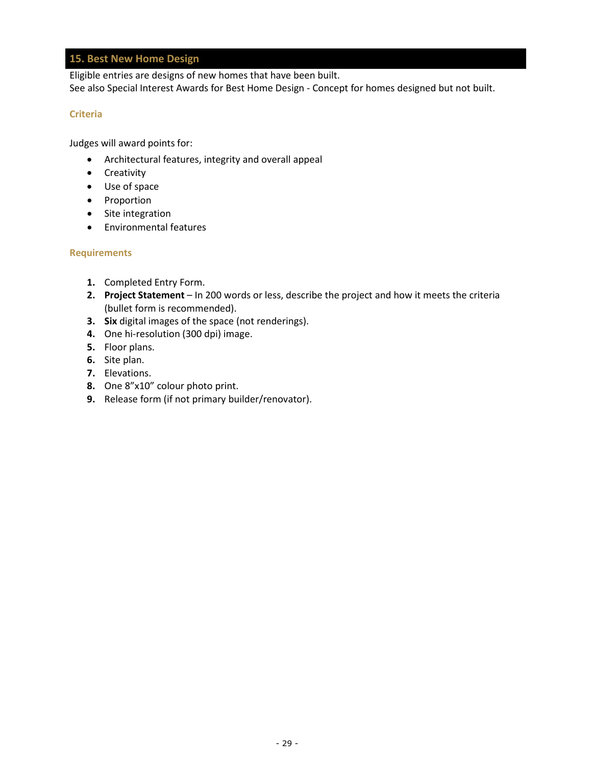## 15. Best New Home Design

Eligible entries are designs of new homes that have been built.
See also Special Interest Awards for Best Home Design - Concept for homes designed but not built.

### Criteria

Judges will award points for:

- Architectural features, integrity and overall appeal
- Creativity
- Use of space
- Proportion
- Site integration
- Environmental features

### Requirements

1. Completed Entry Form.
2. **Project Statement** – In 200 words or less, describe the project and how it meets the criteria (bullet form is recommended).
3. **Six** digital images of the space (not renderings).
4. One hi-resolution (300 dpi) image.
5. Floor plans.
6. Site plan.
7. Elevations.
8. One 8”x10” colour photo print.
9. Release form (if not primary builder/renovator).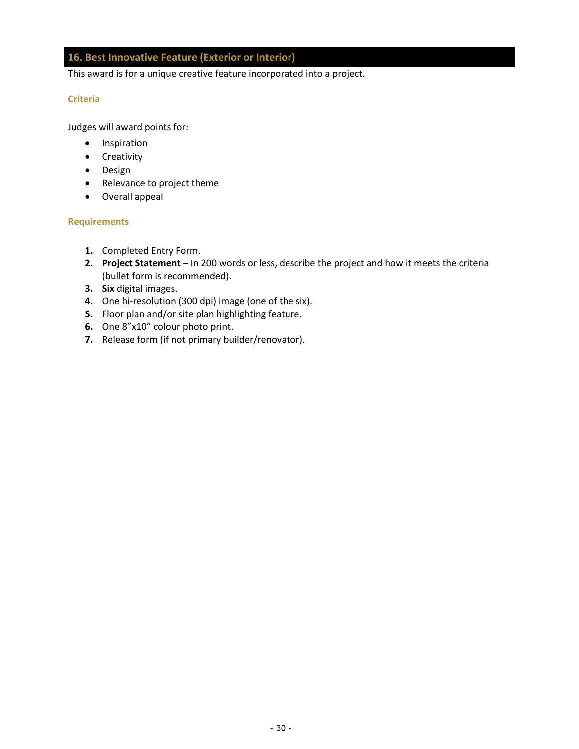## 16. Best Innovative Feature (Exterior or Interior)

This award is for a unique creative feature incorporated into a project.

### Criteria

Judges will award points for:

- Inspiration
- Creativity
- Design
- Relevance to project theme
- Overall appeal

### Requirements

1. Completed Entry Form.
2. **Project Statement** – In 200 words or less, describe the project and how it meets the criteria (bullet form is recommended).
3. **Six** digital images.
4. One hi-resolution (300 dpi) image (one of the six).
5. Floor plan and/or site plan highlighting feature.
6. One 8"x10" colour photo print.
7. Release form (if not primary builder/renovator).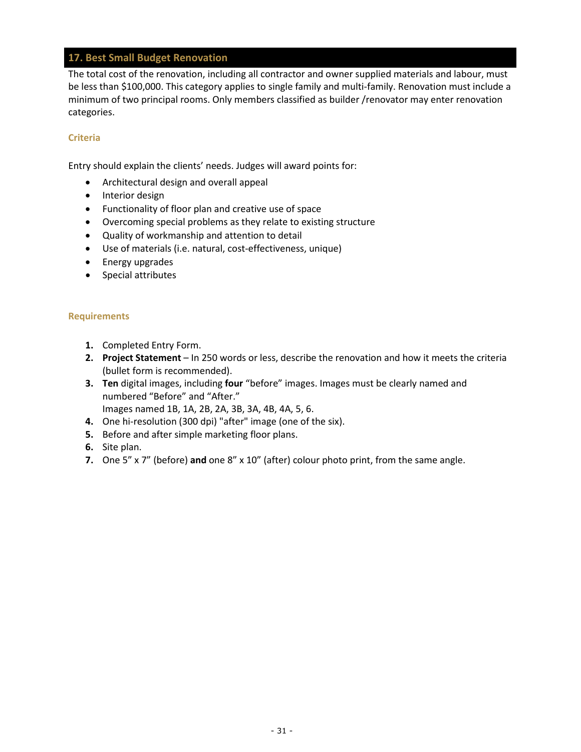## 17. Best Small Budget Renovation

The total cost of the renovation, including all contractor and owner supplied materials and labour, must be less than $100,000. This category applies to single family and multi-family. Renovation must include a minimum of two principal rooms. Only members classified as builder /renovator may enter renovation categories.

### Criteria

Entry should explain the clients' needs. Judges will award points for:

- Architectural design and overall appeal
- Interior design
- Functionality of floor plan and creative use of space
- Overcoming special problems as they relate to existing structure
- Quality of workmanship and attention to detail
- Use of materials (i.e. natural, cost-effectiveness, unique)
- Energy upgrades
- Special attributes

### Requirements

1. Completed Entry Form.
2. **Project Statement** – In 250 words or less, describe the renovation and how it meets the criteria (bullet form is recommended).
3. **Ten** digital images, including **four** "before" images. Images must be clearly named and numbered "Before" and "After."
   Images named 1B, 1A, 2B, 2A, 3B, 3A, 4B, 4A, 5, 6.
4. One hi-resolution (300 dpi) "after" image (one of the six).
5. Before and after simple marketing floor plans.
6. Site plan.
7. One 5" x 7" (before) **and** one 8" x 10" (after) colour photo print, from the same angle.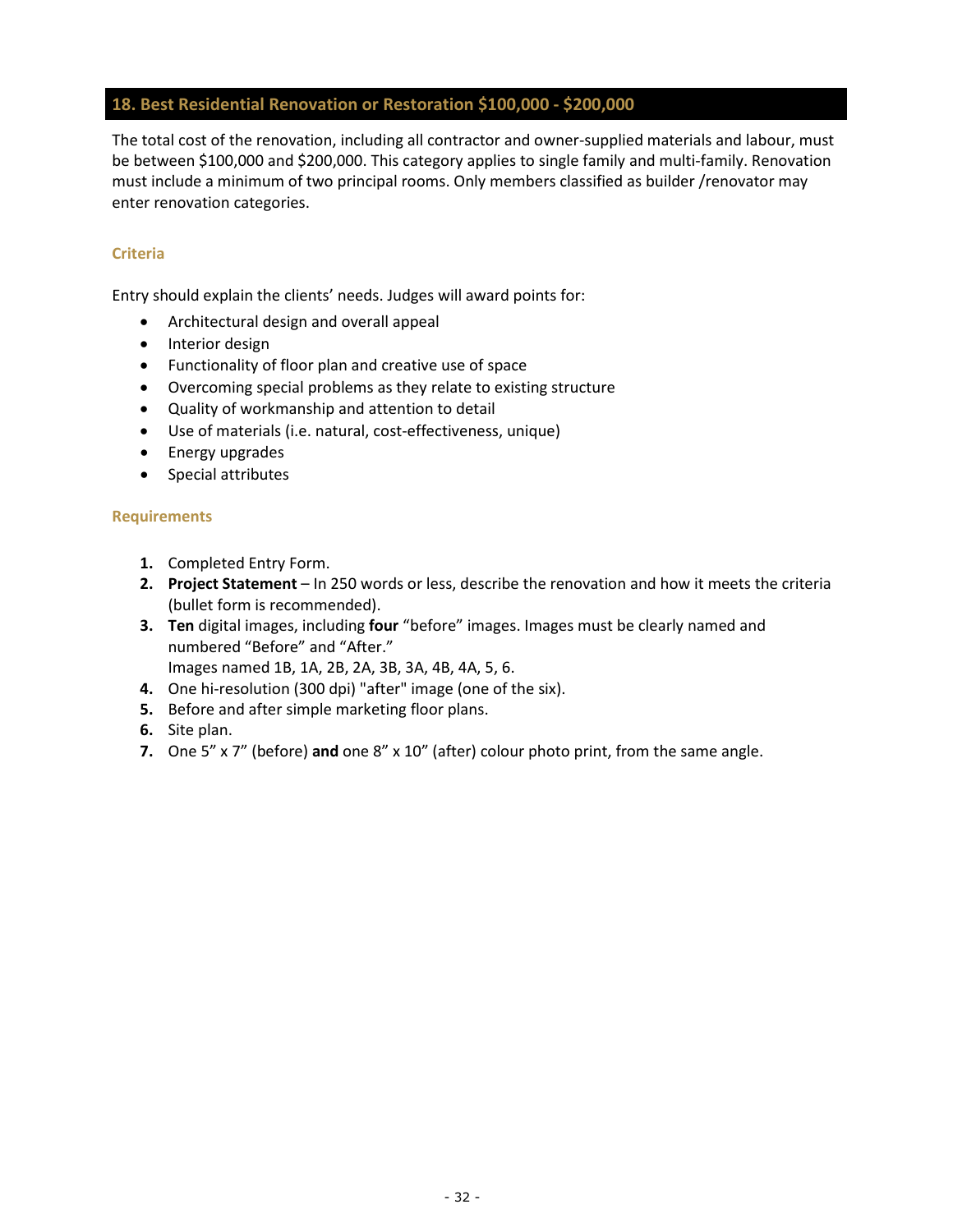## 18. Best Residential Renovation or Restoration $100,000 - $200,000

The total cost of the renovation, including all contractor and owner-supplied materials and labour, must be between $100,000 and $200,000. This category applies to single family and multi-family. Renovation must include a minimum of two principal rooms. Only members classified as builder /renovator may enter renovation categories.

### Criteria

Entry should explain the clients' needs. Judges will award points for:

- Architectural design and overall appeal
- Interior design
- Functionality of floor plan and creative use of space
- Overcoming special problems as they relate to existing structure
- Quality of workmanship and attention to detail
- Use of materials (i.e. natural, cost-effectiveness, unique)
- Energy upgrades
- Special attributes

### Requirements

1. Completed Entry Form.
2. **Project Statement** – In 250 words or less, describe the renovation and how it meets the criteria (bullet form is recommended).
3. **Ten** digital images, including **four** "before" images. Images must be clearly named and numbered "Before" and "After."
   Images named 1B, 1A, 2B, 2A, 3B, 3A, 4B, 4A, 5, 6.
4. One hi-resolution (300 dpi) "after" image (one of the six).
5. Before and after simple marketing floor plans.
6. Site plan.
7. One 5" x 7" (before) **and** one 8" x 10" (after) colour photo print, from the same angle.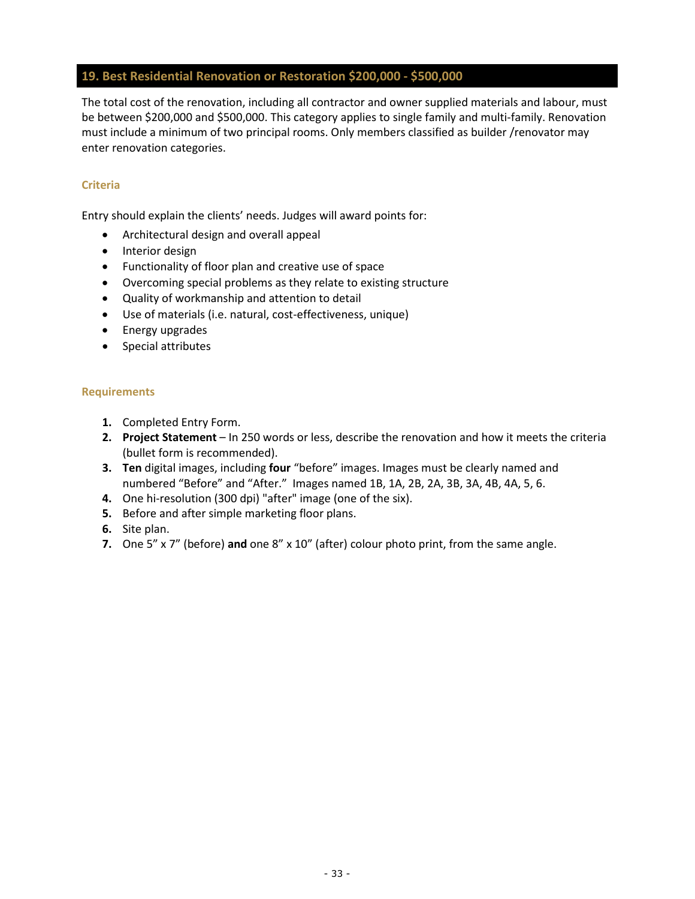## 19. Best Residential Renovation or Restoration $200,000 - $500,000

The total cost of the renovation, including all contractor and owner supplied materials and labour, must be between $200,000 and $500,000. This category applies to single family and multi-family. Renovation must include a minimum of two principal rooms. Only members classified as builder /renovator may enter renovation categories.

### Criteria

Entry should explain the clients' needs. Judges will award points for:

- Architectural design and overall appeal
- Interior design
- Functionality of floor plan and creative use of space
- Overcoming special problems as they relate to existing structure
- Quality of workmanship and attention to detail
- Use of materials (i.e. natural, cost-effectiveness, unique)
- Energy upgrades
- Special attributes

### Requirements

1. Completed Entry Form.
2. **Project Statement** – In 250 words or less, describe the renovation and how it meets the criteria (bullet form is recommended).
3. **Ten** digital images, including **four** "before" images. Images must be clearly named and numbered "Before" and "After." Images named 1B, 1A, 2B, 2A, 3B, 3A, 4B, 4A, 5, 6.
4. One hi-resolution (300 dpi) "after" image (one of the six).
5. Before and after simple marketing floor plans.
6. Site plan.
7. One 5" x 7" (before) **and** one 8" x 10" (after) colour photo print, from the same angle.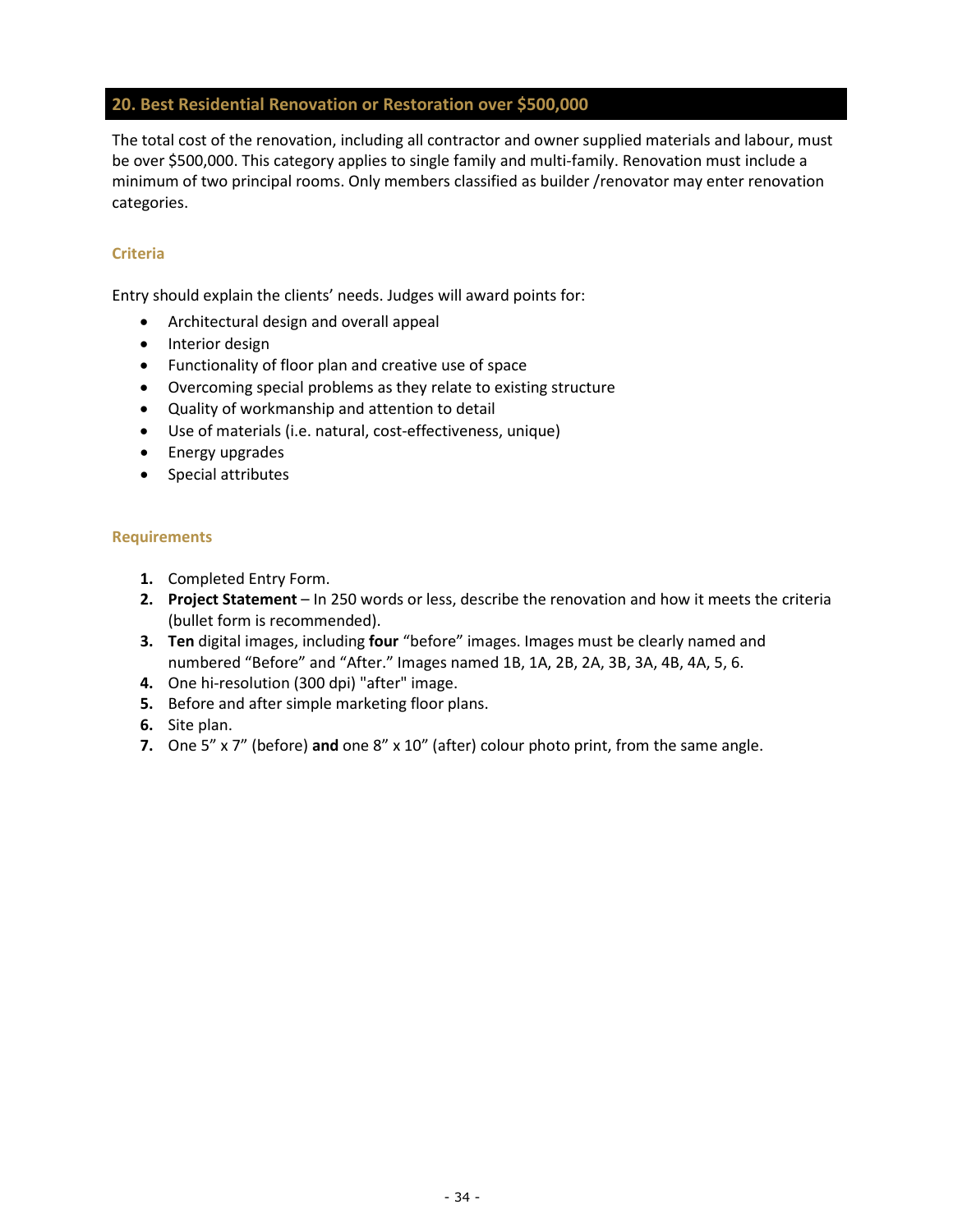## 20. Best Residential Renovation or Restoration over $500,000

The total cost of the renovation, including all contractor and owner supplied materials and labour, must be over $500,000. This category applies to single family and multi-family. Renovation must include a minimum of two principal rooms. Only members classified as builder /renovator may enter renovation categories.

### Criteria

Entry should explain the clients' needs. Judges will award points for:

- Architectural design and overall appeal
- Interior design
- Functionality of floor plan and creative use of space
- Overcoming special problems as they relate to existing structure
- Quality of workmanship and attention to detail
- Use of materials (i.e. natural, cost-effectiveness, unique)
- Energy upgrades
- Special attributes

### Requirements

1. Completed Entry Form.
2. **Project Statement** – In 250 words or less, describe the renovation and how it meets the criteria (bullet form is recommended).
3. **Ten** digital images, including **four** "before" images. Images must be clearly named and numbered "Before" and "After." Images named 1B, 1A, 2B, 2A, 3B, 3A, 4B, 4A, 5, 6.
4. One hi-resolution (300 dpi) "after" image.
5. Before and after simple marketing floor plans.
6. Site plan.
7. One 5" x 7" (before) **and** one 8" x 10" (after) colour photo print, from the same angle.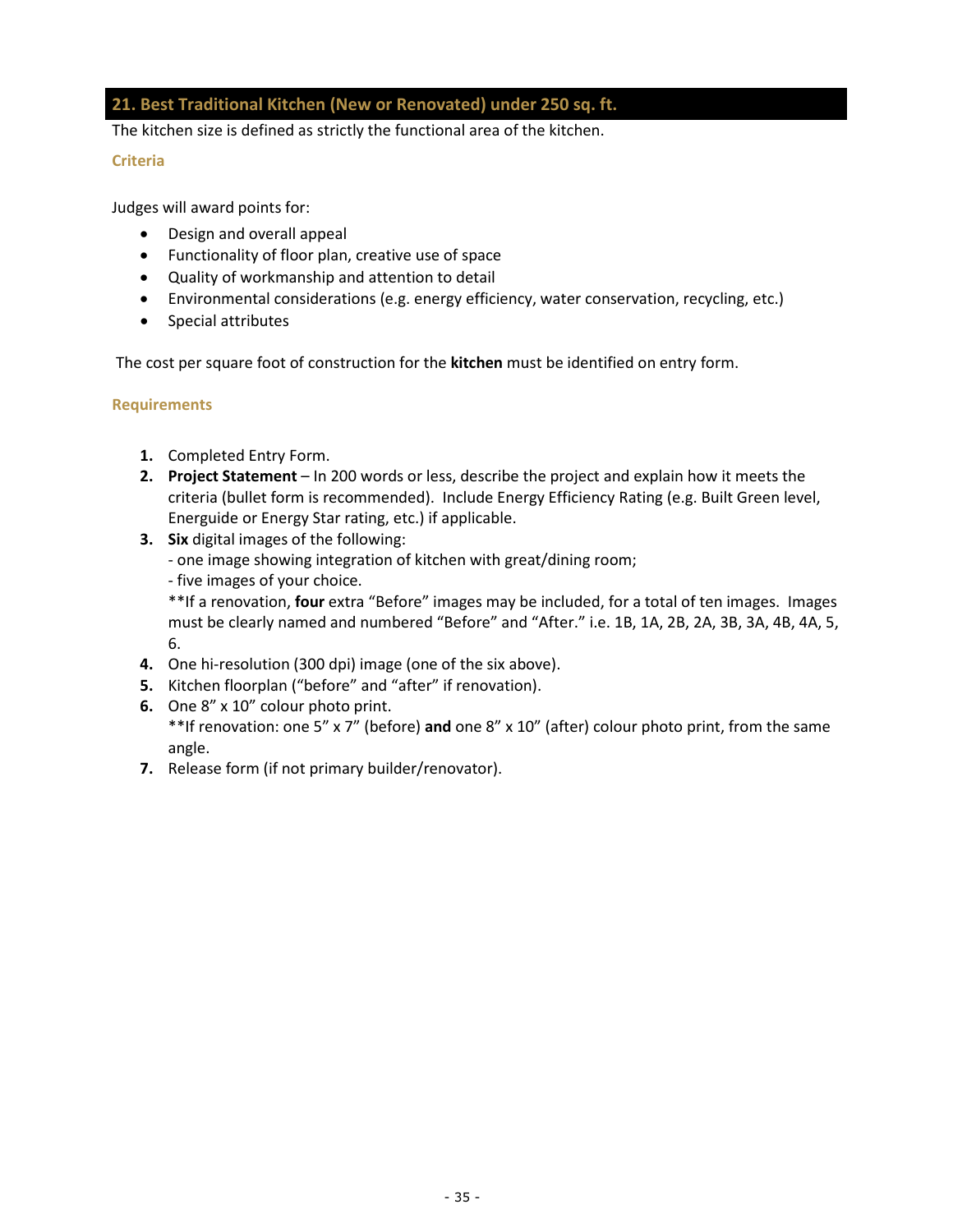## 21. Best Traditional Kitchen (New or Renovated) under 250 sq. ft.

The kitchen size is defined as strictly the functional area of the kitchen.

### Criteria

Judges will award points for:

- Design and overall appeal
- Functionality of floor plan, creative use of space
- Quality of workmanship and attention to detail
- Environmental considerations (e.g. energy efficiency, water conservation, recycling, etc.)
- Special attributes

The cost per square foot of construction for the **kitchen** must be identified on entry form.

### Requirements

1. Completed Entry Form.
2. **Project Statement** – In 200 words or less, describe the project and explain how it meets the criteria (bullet form is recommended). Include Energy Efficiency Rating (e.g. Built Green level, Energuide or Energy Star rating, etc.) if applicable.
3. **Six** digital images of the following:
   - one image showing integration of kitchen with great/dining room;
   - five images of your choice.

   **If a renovation, **four** extra "Before" images may be included, for a total of ten images. Images must be clearly named and numbered "Before" and "After." i.e. 1B, 1A, 2B, 2A, 3B, 3A, 4B, 4A, 5, 6.
4. One hi-resolution (300 dpi) image (one of the six above).
5. Kitchen floorplan ("before" and "after" if renovation).
6. One 8" x 10" colour photo print.
   **If renovation: one 5" x 7" (before) **and** one 8" x 10" (after) colour photo print, from the same angle.
7. Release form (if not primary builder/renovator).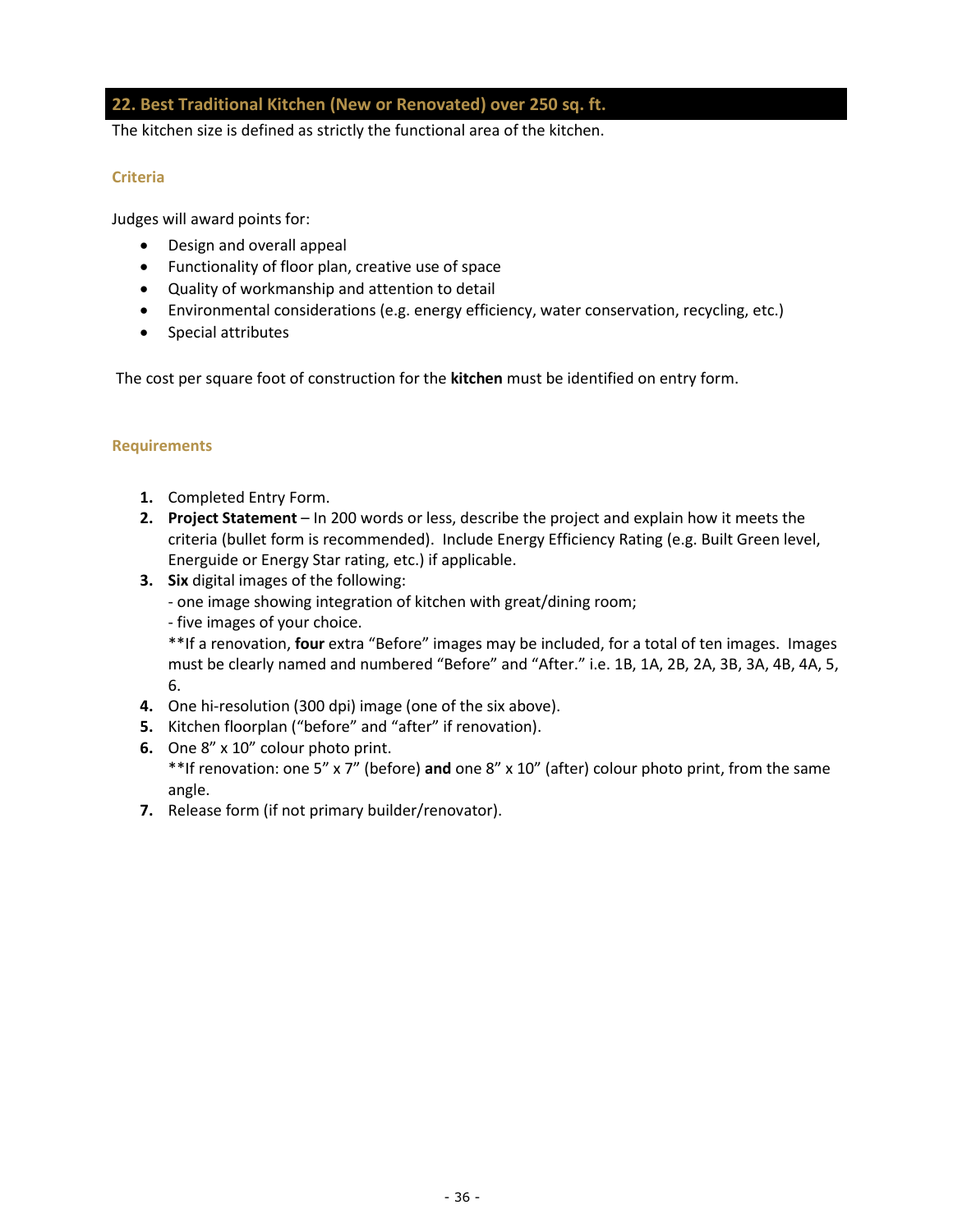## 22. Best Traditional Kitchen (New or Renovated) over 250 sq. ft.

The kitchen size is defined as strictly the functional area of the kitchen.

### Criteria

Judges will award points for:

- Design and overall appeal
- Functionality of floor plan, creative use of space
- Quality of workmanship and attention to detail
- Environmental considerations (e.g. energy efficiency, water conservation, recycling, etc.)
- Special attributes

The cost per square foot of construction for the **kitchen** must be identified on entry form.

### Requirements

1. Completed Entry Form.
2. **Project Statement** – In 200 words or less, describe the project and explain how it meets the criteria (bullet form is recommended). Include Energy Efficiency Rating (e.g. Built Green level, Energuide or Energy Star rating, etc.) if applicable.
3. **Six** digital images of the following:
   - one image showing integration of kitchen with great/dining room;
   - five images of your choice.

   **If a renovation, **four** extra "Before" images may be included, for a total of ten images. Images must be clearly named and numbered "Before" and "After." i.e. 1B, 1A, 2B, 2A, 3B, 3A, 4B, 4A, 5, 6.
4. One hi-resolution (300 dpi) image (one of the six above).
5. Kitchen floorplan ("before" and "after" if renovation).
6. One 8" x 10" colour photo print.
   **If renovation: one 5" x 7" (before) **and** one 8" x 10" (after) colour photo print, from the same angle.
7. Release form (if not primary builder/renovator).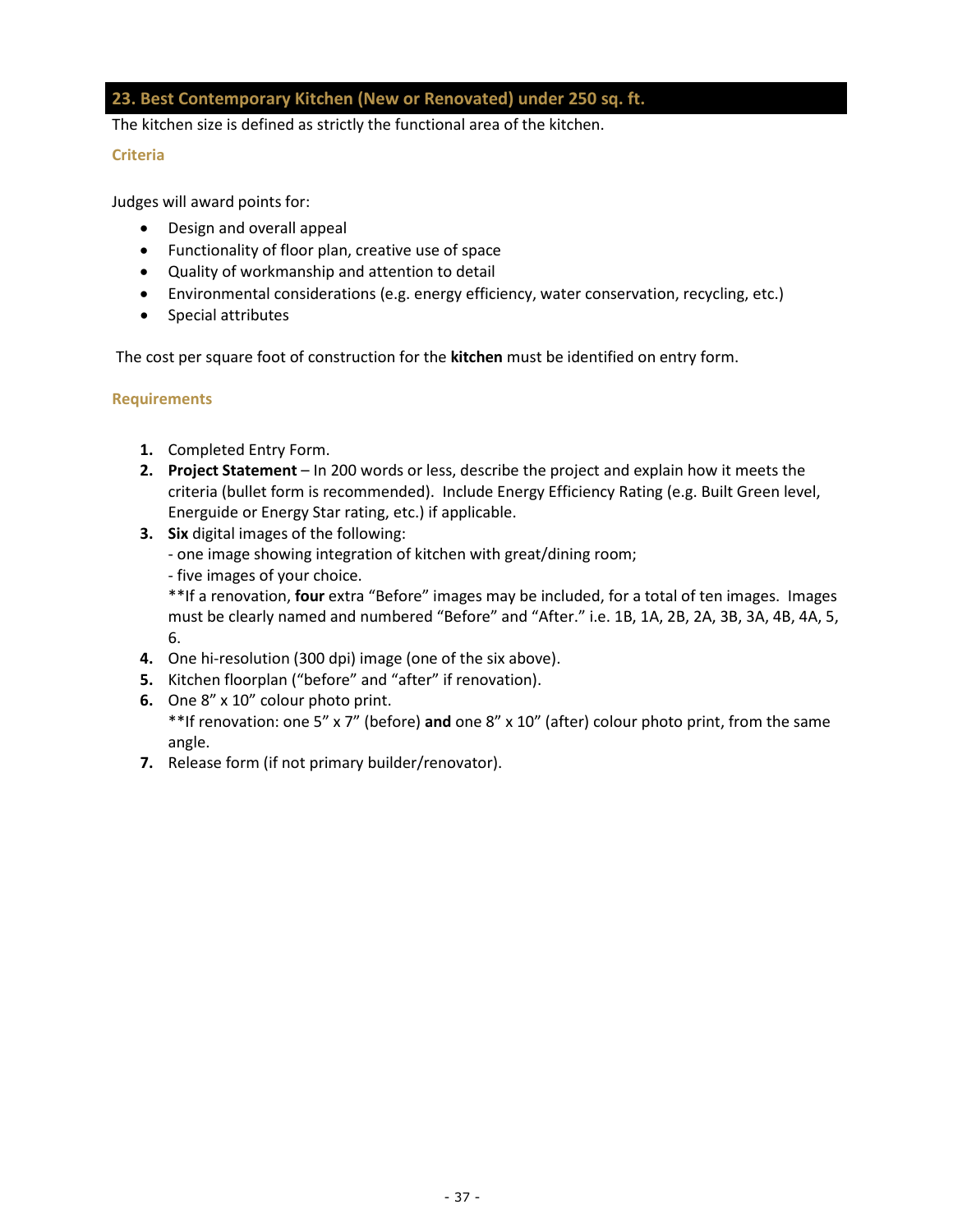## 23. Best Contemporary Kitchen (New or Renovated) under 250 sq. ft.

The kitchen size is defined as strictly the functional area of the kitchen.

### Criteria

Judges will award points for:

- Design and overall appeal
- Functionality of floor plan, creative use of space
- Quality of workmanship and attention to detail
- Environmental considerations (e.g. energy efficiency, water conservation, recycling, etc.)
- Special attributes

The cost per square foot of construction for the **kitchen** must be identified on entry form.

### Requirements

1. Completed Entry Form.
2. **Project Statement** – In 200 words or less, describe the project and explain how it meets the criteria (bullet form is recommended). Include Energy Efficiency Rating (e.g. Built Green level, Energuide or Energy Star rating, etc.) if applicable.
3. **Six** digital images of the following:
   - one image showing integration of kitchen with great/dining room;
   - five images of your choice.

   **If a renovation, **four** extra "Before" images may be included, for a total of ten images. Images must be clearly named and numbered "Before" and "After." i.e. 1B, 1A, 2B, 2A, 3B, 3A, 4B, 4A, 5, 6.
4. One hi-resolution (300 dpi) image (one of the six above).
5. Kitchen floorplan ("before" and "after" if renovation).
6. One 8" x 10" colour photo print.
   **If renovation: one 5" x 7" (before) **and** one 8" x 10" (after) colour photo print, from the same angle.
7. Release form (if not primary builder/renovator).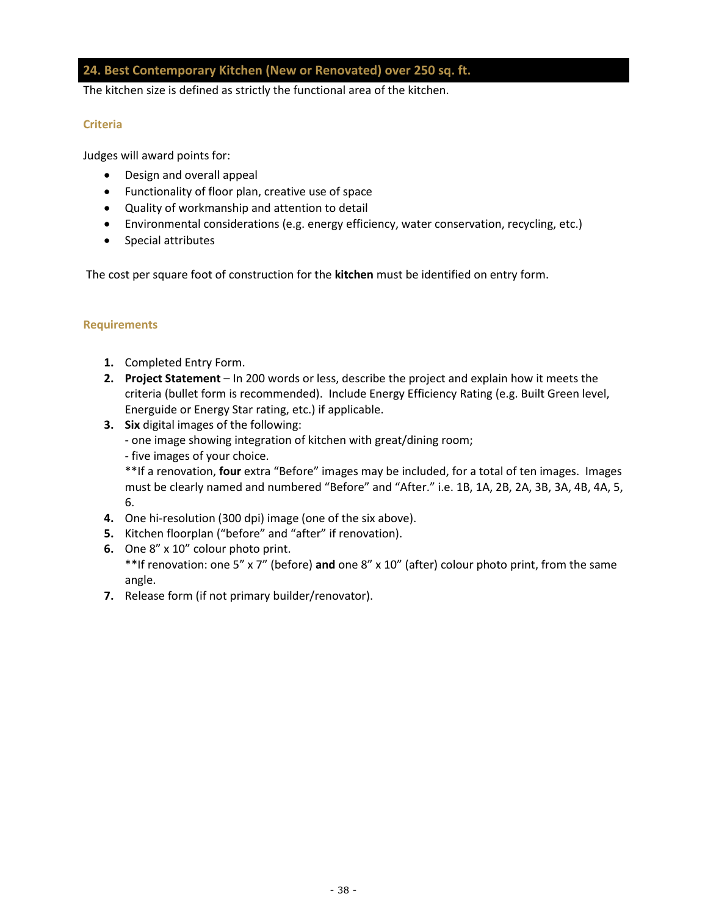## 24. Best Contemporary Kitchen (New or Renovated) over 250 sq. ft.

The kitchen size is defined as strictly the functional area of the kitchen.

### Criteria

Judges will award points for:

- Design and overall appeal
- Functionality of floor plan, creative use of space
- Quality of workmanship and attention to detail
- Environmental considerations (e.g. energy efficiency, water conservation, recycling, etc.)
- Special attributes

The cost per square foot of construction for the **kitchen** must be identified on entry form.

### Requirements

1. Completed Entry Form.
2. **Project Statement** – In 200 words or less, describe the project and explain how it meets the criteria (bullet form is recommended). Include Energy Efficiency Rating (e.g. Built Green level, Energuide or Energy Star rating, etc.) if applicable.
3. **Six** digital images of the following:
   - one image showing integration of kitchen with great/dining room;
   - five images of your choice.

   **If a renovation, **four** extra "Before" images may be included, for a total of ten images. Images must be clearly named and numbered "Before" and "After." i.e. 1B, 1A, 2B, 2A, 3B, 3A, 4B, 4A, 5, 6.
4. One hi-resolution (300 dpi) image (one of the six above).
5. Kitchen floorplan ("before" and "after" if renovation).
6. One 8" x 10" colour photo print.
   **If renovation: one 5" x 7" (before) **and** one 8" x 10" (after) colour photo print, from the same angle.
7. Release form (if not primary builder/renovator).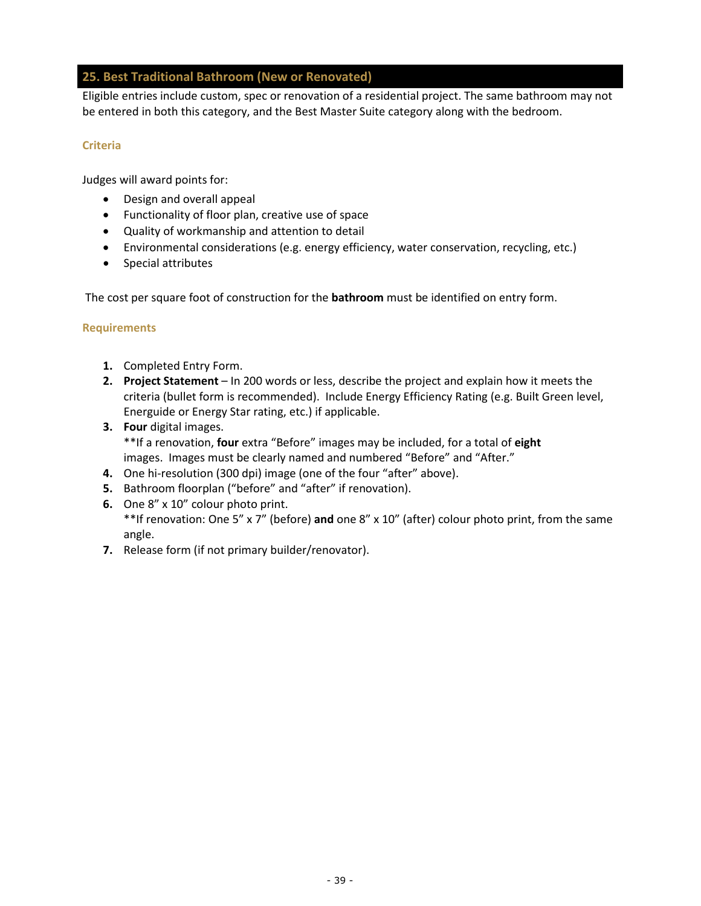## 25. Best Traditional Bathroom (New or Renovated)

Eligible entries include custom, spec or renovation of a residential project. The same bathroom may not be entered in both this category, and the Best Master Suite category along with the bedroom.

### Criteria

Judges will award points for:

- Design and overall appeal
- Functionality of floor plan, creative use of space
- Quality of workmanship and attention to detail
- Environmental considerations (e.g. energy efficiency, water conservation, recycling, etc.)
- Special attributes

The cost per square foot of construction for the **bathroom** must be identified on entry form.

### Requirements

1. Completed Entry Form.
2. **Project Statement** – In 200 words or less, describe the project and explain how it meets the criteria (bullet form is recommended). Include Energy Efficiency Rating (e.g. Built Green level, Energuide or Energy Star rating, etc.) if applicable.
3. **Four** digital images.
   **If a renovation, **four** extra "Before" images may be included, for a total of **eight** images. Images must be clearly named and numbered "Before" and "After."
4. One hi-resolution (300 dpi) image (one of the four "after" above).
5. Bathroom floorplan ("before" and "after" if renovation).
6. One 8" x 10" colour photo print.
   **If renovation: One 5" x 7" (before) **and** one 8" x 10" (after) colour photo print, from the same angle.
7. Release form (if not primary builder/renovator).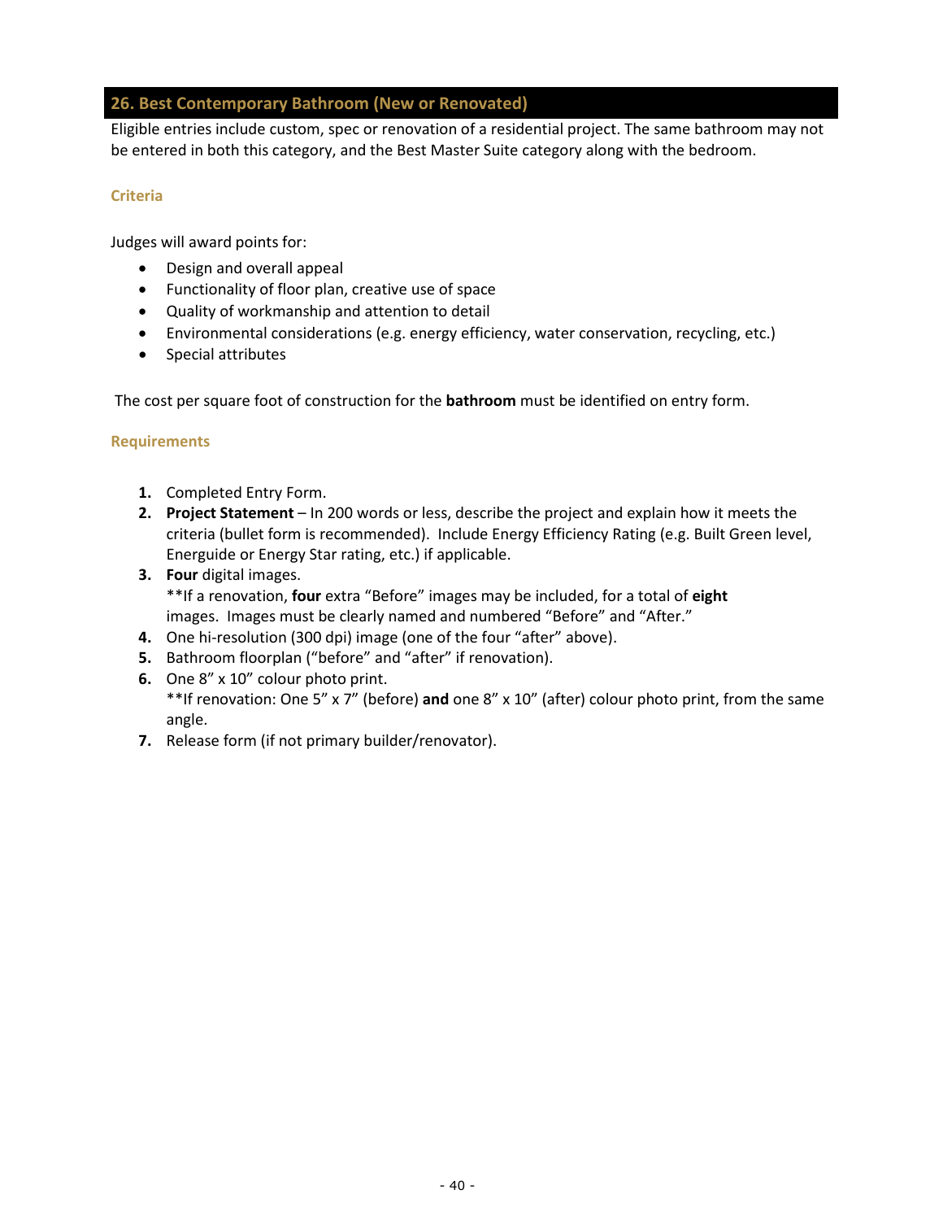## 26. Best Contemporary Bathroom (New or Renovated)

Eligible entries include custom, spec or renovation of a residential project. The same bathroom may not be entered in both this category, and the Best Master Suite category along with the bedroom.

### Criteria

Judges will award points for:

- Design and overall appeal
- Functionality of floor plan, creative use of space
- Quality of workmanship and attention to detail
- Environmental considerations (e.g. energy efficiency, water conservation, recycling, etc.)
- Special attributes

The cost per square foot of construction for the **bathroom** must be identified on entry form.

### Requirements

1. Completed Entry Form.
2. **Project Statement** – In 200 words or less, describe the project and explain how it meets the criteria (bullet form is recommended). Include Energy Efficiency Rating (e.g. Built Green level, Energuide or Energy Star rating, etc.) if applicable.
3. **Four** digital images.
   **If a renovation, **four** extra "Before" images may be included, for a total of **eight** images. Images must be clearly named and numbered "Before" and "After."
4. One hi-resolution (300 dpi) image (one of the four "after" above).
5. Bathroom floorplan ("before" and "after" if renovation).
6. One 8" x 10" colour photo print.
   **If renovation: One 5" x 7" (before) **and** one 8" x 10" (after) colour photo print, from the same angle.
7. Release form (if not primary builder/renovator).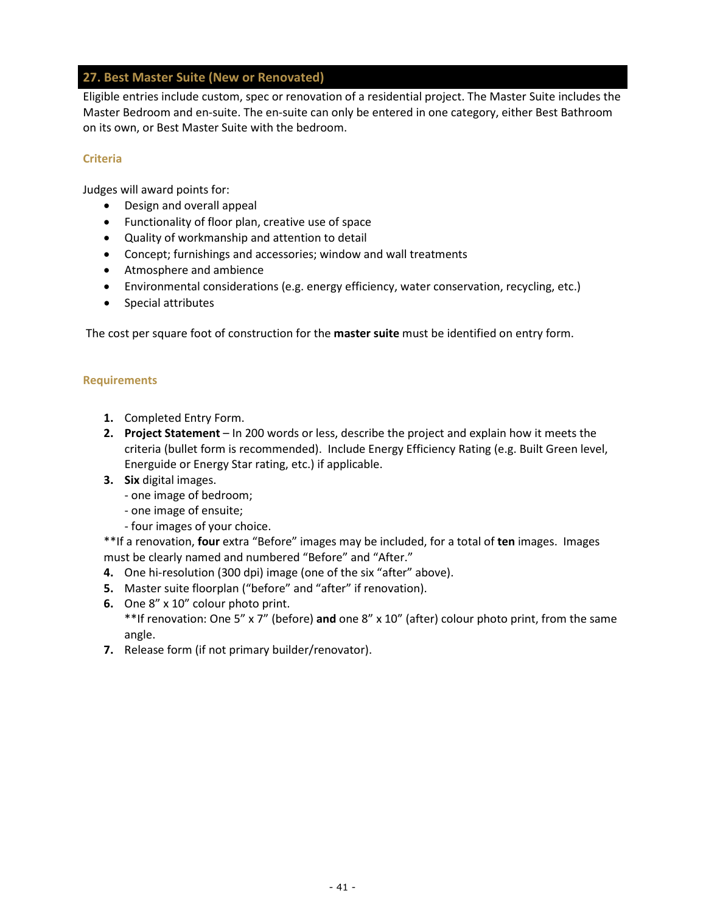## 27. Best Master Suite (New or Renovated)

Eligible entries include custom, spec or renovation of a residential project. The Master Suite includes the Master Bedroom and en-suite. The en-suite can only be entered in one category, either Best Bathroom on its own, or Best Master Suite with the bedroom.

### Criteria

Judges will award points for:

- Design and overall appeal
- Functionality of floor plan, creative use of space
- Quality of workmanship and attention to detail
- Concept; furnishings and accessories; window and wall treatments
- Atmosphere and ambience
- Environmental considerations (e.g. energy efficiency, water conservation, recycling, etc.)
- Special attributes

The cost per square foot of construction for the **master suite** must be identified on entry form.

### Requirements

1. Completed Entry Form.
2. **Project Statement** – In 200 words or less, describe the project and explain how it meets the criteria (bullet form is recommended). Include Energy Efficiency Rating (e.g. Built Green level, Energuide or Energy Star rating, etc.) if applicable.
3. **Six** digital images.
   - one image of bedroom;
   - one image of ensuite;
   - four images of your choice.

   **If a renovation, **four** extra "Before" images may be included, for a total of **ten** images. Images must be clearly named and numbered "Before" and "After."
4. One hi-resolution (300 dpi) image (one of the six "after" above).
5. Master suite floorplan ("before" and "after" if renovation).
6. One 8" x 10" colour photo print.
   **If renovation: One 5" x 7" (before) **and** one 8" x 10" (after) colour photo print, from the same angle.
7. Release form (if not primary builder/renovator).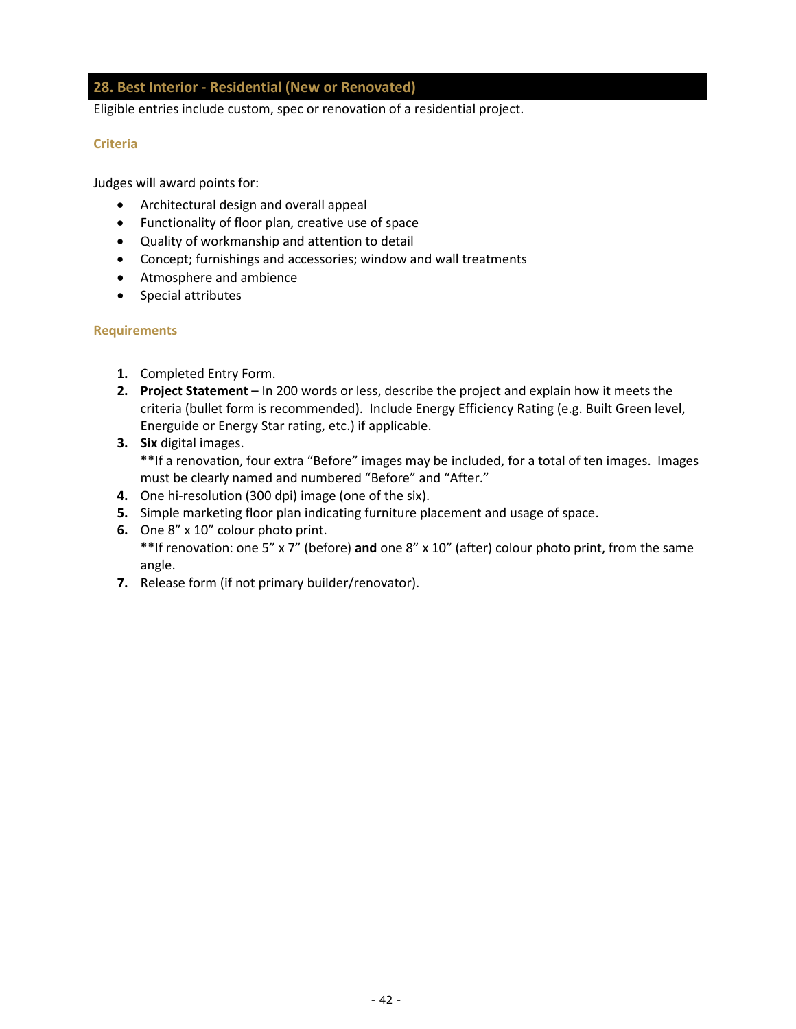## 28. Best Interior - Residential (New or Renovated)

Eligible entries include custom, spec or renovation of a residential project.

### Criteria

Judges will award points for:

- Architectural design and overall appeal
- Functionality of floor plan, creative use of space
- Quality of workmanship and attention to detail
- Concept; furnishings and accessories; window and wall treatments
- Atmosphere and ambience
- Special attributes

### Requirements

1. Completed Entry Form.
2. **Project Statement** – In 200 words or less, describe the project and explain how it meets the criteria (bullet form is recommended). Include Energy Efficiency Rating (e.g. Built Green level, Energuide or Energy Star rating, etc.) if applicable.
3. **Six** digital images.
   **If a renovation, four extra "Before" images may be included, for a total of ten images. Images must be clearly named and numbered "Before" and "After."
4. One hi-resolution (300 dpi) image (one of the six).
5. Simple marketing floor plan indicating furniture placement and usage of space.
6. One 8" x 10" colour photo print.
   **If renovation: one 5" x 7" (before) **and** one 8" x 10" (after) colour photo print, from the same angle.
7. Release form (if not primary builder/renovator).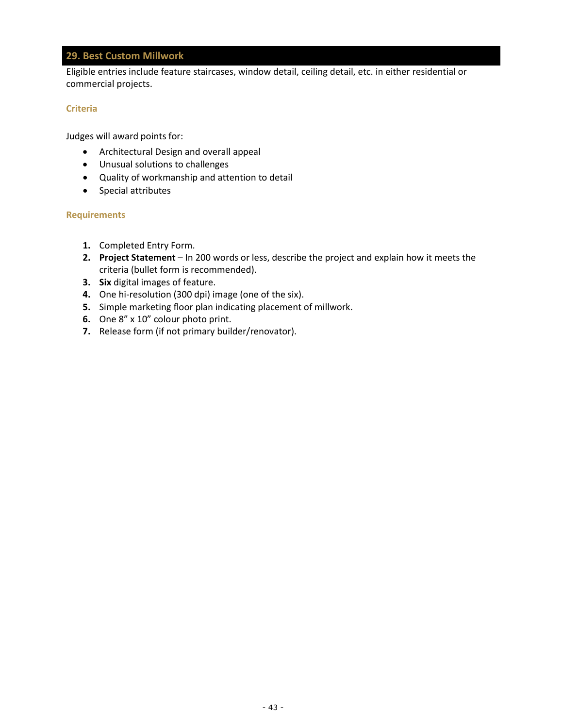## 29. Best Custom Millwork

Eligible entries include feature staircases, window detail, ceiling detail, etc. in either residential or commercial projects.

### Criteria

Judges will award points for:

- Architectural Design and overall appeal
- Unusual solutions to challenges
- Quality of workmanship and attention to detail
- Special attributes

### Requirements

1. Completed Entry Form.
2. **Project Statement** – In 200 words or less, describe the project and explain how it meets the criteria (bullet form is recommended).
3. **Six** digital images of feature.
4. One hi-resolution (300 dpi) image (one of the six).
5. Simple marketing floor plan indicating placement of millwork.
6. One 8" x 10" colour photo print.
7. Release form (if not primary builder/renovator).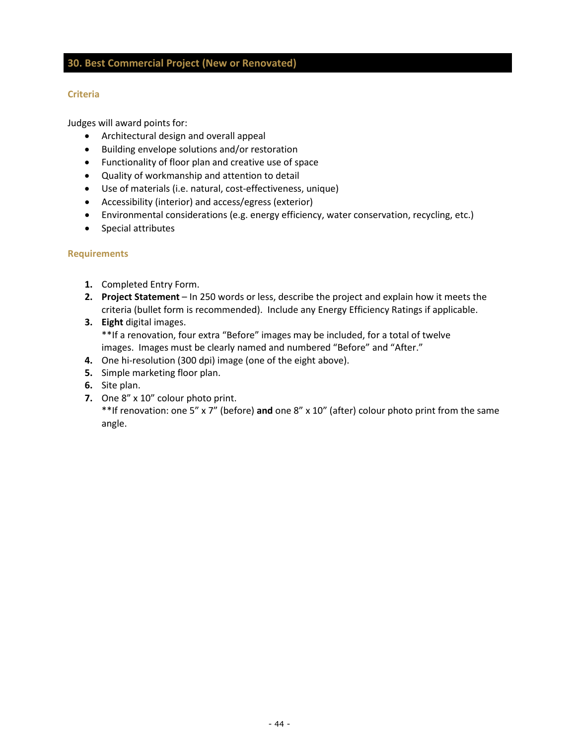## 30. Best Commercial Project (New or Renovated)

### Criteria

Judges will award points for:

- Architectural design and overall appeal
- Building envelope solutions and/or restoration
- Functionality of floor plan and creative use of space
- Quality of workmanship and attention to detail
- Use of materials (i.e. natural, cost-effectiveness, unique)
- Accessibility (interior) and access/egress (exterior)
- Environmental considerations (e.g. energy efficiency, water conservation, recycling, etc.)
- Special attributes

### Requirements

1. Completed Entry Form.
2. **Project Statement** – In 250 words or less, describe the project and explain how it meets the criteria (bullet form is recommended). Include any Energy Efficiency Ratings if applicable.
3. **Eight** digital images.
   **If a renovation, four extra "Before" images may be included, for a total of twelve images. Images must be clearly named and numbered "Before" and "After."
4. One hi-resolution (300 dpi) image (one of the eight above).
5. Simple marketing floor plan.
6. Site plan.
7. One 8" x 10" colour photo print.
   **If renovation: one 5" x 7" (before) **and** one 8" x 10" (after) colour photo print from the same angle.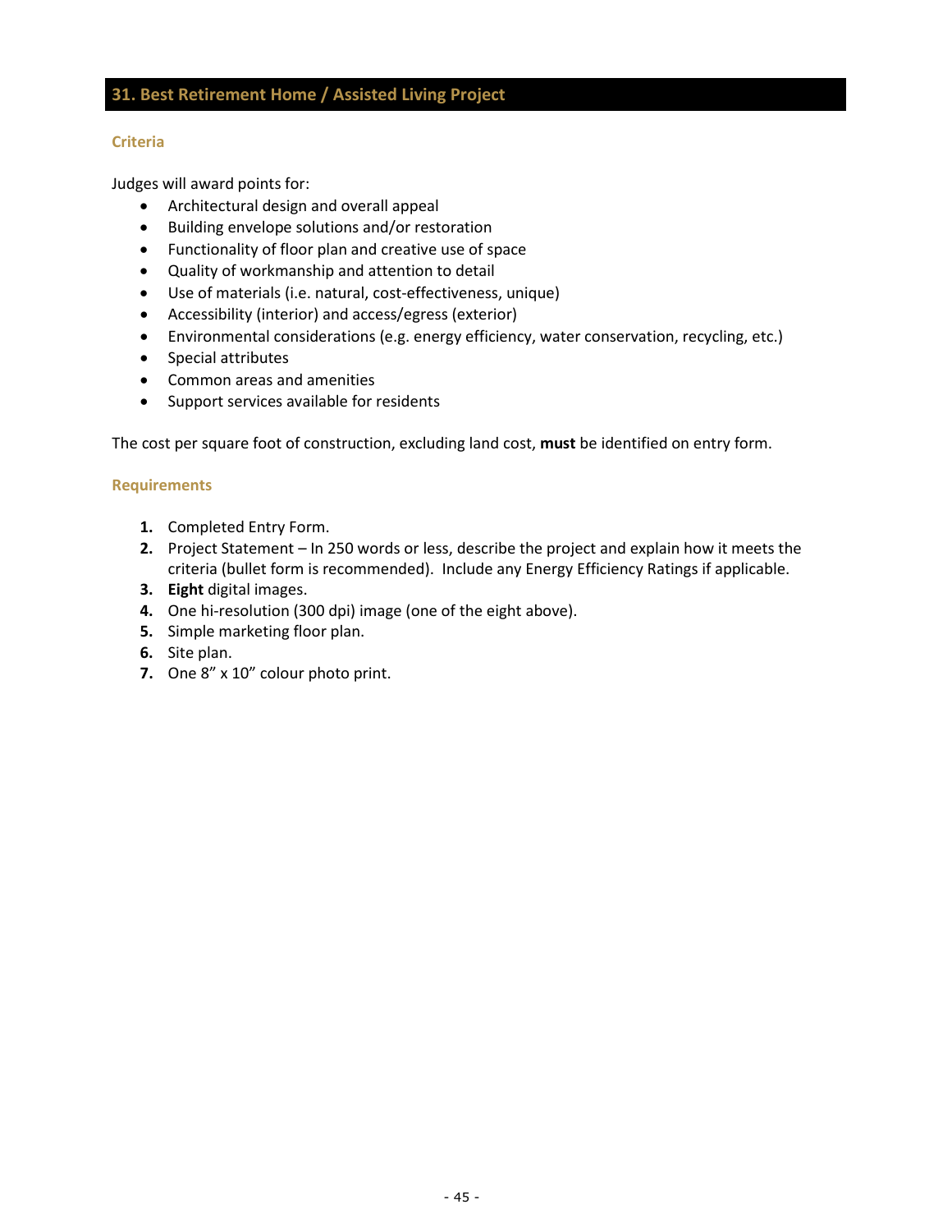## 31. Best Retirement Home / Assisted Living Project

### Criteria

Judges will award points for:

- Architectural design and overall appeal
- Building envelope solutions and/or restoration
- Functionality of floor plan and creative use of space
- Quality of workmanship and attention to detail
- Use of materials (i.e. natural, cost-effectiveness, unique)
- Accessibility (interior) and access/egress (exterior)
- Environmental considerations (e.g. energy efficiency, water conservation, recycling, etc.)
- Special attributes
- Common areas and amenities
- Support services available for residents

The cost per square foot of construction, excluding land cost, **must** be identified on entry form.

### Requirements

1. Completed Entry Form.
2. Project Statement – In 250 words or less, describe the project and explain how it meets the criteria (bullet form is recommended). Include any Energy Efficiency Ratings if applicable.
3. **Eight** digital images.
4. One hi-resolution (300 dpi) image (one of the eight above).
5. Simple marketing floor plan.
6. Site plan.
7. One 8" x 10" colour photo print.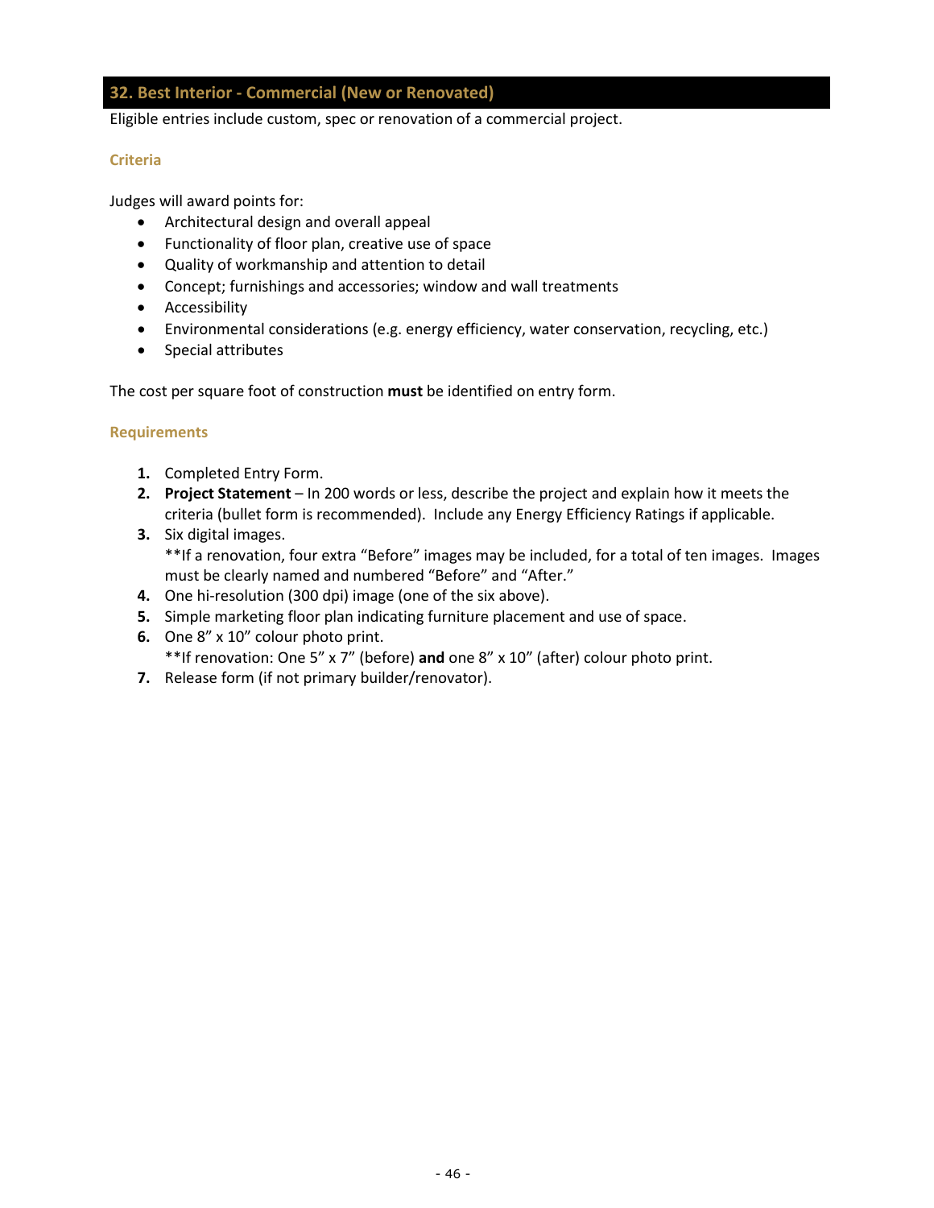## 32. Best Interior - Commercial (New or Renovated)

Eligible entries include custom, spec or renovation of a commercial project.

### Criteria

Judges will award points for:

- Architectural design and overall appeal
- Functionality of floor plan, creative use of space
- Quality of workmanship and attention to detail
- Concept; furnishings and accessories; window and wall treatments
- Accessibility
- Environmental considerations (e.g. energy efficiency, water conservation, recycling, etc.)
- Special attributes

The cost per square foot of construction **must** be identified on entry form.

### Requirements

1. Completed Entry Form.
2. **Project Statement** – In 200 words or less, describe the project and explain how it meets the criteria (bullet form is recommended). Include any Energy Efficiency Ratings if applicable.
3. Six digital images.
   **If a renovation, four extra "Before" images may be included, for a total of ten images. Images must be clearly named and numbered "Before" and "After."
4. One hi-resolution (300 dpi) image (one of the six above).
5. Simple marketing floor plan indicating furniture placement and use of space.
6. One 8" x 10" colour photo print.
   **If renovation: One 5" x 7" (before) **and** one 8" x 10" (after) colour photo print.
7. Release form (if not primary builder/renovator).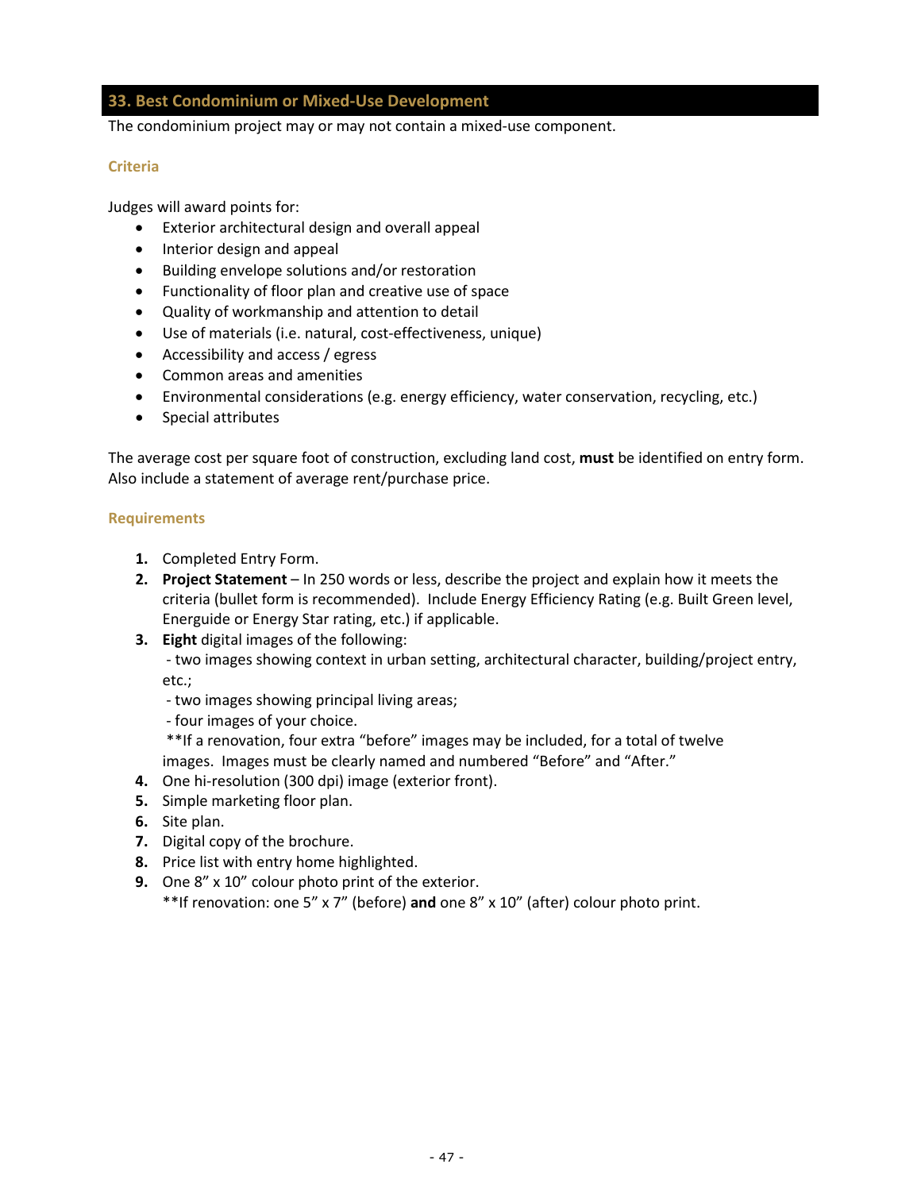## 33. Best Condominium or Mixed-Use Development

The condominium project may or may not contain a mixed-use component.

### Criteria

Judges will award points for:

- Exterior architectural design and overall appeal
- Interior design and appeal
- Building envelope solutions and/or restoration
- Functionality of floor plan and creative use of space
- Quality of workmanship and attention to detail
- Use of materials (i.e. natural, cost-effectiveness, unique)
- Accessibility and access / egress
- Common areas and amenities
- Environmental considerations (e.g. energy efficiency, water conservation, recycling, etc.)
- Special attributes

The average cost per square foot of construction, excluding land cost, **must** be identified on entry form. Also include a statement of average rent/purchase price.

### Requirements

1. Completed Entry Form.
2. **Project Statement** – In 250 words or less, describe the project and explain how it meets the criteria (bullet form is recommended). Include Energy Efficiency Rating (e.g. Built Green level, Energuide or Energy Star rating, etc.) if applicable.
3. **Eight** digital images of the following:
   - two images showing context in urban setting, architectural character, building/project entry, etc.;
   - two images showing principal living areas;
   - four images of your choice.

   **If a renovation, four extra "before" images may be included, for a total of twelve images. Images must be clearly named and numbered "Before" and "After."
4. One hi-resolution (300 dpi) image (exterior front).
5. Simple marketing floor plan.
6. Site plan.
7. Digital copy of the brochure.
8. Price list with entry home highlighted.
9. One 8" x 10" colour photo print of the exterior.
   **If renovation: one 5" x 7" (before) **and** one 8" x 10" (after) colour photo print.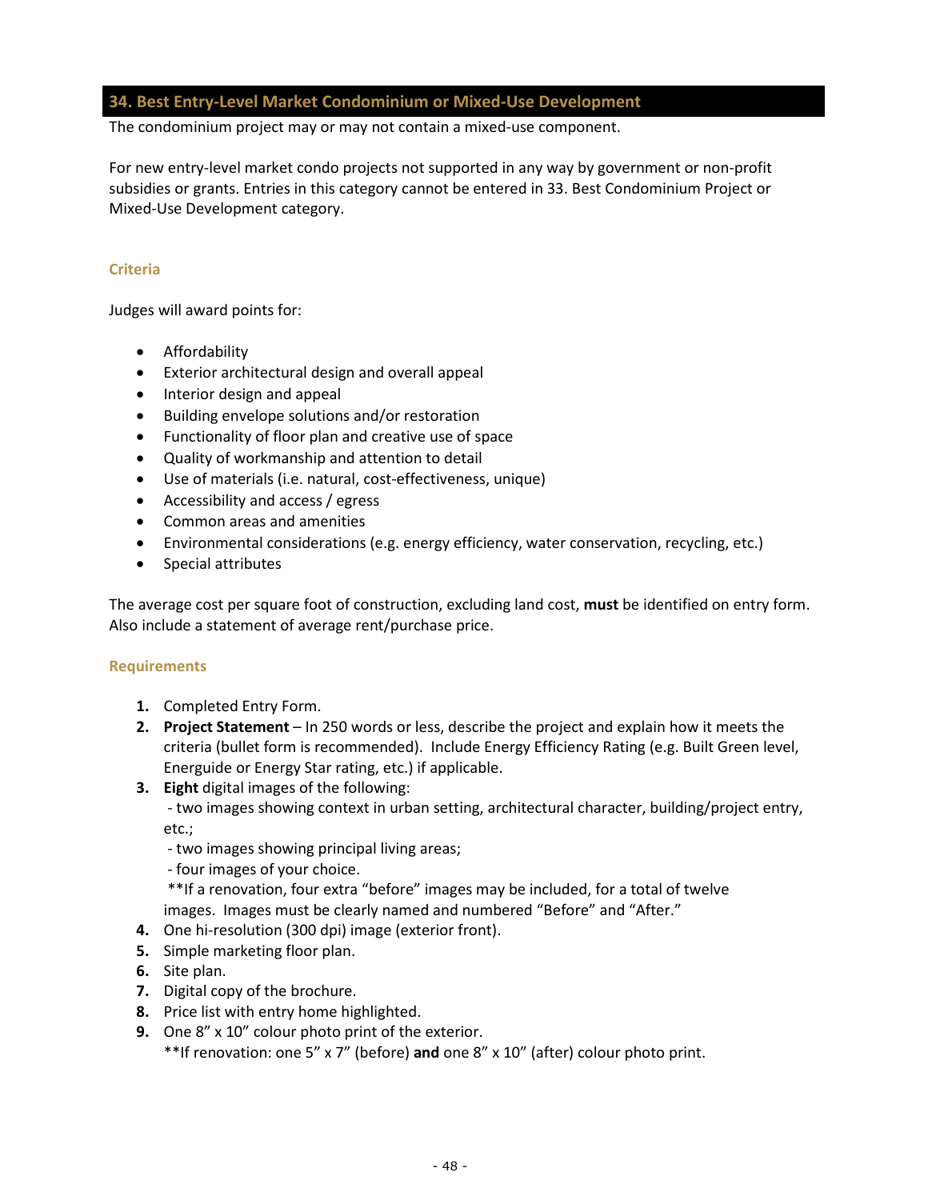## 34. Best Entry-Level Market Condominium or Mixed-Use Development

The condominium project may or may not contain a mixed-use component.

For new entry-level market condo projects not supported in any way by government or non-profit subsidies or grants. Entries in this category cannot be entered in 33. Best Condominium Project or Mixed-Use Development category.

### Criteria

Judges will award points for:

- Affordability
- Exterior architectural design and overall appeal
- Interior design and appeal
- Building envelope solutions and/or restoration
- Functionality of floor plan and creative use of space
- Quality of workmanship and attention to detail
- Use of materials (i.e. natural, cost-effectiveness, unique)
- Accessibility and access / egress
- Common areas and amenities
- Environmental considerations (e.g. energy efficiency, water conservation, recycling, etc.)
- Special attributes

The average cost per square foot of construction, excluding land cost, **must** be identified on entry form. Also include a statement of average rent/purchase price.

### Requirements

1. Completed Entry Form.
2. **Project Statement** – In 250 words or less, describe the project and explain how it meets the criteria (bullet form is recommended). Include Energy Efficiency Rating (e.g. Built Green level, Energuide or Energy Star rating, etc.) if applicable.
3. **Eight** digital images of the following:
   - two images showing context in urban setting, architectural character, building/project entry, etc.;
   - two images showing principal living areas;
   - four images of your choice.

   **If a renovation, four extra "before" images may be included, for a total of twelve images. Images must be clearly named and numbered "Before" and "After."
4. One hi-resolution (300 dpi) image (exterior front).
5. Simple marketing floor plan.
6. Site plan.
7. Digital copy of the brochure.
8. Price list with entry home highlighted.
9. One 8" x 10" colour photo print of the exterior.
   **If renovation: one 5" x 7" (before) **and** one 8" x 10" (after) colour photo print.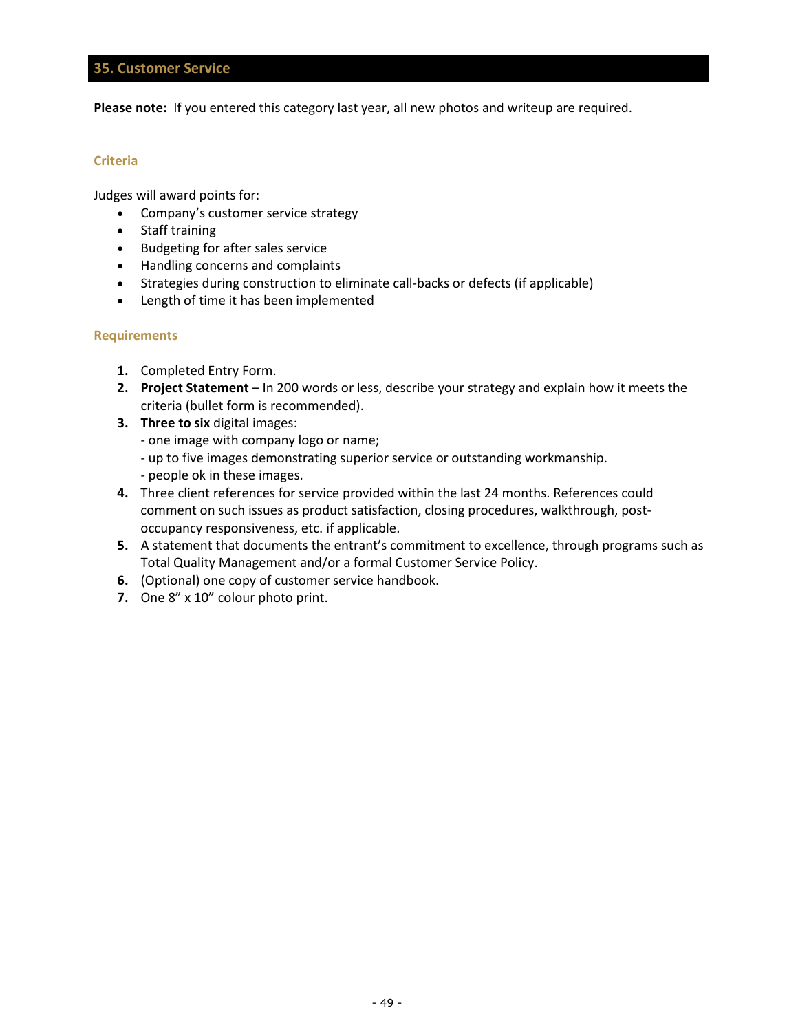## 35. Customer Service

**Please note:** If you entered this category last year, all new photos and writeup are required.

### Criteria

Judges will award points for:

- Company's customer service strategy
- Staff training
- Budgeting for after sales service
- Handling concerns and complaints
- Strategies during construction to eliminate call-backs or defects (if applicable)
- Length of time it has been implemented

### Requirements

1. Completed Entry Form.
2. **Project Statement** – In 200 words or less, describe your strategy and explain how it meets the criteria (bullet form is recommended).
3. **Three to six** digital images:
   - one image with company logo or name;
   - up to five images demonstrating superior service or outstanding workmanship.
   - people ok in these images.
4. Three client references for service provided within the last 24 months. References could comment on such issues as product satisfaction, closing procedures, walkthrough, post-occupancy responsiveness, etc. if applicable.
5. A statement that documents the entrant's commitment to excellence, through programs such as Total Quality Management and/or a formal Customer Service Policy.
6. (Optional) one copy of customer service handbook.
7. One 8" x 10" colour photo print.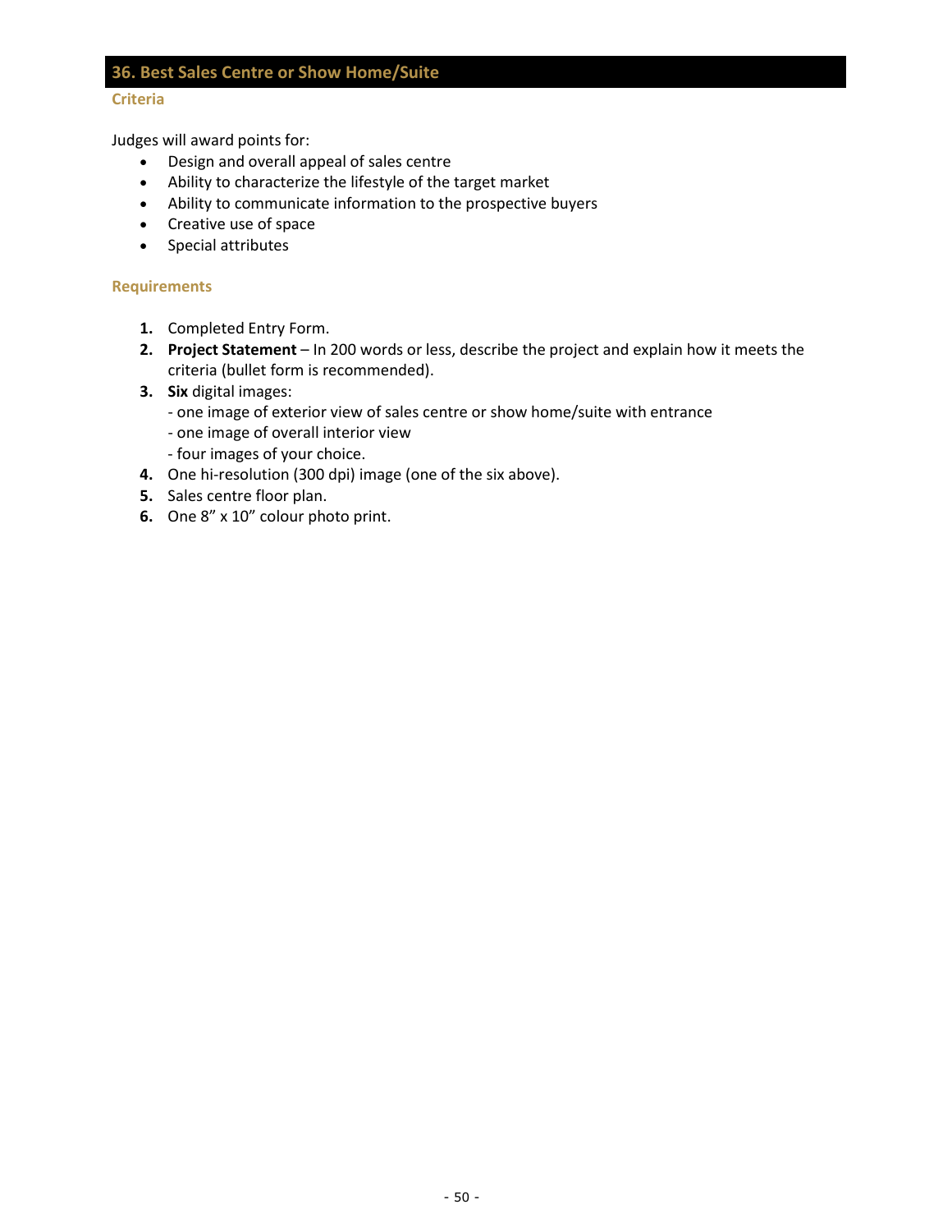## 36. Best Sales Centre or Show Home/Suite

### Criteria

Judges will award points for:

- Design and overall appeal of sales centre
- Ability to characterize the lifestyle of the target market
- Ability to communicate information to the prospective buyers
- Creative use of space
- Special attributes

### Requirements

1. Completed Entry Form.
2. **Project Statement** – In 200 words or less, describe the project and explain how it meets the criteria (bullet form is recommended).
3. **Six** digital images:
   - one image of exterior view of sales centre or show home/suite with entrance
   - one image of overall interior view
   - four images of your choice.
4. One hi-resolution (300 dpi) image (one of the six above).
5. Sales centre floor plan.
6. One 8" x 10" colour photo print.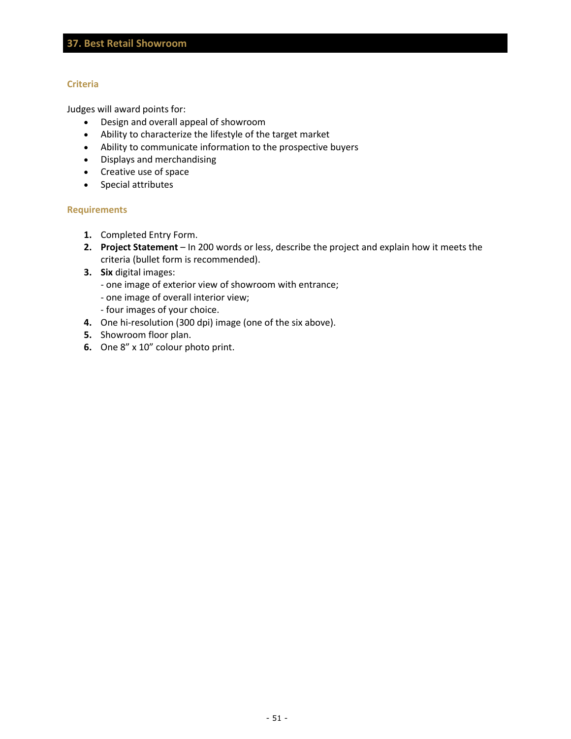## 37. Best Retail Showroom

### Criteria

Judges will award points for:

- Design and overall appeal of showroom
- Ability to characterize the lifestyle of the target market
- Ability to communicate information to the prospective buyers
- Displays and merchandising
- Creative use of space
- Special attributes

### Requirements

1. Completed Entry Form.
2. **Project Statement** – In 200 words or less, describe the project and explain how it meets the criteria (bullet form is recommended).
3. **Six** digital images:
   - one image of exterior view of showroom with entrance;
   - one image of overall interior view;
   - four images of your choice.
4. One hi-resolution (300 dpi) image (one of the six above).
5. Showroom floor plan.
6. One 8” x 10” colour photo print.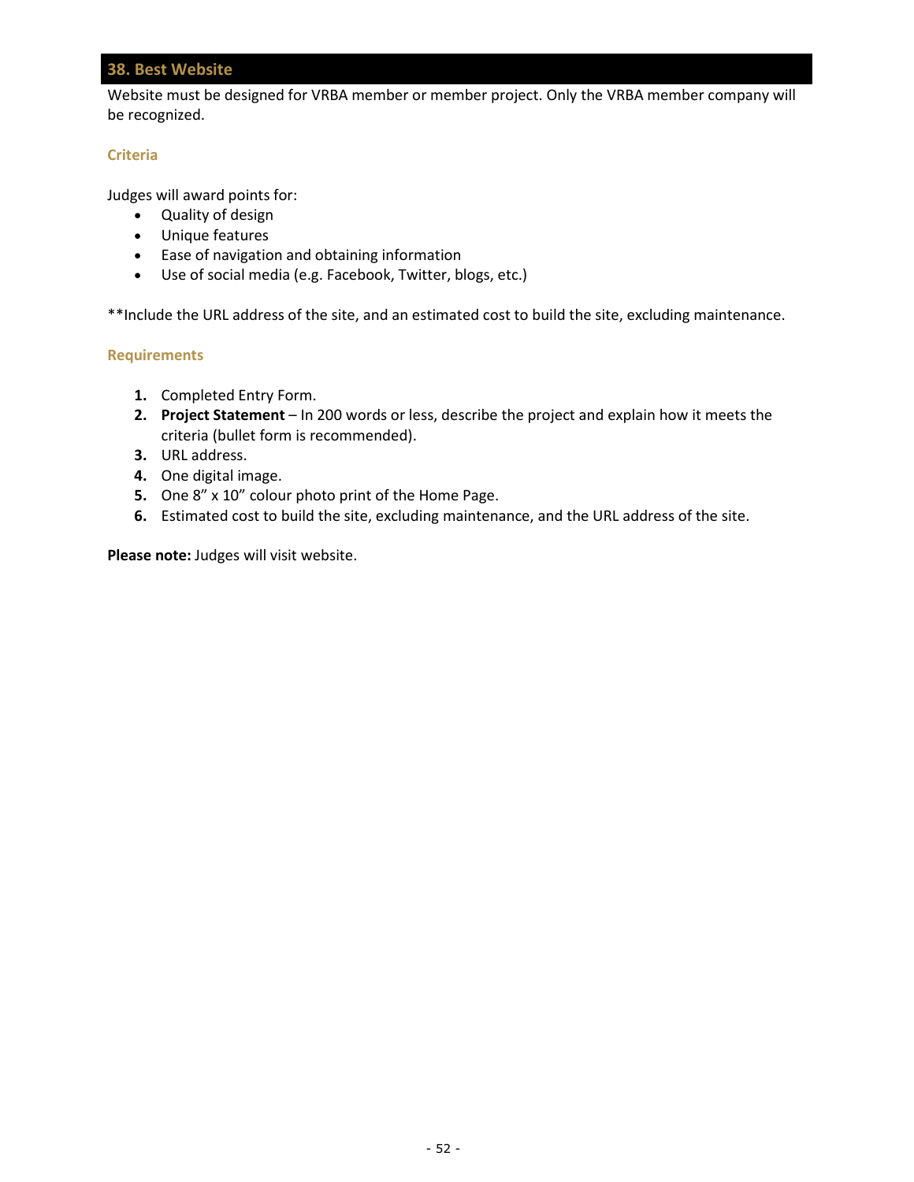## 38. Best Website

Website must be designed for VRBA member or member project. Only the VRBA member company will be recognized.

### Criteria

Judges will award points for:

- Quality of design
- Unique features
- Ease of navigation and obtaining information
- Use of social media (e.g. Facebook, Twitter, blogs, etc.)

**Include the URL address of the site, and an estimated cost to build the site, excluding maintenance.

### Requirements

1. Completed Entry Form.
2. **Project Statement** – In 200 words or less, describe the project and explain how it meets the criteria (bullet form is recommended).
3. URL address.
4. One digital image.
5. One 8" x 10" colour photo print of the Home Page.
6. Estimated cost to build the site, excluding maintenance, and the URL address of the site.

**Please note:** Judges will visit website.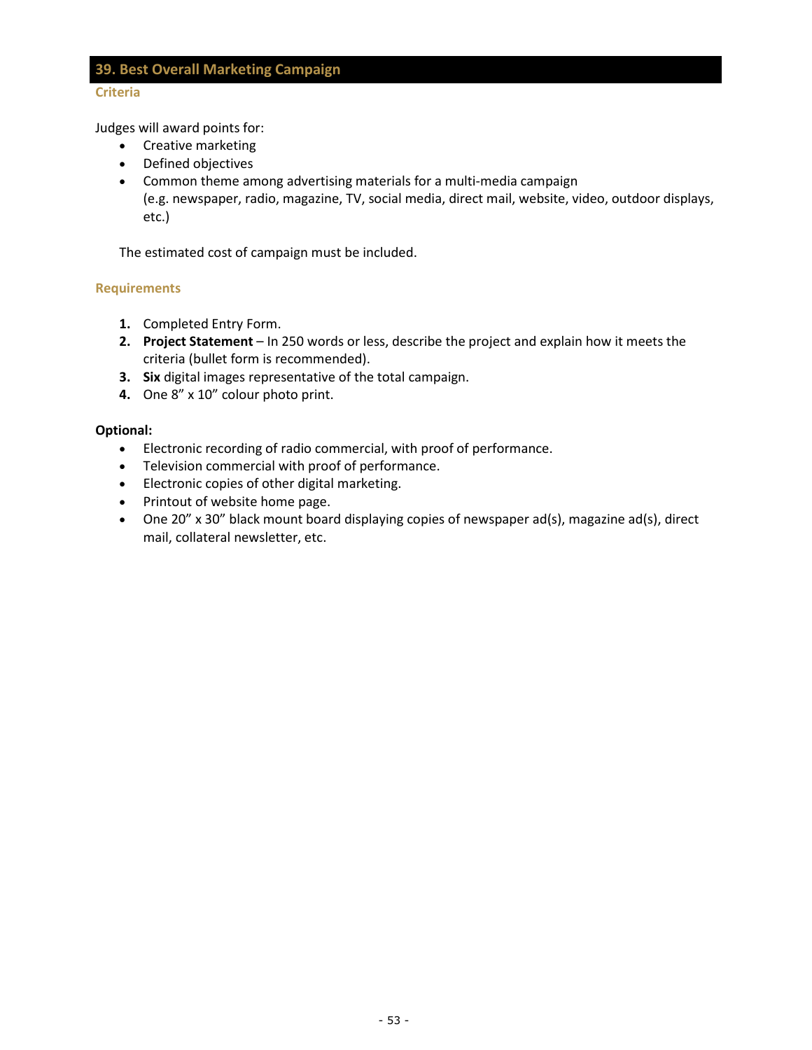## 39. Best Overall Marketing Campaign

### Criteria

Judges will award points for:

- Creative marketing
- Defined objectives
- Common theme among advertising materials for a multi-media campaign (e.g. newspaper, radio, magazine, TV, social media, direct mail, website, video, outdoor displays, etc.)

The estimated cost of campaign must be included.

### Requirements

1. Completed Entry Form.
2. **Project Statement** – In 250 words or less, describe the project and explain how it meets the criteria (bullet form is recommended).
3. **Six** digital images representative of the total campaign.
4. One 8" x 10" colour photo print.

**Optional:**

- Electronic recording of radio commercial, with proof of performance.
- Television commercial with proof of performance.
- Electronic copies of other digital marketing.
- Printout of website home page.
- One 20" x 30" black mount board displaying copies of newspaper ad(s), magazine ad(s), direct mail, collateral newsletter, etc.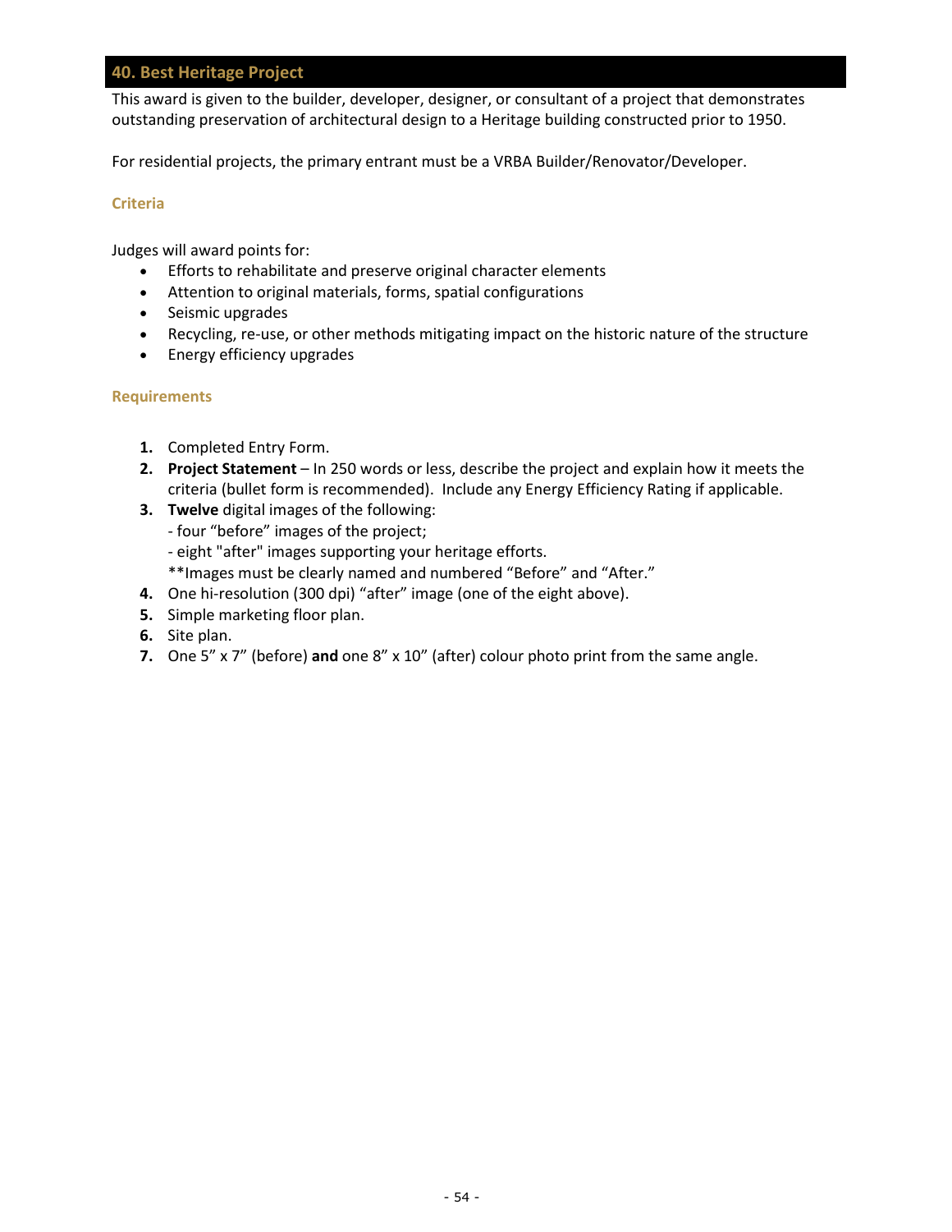## 40. Best Heritage Project

This award is given to the builder, developer, designer, or consultant of a project that demonstrates outstanding preservation of architectural design to a Heritage building constructed prior to 1950.

For residential projects, the primary entrant must be a VRBA Builder/Renovator/Developer.

### Criteria

Judges will award points for:

- Efforts to rehabilitate and preserve original character elements
- Attention to original materials, forms, spatial configurations
- Seismic upgrades
- Recycling, re-use, or other methods mitigating impact on the historic nature of the structure
- Energy efficiency upgrades

### Requirements

1. Completed Entry Form.
2. **Project Statement** – In 250 words or less, describe the project and explain how it meets the criteria (bullet form is recommended). Include any Energy Efficiency Rating if applicable.
3. **Twelve** digital images of the following:
   - four "before" images of the project;
   - eight "after" images supporting your heritage efforts.
   **Images must be clearly named and numbered "Before" and "After."
4. One hi-resolution (300 dpi) "after" image (one of the eight above).
5. Simple marketing floor plan.
6. Site plan.
7. One 5" x 7" (before) **and** one 8" x 10" (after) colour photo print from the same angle.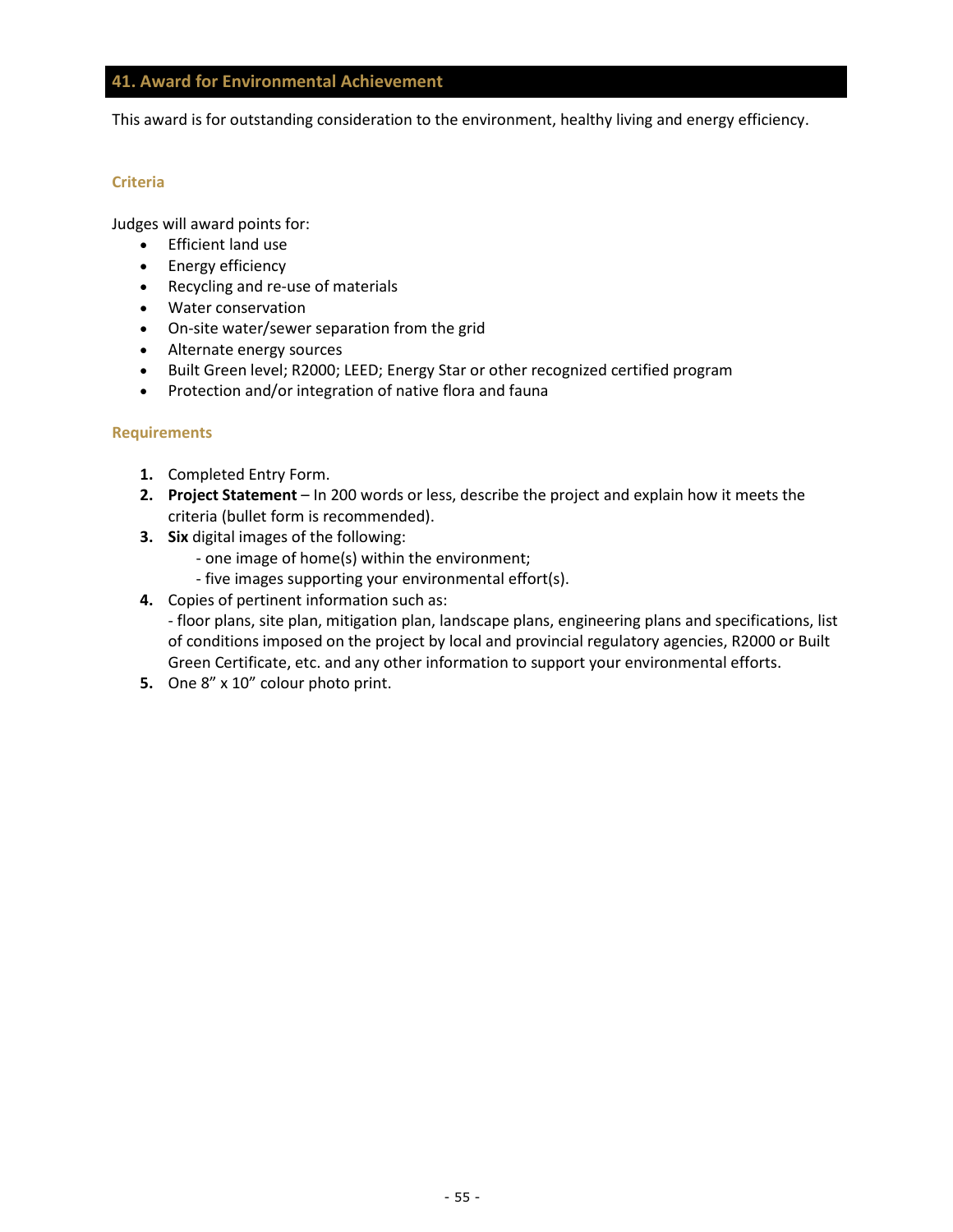## 41. Award for Environmental Achievement

This award is for outstanding consideration to the environment, healthy living and energy efficiency.

### Criteria

Judges will award points for:

- Efficient land use
- Energy efficiency
- Recycling and re-use of materials
- Water conservation
- On-site water/sewer separation from the grid
- Alternate energy sources
- Built Green level; R2000; LEED; Energy Star or other recognized certified program
- Protection and/or integration of native flora and fauna

### Requirements

1. Completed Entry Form.
2. **Project Statement** – In 200 words or less, describe the project and explain how it meets the criteria (bullet form is recommended).
3. **Six** digital images of the following:
   - one image of home(s) within the environment;
   - five images supporting your environmental effort(s).
4. Copies of pertinent information such as:
   - floor plans, site plan, mitigation plan, landscape plans, engineering plans and specifications, list of conditions imposed on the project by local and provincial regulatory agencies, R2000 or Built Green Certificate, etc. and any other information to support your environmental efforts.
5. One 8" x 10" colour photo print.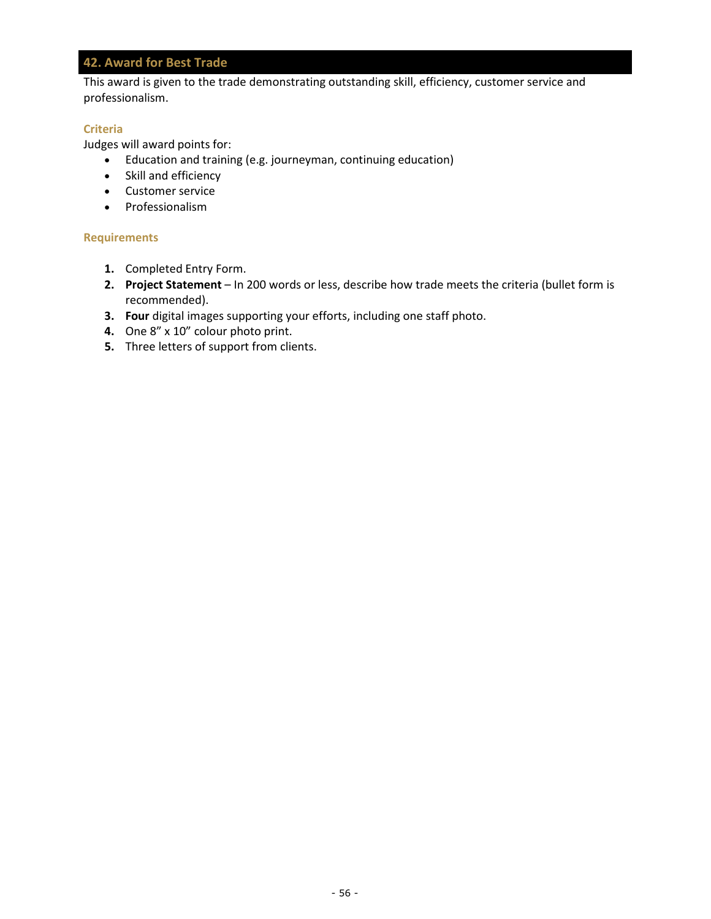## 42. Award for Best Trade

This award is given to the trade demonstrating outstanding skill, efficiency, customer service and professionalism.

### Criteria

Judges will award points for:

- Education and training (e.g. journeyman, continuing education)
- Skill and efficiency
- Customer service
- Professionalism

### Requirements

1. Completed Entry Form.
2. **Project Statement** – In 200 words or less, describe how trade meets the criteria (bullet form is recommended).
3. **Four** digital images supporting your efforts, including one staff photo.
4. One 8" x 10" colour photo print.
5. Three letters of support from clients.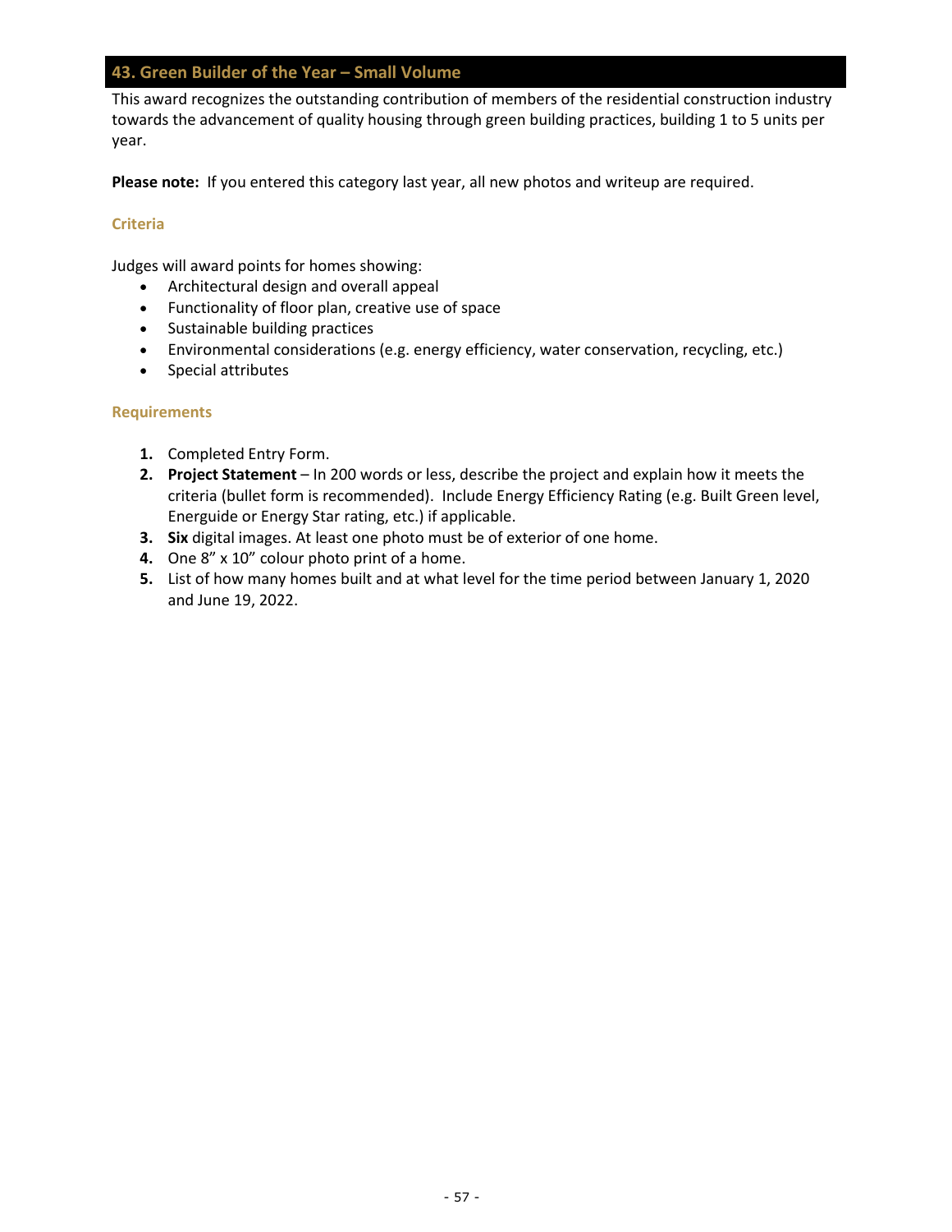## 43. Green Builder of the Year – Small Volume

This award recognizes the outstanding contribution of members of the residential construction industry towards the advancement of quality housing through green building practices, building 1 to 5 units per year.

**Please note:** If you entered this category last year, all new photos and writeup are required.

### Criteria

Judges will award points for homes showing:

- Architectural design and overall appeal
- Functionality of floor plan, creative use of space
- Sustainable building practices
- Environmental considerations (e.g. energy efficiency, water conservation, recycling, etc.)
- Special attributes

### Requirements

1. Completed Entry Form.
2. **Project Statement** – In 200 words or less, describe the project and explain how it meets the criteria (bullet form is recommended). Include Energy Efficiency Rating (e.g. Built Green level, Energuide or Energy Star rating, etc.) if applicable.
3. **Six** digital images. At least one photo must be of exterior of one home.
4. One 8" x 10" colour photo print of a home.
5. List of how many homes built and at what level for the time period between January 1, 2020 and June 19, 2022.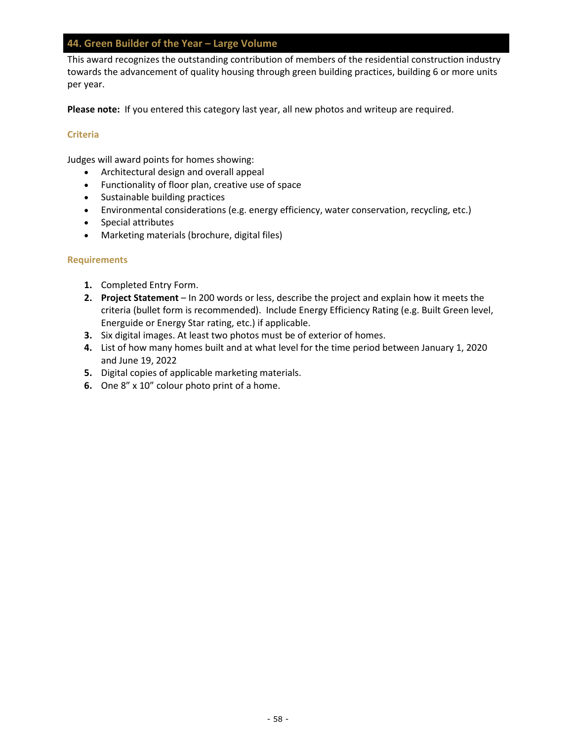## 44. Green Builder of the Year – Large Volume

This award recognizes the outstanding contribution of members of the residential construction industry towards the advancement of quality housing through green building practices, building 6 or more units per year.

**Please note:** If you entered this category last year, all new photos and writeup are required.

### Criteria

Judges will award points for homes showing:

- Architectural design and overall appeal
- Functionality of floor plan, creative use of space
- Sustainable building practices
- Environmental considerations (e.g. energy efficiency, water conservation, recycling, etc.)
- Special attributes
- Marketing materials (brochure, digital files)

### Requirements

1. Completed Entry Form.
2. **Project Statement** – In 200 words or less, describe the project and explain how it meets the criteria (bullet form is recommended). Include Energy Efficiency Rating (e.g. Built Green level, Energuide or Energy Star rating, etc.) if applicable.
3. Six digital images. At least two photos must be of exterior of homes.
4. List of how many homes built and at what level for the time period between January 1, 2020 and June 19, 2022
5. Digital copies of applicable marketing materials.
6. One 8" x 10" colour photo print of a home.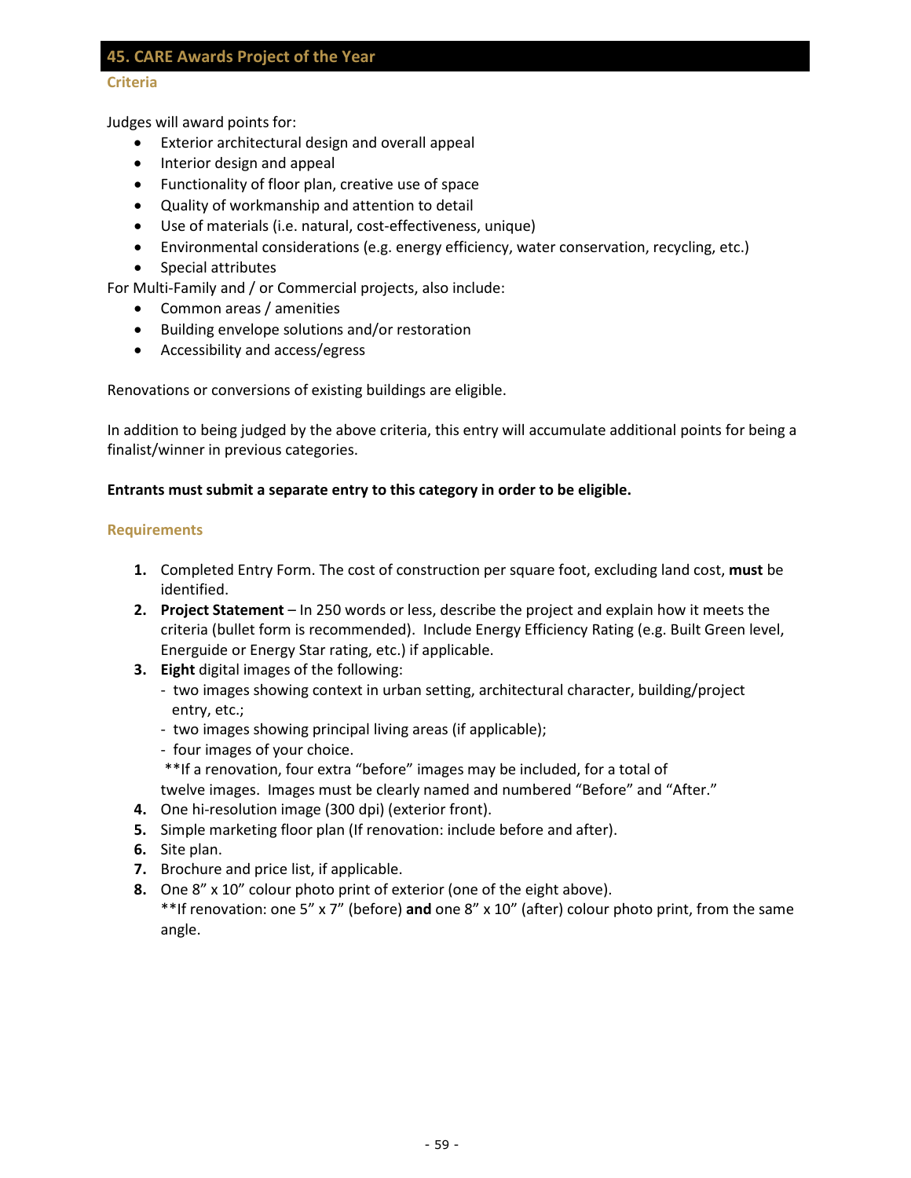## 45. CARE Awards Project of the Year

### Criteria

Judges will award points for:

- Exterior architectural design and overall appeal
- Interior design and appeal
- Functionality of floor plan, creative use of space
- Quality of workmanship and attention to detail
- Use of materials (i.e. natural, cost-effectiveness, unique)
- Environmental considerations (e.g. energy efficiency, water conservation, recycling, etc.)
- Special attributes

For Multi-Family and / or Commercial projects, also include:

- Common areas / amenities
- Building envelope solutions and/or restoration
- Accessibility and access/egress

Renovations or conversions of existing buildings are eligible.

In addition to being judged by the above criteria, this entry will accumulate additional points for being a finalist/winner in previous categories.

**Entrants must submit a separate entry to this category in order to be eligible.**

### Requirements

1. Completed Entry Form. The cost of construction per square foot, excluding land cost, **must** be identified.
2. **Project Statement** – In 250 words or less, describe the project and explain how it meets the criteria (bullet form is recommended). Include Energy Efficiency Rating (e.g. Built Green level, Energuide or Energy Star rating, etc.) if applicable.
3. **Eight** digital images of the following:
   - two images showing context in urban setting, architectural character, building/project entry, etc.;
   - two images showing principal living areas (if applicable);
   - four images of your choice.

   **If a renovation, four extra "before" images may be included, for a total of twelve images. Images must be clearly named and numbered "Before" and "After."
4. One hi-resolution image (300 dpi) (exterior front).
5. Simple marketing floor plan (If renovation: include before and after).
6. Site plan.
7. Brochure and price list, if applicable.
8. One 8" x 10" colour photo print of exterior (one of the eight above).
   **If renovation: one 5" x 7" (before) **and** one 8" x 10" (after) colour photo print, from the same angle.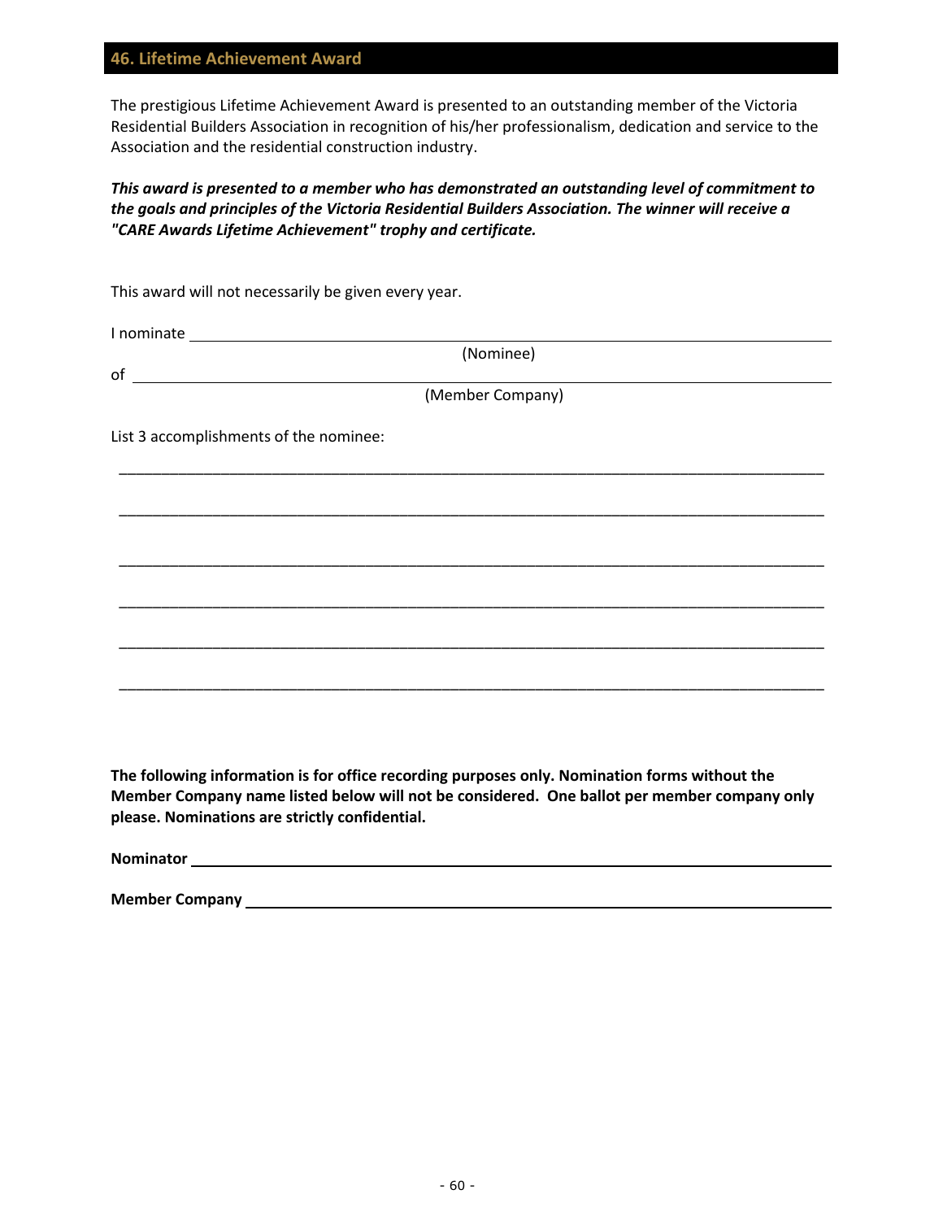## 46. Lifetime Achievement Award

The prestigious Lifetime Achievement Award is presented to an outstanding member of the Victoria Residential Builders Association in recognition of his/her professionalism, dedication and service to the Association and the residential construction industry.

***This award is presented to a member who has demonstrated an outstanding level of commitment to the goals and principles of the Victoria Residential Builders Association. The winner will receive a "CARE Awards Lifetime Achievement" trophy and certificate.***

This award will not necessarily be given every year.

I nominate ______________________________________________________________

(Nominee)

of ______________________________________________________________

(Member Company)

List 3 accomplishments of the nominee:

______________________________________________________________

______________________________________________________________

______________________________________________________________

______________________________________________________________

______________________________________________________________

______________________________________________________________

**The following information is for office recording purposes only. Nomination forms without the Member Company name listed below will not be considered. One ballot per member company only please. Nominations are strictly confidential.**

**Nominator** ______________________________________________________________

**Member Company** ______________________________________________________________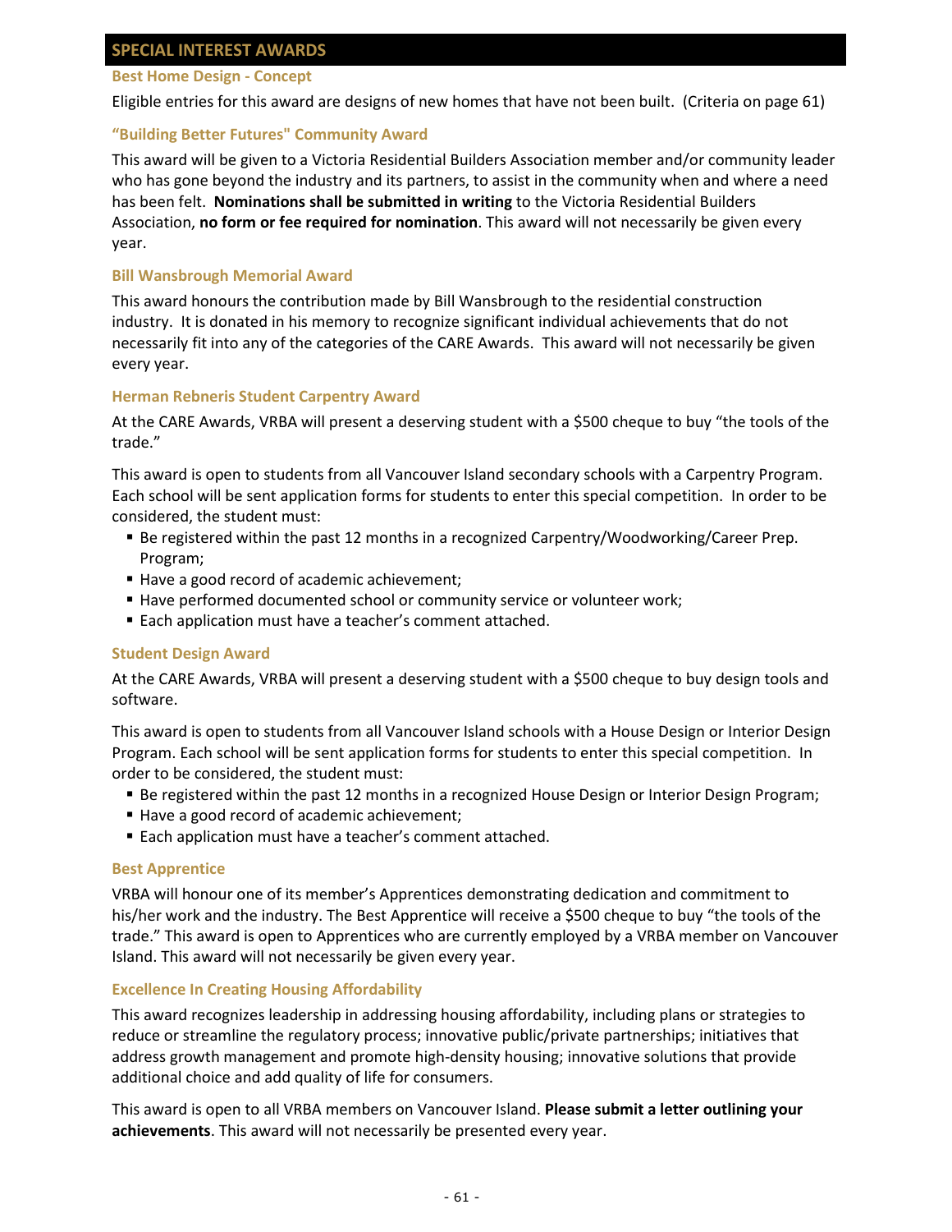## SPECIAL INTEREST AWARDS

### Best Home Design - Concept

Eligible entries for this award are designs of new homes that have not been built. (Criteria on page 61)

### "Building Better Futures" Community Award

This award will be given to a Victoria Residential Builders Association member and/or community leader who has gone beyond the industry and its partners, to assist in the community when and where a need has been felt. **Nominations shall be submitted in writing** to the Victoria Residential Builders Association, **no form or fee required for nomination**. This award will not necessarily be given every year.

### Bill Wansbrough Memorial Award

This award honours the contribution made by Bill Wansbrough to the residential construction industry. It is donated in his memory to recognize significant individual achievements that do not necessarily fit into any of the categories of the CARE Awards. This award will not necessarily be given every year.

### Herman Rebneris Student Carpentry Award

At the CARE Awards, VRBA will present a deserving student with a $500 cheque to buy "the tools of the trade."

This award is open to students from all Vancouver Island secondary schools with a Carpentry Program. Each school will be sent application forms for students to enter this special competition. In order to be considered, the student must:

- Be registered within the past 12 months in a recognized Carpentry/Woodworking/Career Prep. Program;
- Have a good record of academic achievement;
- Have performed documented school or community service or volunteer work;
- Each application must have a teacher's comment attached.

### Student Design Award

At the CARE Awards, VRBA will present a deserving student with a $500 cheque to buy design tools and software.

This award is open to students from all Vancouver Island schools with a House Design or Interior Design Program. Each school will be sent application forms for students to enter this special competition. In order to be considered, the student must:

- Be registered within the past 12 months in a recognized House Design or Interior Design Program;
- Have a good record of academic achievement;
- Each application must have a teacher's comment attached.

### Best Apprentice

VRBA will honour one of its member's Apprentices demonstrating dedication and commitment to his/her work and the industry. The Best Apprentice will receive a $500 cheque to buy "the tools of the trade." This award is open to Apprentices who are currently employed by a VRBA member on Vancouver Island. This award will not necessarily be given every year.

### Excellence In Creating Housing Affordability

This award recognizes leadership in addressing housing affordability, including plans or strategies to reduce or streamline the regulatory process; innovative public/private partnerships; initiatives that address growth management and promote high-density housing; innovative solutions that provide additional choice and add quality of life for consumers.

This award is open to all VRBA members on Vancouver Island. **Please submit a letter outlining your achievements**. This award will not necessarily be presented every year.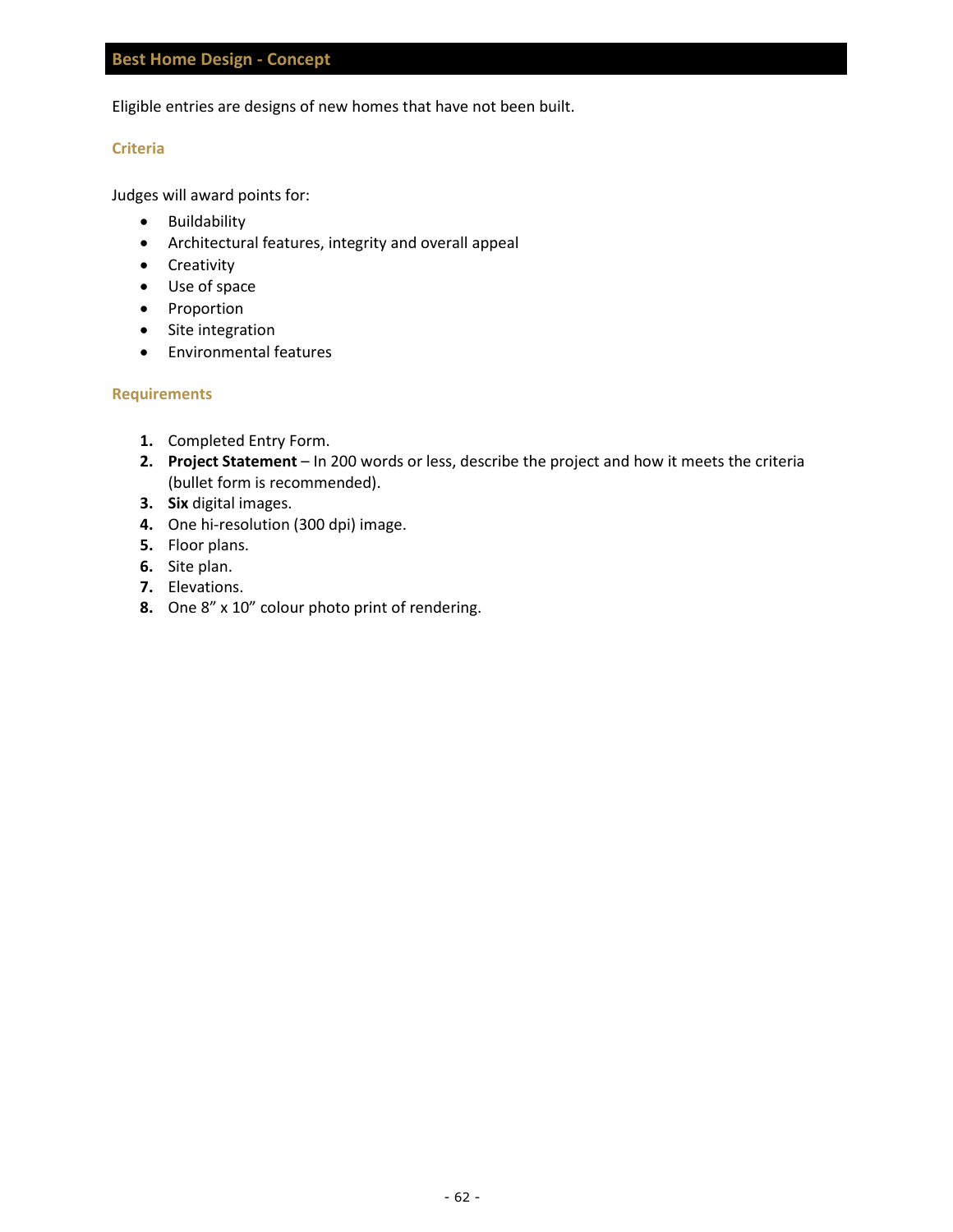## Best Home Design - Concept

Eligible entries are designs of new homes that have not been built.

### Criteria

Judges will award points for:

- Buildability
- Architectural features, integrity and overall appeal
- Creativity
- Use of space
- Proportion
- Site integration
- Environmental features

### Requirements

1. Completed Entry Form.
2. **Project Statement** – In 200 words or less, describe the project and how it meets the criteria (bullet form is recommended).
3. **Six** digital images.
4. One hi-resolution (300 dpi) image.
5. Floor plans.
6. Site plan.
7. Elevations.
8. One 8” x 10” colour photo print of rendering.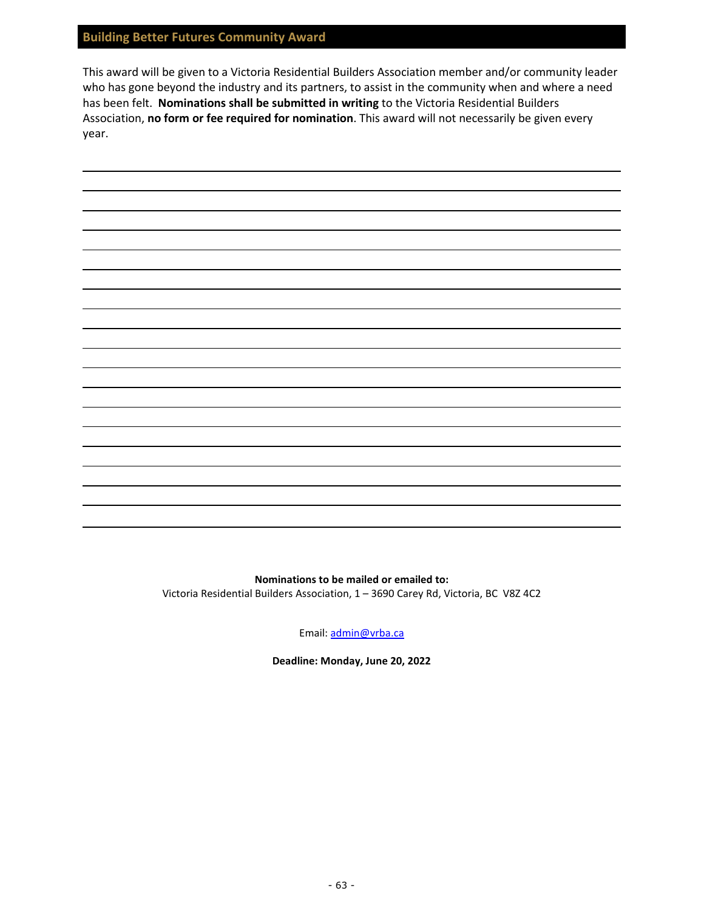## Building Better Futures Community Award

This award will be given to a Victoria Residential Builders Association member and/or community leader who has gone beyond the industry and its partners, to assist in the community when and where a need has been felt. **Nominations shall be submitted in writing** to the Victoria Residential Builders Association, **no form or fee required for nomination**. This award will not necessarily be given every year.

**Nominations to be mailed or emailed to:**

Victoria Residential Builders Association, 1 – 3690 Carey Rd, Victoria, BC V8Z 4C2

Email: admin@vrba.ca

**Deadline: Monday, June 20, 2022**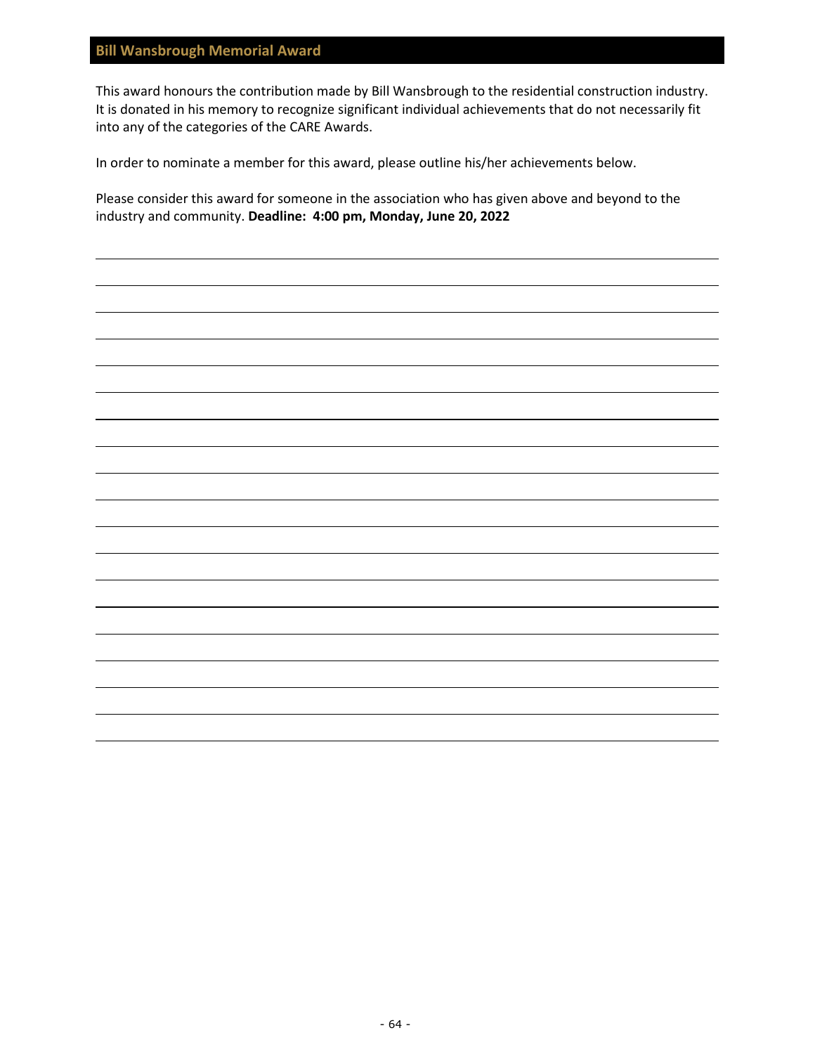## Bill Wansbrough Memorial Award

This award honours the contribution made by Bill Wansbrough to the residential construction industry. It is donated in his memory to recognize significant individual achievements that do not necessarily fit into any of the categories of the CARE Awards.

In order to nominate a member for this award, please outline his/her achievements below.

Please consider this award for someone in the association who has given above and beyond to the industry and community. **Deadline: 4:00 pm, Monday, June 20, 2022**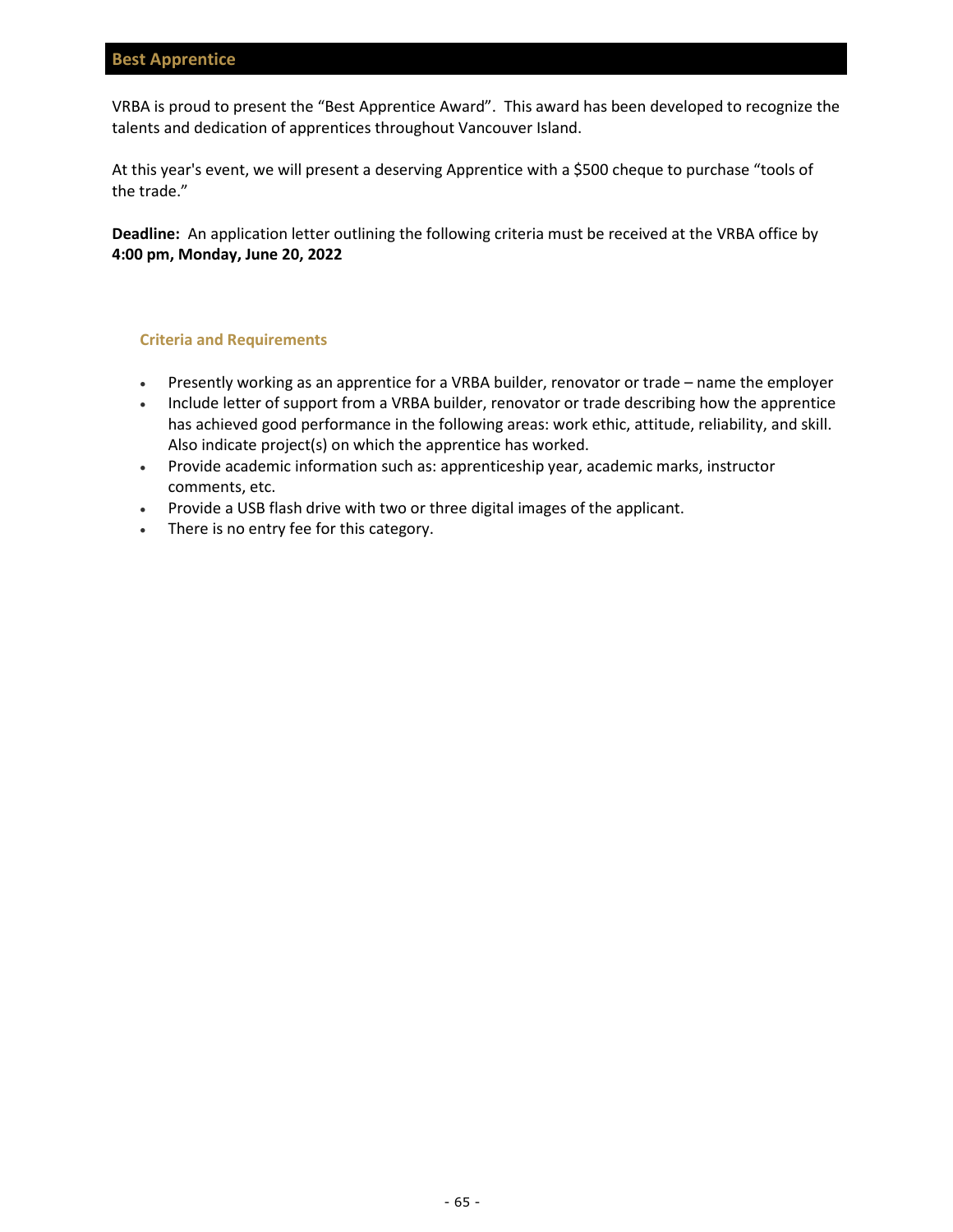## Best Apprentice

VRBA is proud to present the "Best Apprentice Award". This award has been developed to recognize the talents and dedication of apprentices throughout Vancouver Island.

At this year's event, we will present a deserving Apprentice with a $500 cheque to purchase "tools of the trade."

**Deadline:** An application letter outlining the following criteria must be received at the VRBA office by **4:00 pm, Monday, June 20, 2022**

### Criteria and Requirements

- Presently working as an apprentice for a VRBA builder, renovator or trade – name the employer
- Include letter of support from a VRBA builder, renovator or trade describing how the apprentice has achieved good performance in the following areas: work ethic, attitude, reliability, and skill. Also indicate project(s) on which the apprentice has worked.
- Provide academic information such as: apprenticeship year, academic marks, instructor comments, etc.
- Provide a USB flash drive with two or three digital images of the applicant.
- There is no entry fee for this category.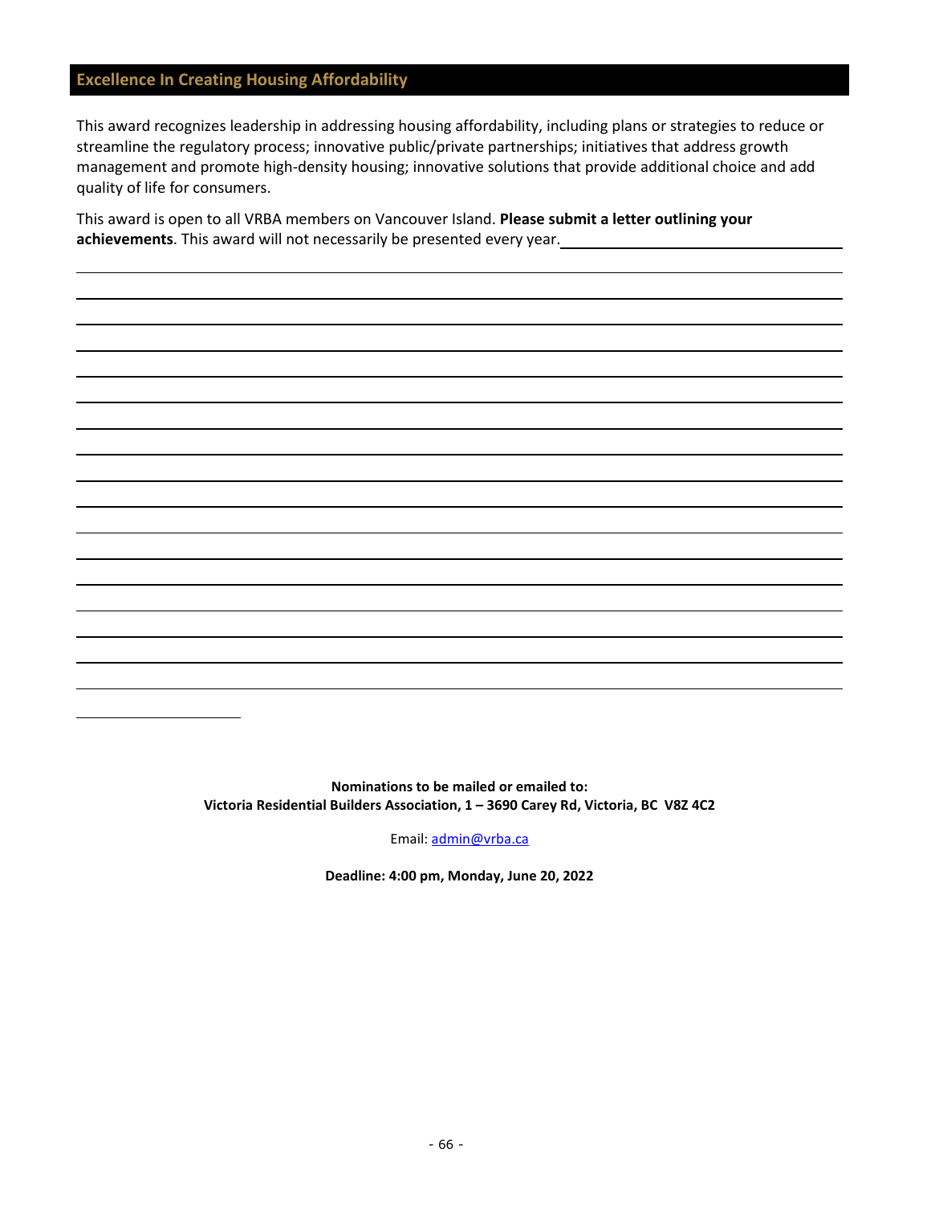## Excellence In Creating Housing Affordability

This award recognizes leadership in addressing housing affordability, including plans or strategies to reduce or streamline the regulatory process; innovative public/private partnerships; initiatives that address growth management and promote high-density housing; innovative solutions that provide additional choice and add quality of life for consumers.

This award is open to all VRBA members on Vancouver Island. **Please submit a letter outlining your achievements**. This award will not necessarily be presented every year.

**Nominations to be mailed or emailed to:**
**Victoria Residential Builders Association, 1 – 3690 Carey Rd, Victoria, BC V8Z 4C2**

Email: admin@vrba.ca

**Deadline: 4:00 pm, Monday, June 20, 2022**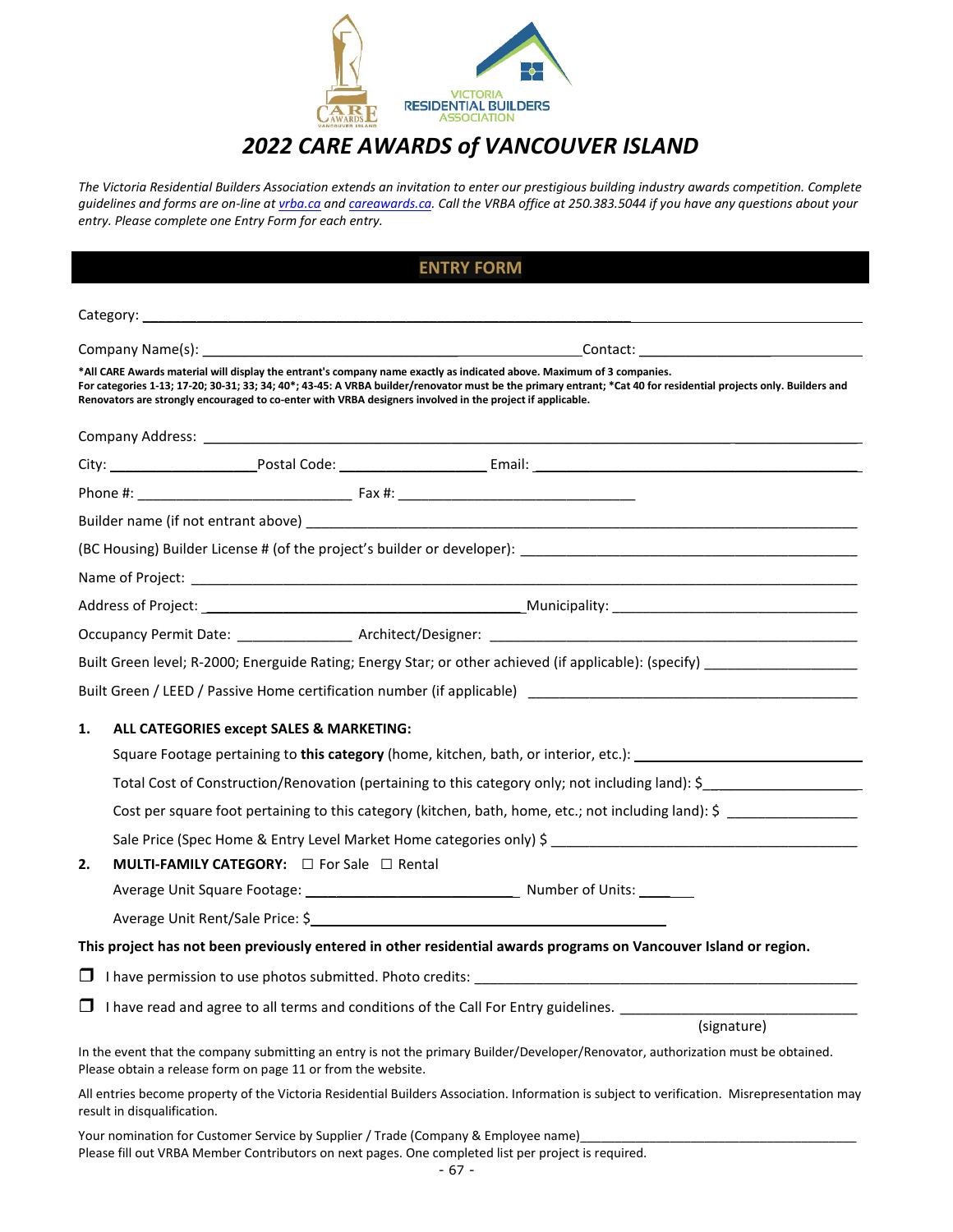# 2022 CARE AWARDS of VANCOUVER ISLAND

*The Victoria Residential Builders Association extends an invitation to enter our prestigious building industry awards competition. Complete guidelines and forms are on-line at vrba.ca and careawards.ca. Call the VRBA office at 250.383.5044 if you have any questions about your entry. Please complete one Entry Form for each entry.*

## ENTRY FORM

Category: ____________________________________________

Company Name(s): ______________________________ Contact: ____________________

**\*All CARE Awards material will display the entrant's company name exactly as indicated above. Maximum of 3 companies.**
**For categories 1-13; 17-20; 30-31; 33; 34; 40\*; 43-45: A VRBA builder/renovator must be the primary entrant; \*Cat 40 for residential projects only. Builders and Renovators are strongly encouraged to co-enter with VRBA designers involved in the project if applicable.**

Company Address: ____________________________________________

City: ________________ Postal Code: ________________ Email: ______________________________

Phone #: ________________________ Fax #: ____________________________

Builder name (if not entrant above) ____________________________________________

(BC Housing) Builder License # (of the project's builder or developer): ______________________________

Name of Project: ____________________________________________

Address of Project: ______________________________ Municipality: ________________________

Occupancy Permit Date: ______________ Architect/Designer: ______________________________

Built Green level; R-2000; Energuide Rating; Energy Star; or other achieved (if applicable): (specify) ________________

Built Green / LEED / Passive Home certification number (if applicable) ______________________________

1. **ALL CATEGORIES except SALES & MARKETING:**

   Square Footage pertaining to **this category** (home, kitchen, bath, or interior, etc.): ________________________

   Total Cost of Construction/Renovation (pertaining to this category only; not including land): $________________

   Cost per square foot pertaining to this category (kitchen, bath, home, etc.; not including land): $ ______________

   Sale Price (Spec Home & Entry Level Market Home categories only) $ ______________________________

2. **MULTI-FAMILY CATEGORY:** ☐ For Sale ☐ Rental

   Average Unit Square Footage: ________________________ Number of Units: _______

   Average Unit Rent/Sale Price: $______________________________

**This project has not been previously entered in other residential awards programs on Vancouver Island or region.**

❒ I have permission to use photos submitted. Photo credits: ______________________________

❒ I have read and agree to all terms and conditions of the Call For Entry guidelines. ________________________
(signature)

In the event that the company submitting an entry is not the primary Builder/Developer/Renovator, authorization must be obtained. Please obtain a release form on page 11 or from the website.

All entries become property of the Victoria Residential Builders Association. Information is subject to verification. Misrepresentation may result in disqualification.

Your nomination for Customer Service by Supplier / Trade (Company & Employee name)______________________________
Please fill out VRBA Member Contributors on next pages. One completed list per project is required.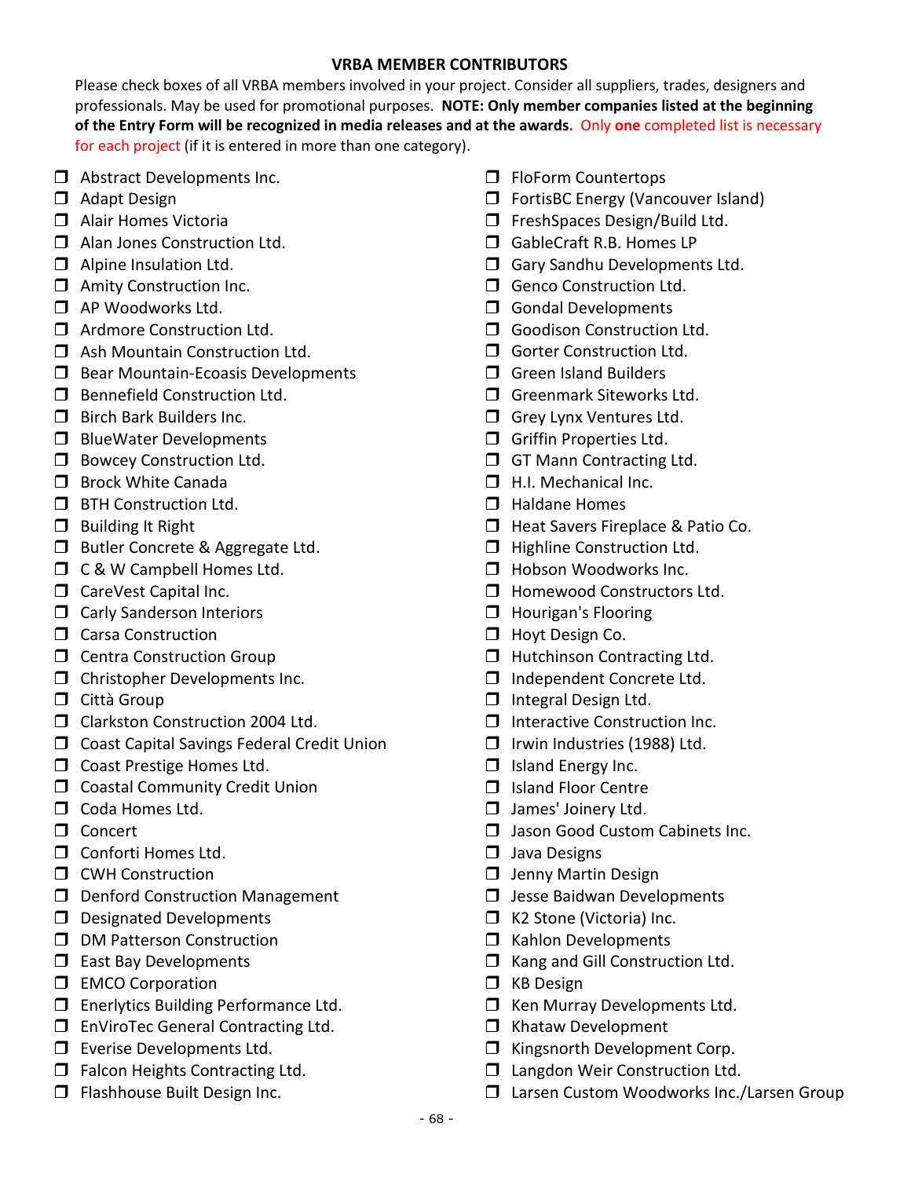## VRBA MEMBER CONTRIBUTORS

Please check boxes of all VRBA members involved in your project. Consider all suppliers, trades, designers and professionals. May be used for promotional purposes. **NOTE: Only member companies listed at the beginning of the Entry Form will be recognized in media releases and at the awards.** Only **one** completed list is necessary for each project (if it is entered in more than one category).

- ❐ Abstract Developments Inc.
- ❐ Adapt Design
- ❐ Alair Homes Victoria
- ❐ Alan Jones Construction Ltd.
- ❐ Alpine Insulation Ltd.
- ❐ Amity Construction Inc.
- ❐ AP Woodworks Ltd.
- ❐ Ardmore Construction Ltd.
- ❐ Ash Mountain Construction Ltd.
- ❐ Bear Mountain-Ecoasis Developments
- ❐ Bennefield Construction Ltd.
- ❐ Birch Bark Builders Inc.
- ❐ BlueWater Developments
- ❐ Bowcey Construction Ltd.
- ❐ Brock White Canada
- ❐ BTH Construction Ltd.
- ❐ Building It Right
- ❐ Butler Concrete & Aggregate Ltd.
- ❐ C & W Campbell Homes Ltd.
- ❐ CareVest Capital Inc.
- ❐ Carly Sanderson Interiors
- ❐ Carsa Construction
- ❐ Centra Construction Group
- ❐ Christopher Developments Inc.
- ❐ Città Group
- ❐ Clarkston Construction 2004 Ltd.
- ❐ Coast Capital Savings Federal Credit Union
- ❐ Coast Prestige Homes Ltd.
- ❐ Coastal Community Credit Union
- ❐ Coda Homes Ltd.
- ❐ Concert
- ❐ Conforti Homes Ltd.
- ❐ CWH Construction
- ❐ Denford Construction Management
- ❐ Designated Developments
- ❐ DM Patterson Construction
- ❐ East Bay Developments
- ❐ EMCO Corporation
- ❐ Enerlytics Building Performance Ltd.
- ❐ EnViroTec General Contracting Ltd.
- ❐ Everise Developments Ltd.
- ❐ Falcon Heights Contracting Ltd.
- ❐ Flashhouse Built Design Inc.
- ❐ FloForm Countertops
- ❐ FortisBC Energy (Vancouver Island)
- ❐ FreshSpaces Design/Build Ltd.
- ❐ GableCraft R.B. Homes LP
- ❐ Gary Sandhu Developments Ltd.
- ❐ Genco Construction Ltd.
- ❐ Gondal Developments
- ❐ Goodison Construction Ltd.
- ❐ Gorter Construction Ltd.
- ❐ Green Island Builders
- ❐ Greenmark Siteworks Ltd.
- ❐ Grey Lynx Ventures Ltd.
- ❐ Griffin Properties Ltd.
- ❐ GT Mann Contracting Ltd.
- ❐ H.I. Mechanical Inc.
- ❐ Haldane Homes
- ❐ Heat Savers Fireplace & Patio Co.
- ❐ Highline Construction Ltd.
- ❐ Hobson Woodworks Inc.
- ❐ Homewood Constructors Ltd.
- ❐ Hourigan's Flooring
- ❐ Hoyt Design Co.
- ❐ Hutchinson Contracting Ltd.
- ❐ Independent Concrete Ltd.
- ❐ Integral Design Ltd.
- ❐ Interactive Construction Inc.
- ❐ Irwin Industries (1988) Ltd.
- ❐ Island Energy Inc.
- ❐ Island Floor Centre
- ❐ James' Joinery Ltd.
- ❐ Jason Good Custom Cabinets Inc.
- ❐ Java Designs
- ❐ Jenny Martin Design
- ❐ Jesse Baidwan Developments
- ❐ K2 Stone (Victoria) Inc.
- ❐ Kahlon Developments
- ❐ Kang and Gill Construction Ltd.
- ❐ KB Design
- ❐ Ken Murray Developments Ltd.
- ❐ Khataw Development
- ❐ Kingsnorth Development Corp.
- ❐ Langdon Weir Construction Ltd.
- ❐ Larsen Custom Woodworks Inc./Larsen Group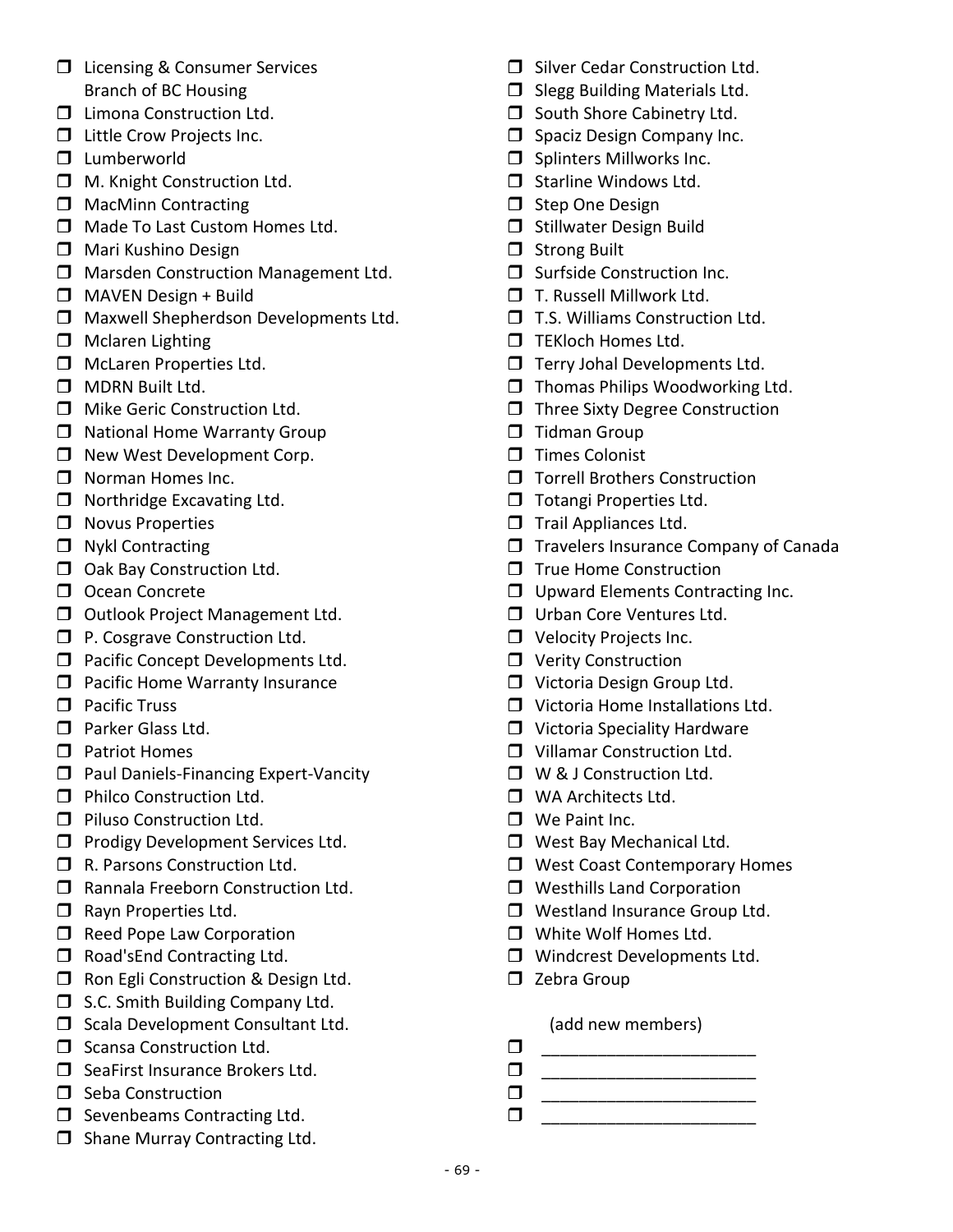- ❒ Licensing & Consumer Services Branch of BC Housing
- ❒ Limona Construction Ltd.
- ❒ Little Crow Projects Inc.
- ❒ Lumberworld
- ❒ M. Knight Construction Ltd.
- ❒ MacMinn Contracting
- ❒ Made To Last Custom Homes Ltd.
- ❒ Mari Kushino Design
- ❒ Marsden Construction Management Ltd.
- ❒ MAVEN Design + Build
- ❒ Maxwell Shepherdson Developments Ltd.
- ❒ Mclaren Lighting
- ❒ McLaren Properties Ltd.
- ❒ MDRN Built Ltd.
- ❒ Mike Geric Construction Ltd.
- ❒ National Home Warranty Group
- ❒ New West Development Corp.
- ❒ Norman Homes Inc.
- ❒ Northridge Excavating Ltd.
- ❒ Novus Properties
- ❒ Nykl Contracting
- ❒ Oak Bay Construction Ltd.
- ❒ Ocean Concrete
- ❒ Outlook Project Management Ltd.
- ❒ P. Cosgrave Construction Ltd.
- ❒ Pacific Concept Developments Ltd.
- ❒ Pacific Home Warranty Insurance
- ❒ Pacific Truss
- ❒ Parker Glass Ltd.
- ❒ Patriot Homes
- ❒ Paul Daniels-Financing Expert-Vancity
- ❒ Philco Construction Ltd.
- ❒ Piluso Construction Ltd.
- ❒ Prodigy Development Services Ltd.
- ❒ R. Parsons Construction Ltd.
- ❒ Rannala Freeborn Construction Ltd.
- ❒ Rayn Properties Ltd.
- ❒ Reed Pope Law Corporation
- ❒ Road'sEnd Contracting Ltd.
- ❒ Ron Egli Construction & Design Ltd.
- ❒ S.C. Smith Building Company Ltd.
- ❒ Scala Development Consultant Ltd.
- ❒ Scansa Construction Ltd.
- ❒ SeaFirst Insurance Brokers Ltd.
- ❒ Seba Construction
- ❒ Sevenbeams Contracting Ltd.
- ❒ Shane Murray Contracting Ltd.
- ❒ Silver Cedar Construction Ltd.
- ❒ Slegg Building Materials Ltd.
- ❒ South Shore Cabinetry Ltd.
- ❒ Spaciz Design Company Inc.
- ❒ Splinters Millworks Inc.
- ❒ Starline Windows Ltd.
- ❒ Step One Design
- ❒ Stillwater Design Build
- ❒ Strong Built
- ❒ Surfside Construction Inc.
- ❒ T. Russell Millwork Ltd.
- ❒ T.S. Williams Construction Ltd.
- ❒ TEKloch Homes Ltd.
- ❒ Terry Johal Developments Ltd.
- ❒ Thomas Philips Woodworking Ltd.
- ❒ Three Sixty Degree Construction
- ❒ Tidman Group
- ❒ Times Colonist
- ❒ Torrell Brothers Construction
- ❒ Totangi Properties Ltd.
- ❒ Trail Appliances Ltd.
- ❒ Travelers Insurance Company of Canada
- ❒ True Home Construction
- ❒ Upward Elements Contracting Inc.
- ❒ Urban Core Ventures Ltd.
- ❒ Velocity Projects Inc.
- ❒ Verity Construction
- ❒ Victoria Design Group Ltd.
- ❒ Victoria Home Installations Ltd.
- ❒ Victoria Speciality Hardware
- ❒ Villamar Construction Ltd.
- ❒ W & J Construction Ltd.
- ❒ WA Architects Ltd.
- ❒ We Paint Inc.
- ❒ West Bay Mechanical Ltd.
- ❒ West Coast Contemporary Homes
- ❒ Westhills Land Corporation
- ❒ Westland Insurance Group Ltd.
- ❒ White Wolf Homes Ltd.
- ❒ Windcrest Developments Ltd.
- ❒ Zebra Group

(add new members)

- ❒ ______________________
- ❒ ______________________
- ❒ ______________________
- ❒ ______________________